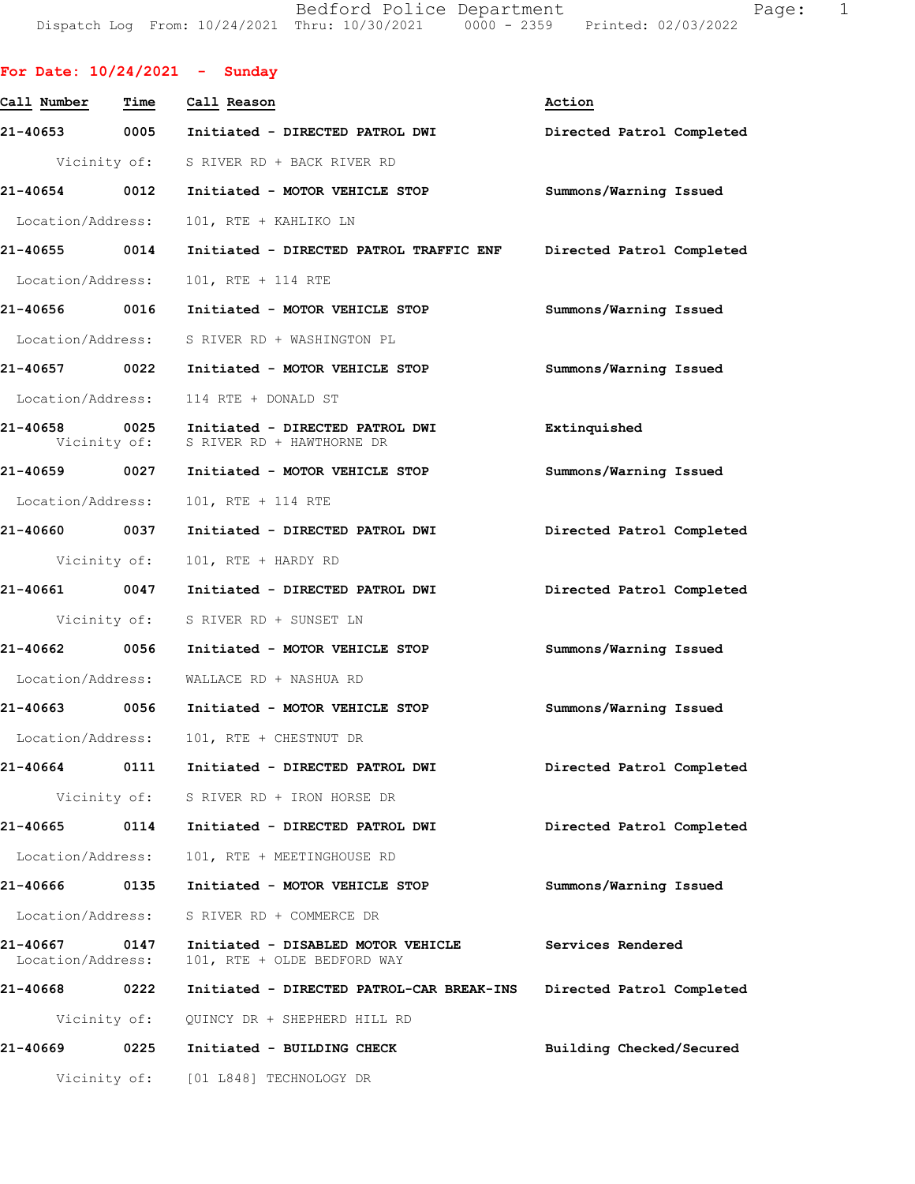**For Date: 10/24/2021 - Sunday**

| Call Number | Time | Call Reason | Action |
|---|---|---|---|
| 21-40653 | 0005 | Initiated - DIRECTED PATROL DWI | Directed Patrol Completed |
| | Vicinity of: | S RIVER RD + BACK RIVER RD | |
| 21-40654 | 0012 | Initiated - MOTOR VEHICLE STOP | Summons/Warning Issued |
| | Location/Address: | 101, RTE + KAHLIKO LN | |
| 21-40655 | 0014 | Initiated - DIRECTED PATROL TRAFFIC ENF | Directed Patrol Completed |
| | Location/Address: | 101, RTE + 114 RTE | |
| 21-40656 | 0016 | Initiated - MOTOR VEHICLE STOP | Summons/Warning Issued |
| | Location/Address: | S RIVER RD + WASHINGTON PL | |
| 21-40657 | 0022 | Initiated - MOTOR VEHICLE STOP | Summons/Warning Issued |
| | Location/Address: | 114 RTE + DONALD ST | |
| 21-40658 | 0025 | Initiated - DIRECTED PATROL DWI | Extinquished |
| | Vicinity of: | S RIVER RD + HAWTHORNE DR | |
| 21-40659 | 0027 | Initiated - MOTOR VEHICLE STOP | Summons/Warning Issued |
| | Location/Address: | 101, RTE + 114 RTE | |
| 21-40660 | 0037 | Initiated - DIRECTED PATROL DWI | Directed Patrol Completed |
| | Vicinity of: | 101, RTE + HARDY RD | |
| 21-40661 | 0047 | Initiated - DIRECTED PATROL DWI | Directed Patrol Completed |
| | Vicinity of: | S RIVER RD + SUNSET LN | |
| 21-40662 | 0056 | Initiated - MOTOR VEHICLE STOP | Summons/Warning Issued |
| | Location/Address: | WALLACE RD + NASHUA RD | |
| 21-40663 | 0056 | Initiated - MOTOR VEHICLE STOP | Summons/Warning Issued |
| | Location/Address: | 101, RTE + CHESTNUT DR | |
| 21-40664 | 0111 | Initiated - DIRECTED PATROL DWI | Directed Patrol Completed |
| | Vicinity of: | S RIVER RD + IRON HORSE DR | |
| 21-40665 | 0114 | Initiated - DIRECTED PATROL DWI | Directed Patrol Completed |
| | Location/Address: | 101, RTE + MEETINGHOUSE RD | |
| 21-40666 | 0135 | Initiated - MOTOR VEHICLE STOP | Summons/Warning Issued |
| | Location/Address: | S RIVER RD + COMMERCE DR | |
| 21-40667 | 0147 | Initiated - DISABLED MOTOR VEHICLE | Services Rendered |
| | Location/Address: | 101, RTE + OLDE BEDFORD WAY | |
| 21-40668 | 0222 | Initiated - DIRECTED PATROL-CAR BREAK-INS | Directed Patrol Completed |
| | Vicinity of: | QUINCY DR + SHEPHERD HILL RD | |
| 21-40669 | 0225 | Initiated - BUILDING CHECK | Building Checked/Secured |
| | Vicinity of: | [01 L848] TECHNOLOGY DR | |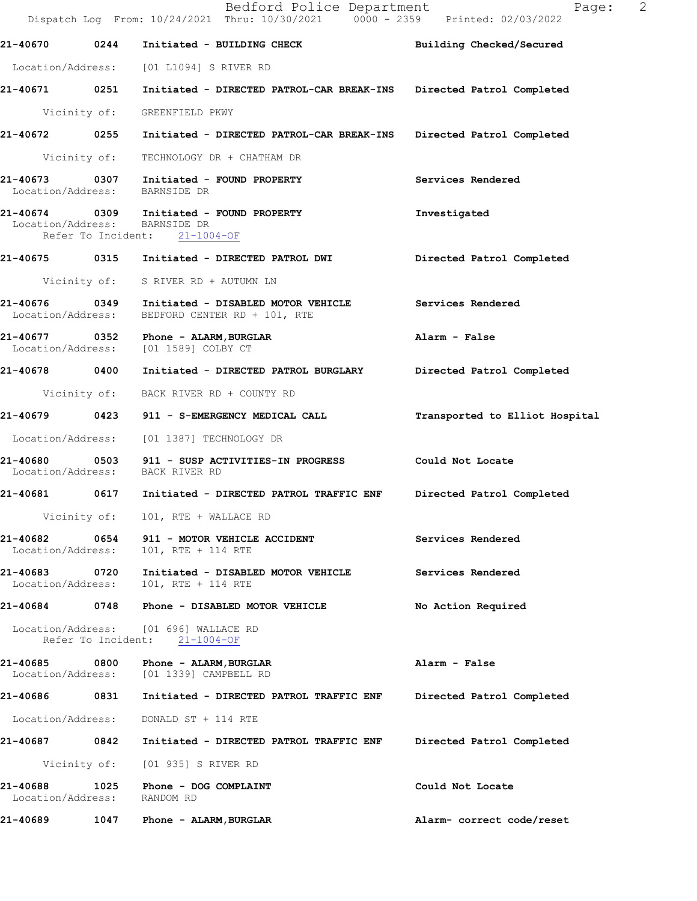21-40670 0244 Initiated - BUILDING CHECK Building Checked/Secured

Location/Address: [01 L1094] S RIVER RD

21-40671 0251 Initiated - DIRECTED PATROL-CAR BREAK-INS Directed Patrol Completed

Vicinity of: GREENFIELD PKWY

21-40672 0255 Initiated - DIRECTED PATROL-CAR BREAK-INS Directed Patrol Completed

Vicinity of: TECHNOLOGY DR + CHATHAM DR

21-40673 0307 Initiated - FOUND PROPERTY Services Rendered
Location/Address: BARNSIDE DR

21-40674 0309 Initiated - FOUND PROPERTY Investigated
Location/Address: BARNSIDE DR
Refer To Incident: 21-1004-OF

21-40675 0315 Initiated - DIRECTED PATROL DWI Directed Patrol Completed

Vicinity of: S RIVER RD + AUTUMN LN

21-40676 0349 Initiated - DISABLED MOTOR VEHICLE Services Rendered
Location/Address: BEDFORD CENTER RD + 101, RTE

21-40677 0352 Phone - ALARM,BURGLAR Alarm - False
Location/Address: [01 1589] COLBY CT

21-40678 0400 Initiated - DIRECTED PATROL BURGLARY Directed Patrol Completed

Vicinity of: BACK RIVER RD + COUNTY RD

21-40679 0423 911 - S-EMERGENCY MEDICAL CALL Transported to Elliot Hospital

Location/Address: [01 1387] TECHNOLOGY DR

21-40680 0503 911 - SUSP ACTIVITIES-IN PROGRESS Could Not Locate
Location/Address: BACK RIVER RD

21-40681 0617 Initiated - DIRECTED PATROL TRAFFIC ENF Directed Patrol Completed

Vicinity of: 101, RTE + WALLACE RD

21-40682 0654 911 - MOTOR VEHICLE ACCIDENT Services Rendered
Location/Address: 101, RTE + 114 RTE

21-40683 0720 Initiated - DISABLED MOTOR VEHICLE Services Rendered
Location/Address: 101, RTE + 114 RTE

21-40684 0748 Phone - DISABLED MOTOR VEHICLE No Action Required

Location/Address: [01 696] WALLACE RD
Refer To Incident: 21-1004-OF

21-40685 0800 Phone - ALARM,BURGLAR Alarm - False
Location/Address: [01 1339] CAMPBELL RD

21-40686 0831 Initiated - DIRECTED PATROL TRAFFIC ENF Directed Patrol Completed

Location/Address: DONALD ST + 114 RTE

21-40687 0842 Initiated - DIRECTED PATROL TRAFFIC ENF Directed Patrol Completed

Vicinity of: [01 935] S RIVER RD

21-40688 1025 Phone - DOG COMPLAINT Could Not Locate
Location/Address: RANDOM RD

21-40689 1047 Phone - ALARM,BURGLAR Alarm- correct code/reset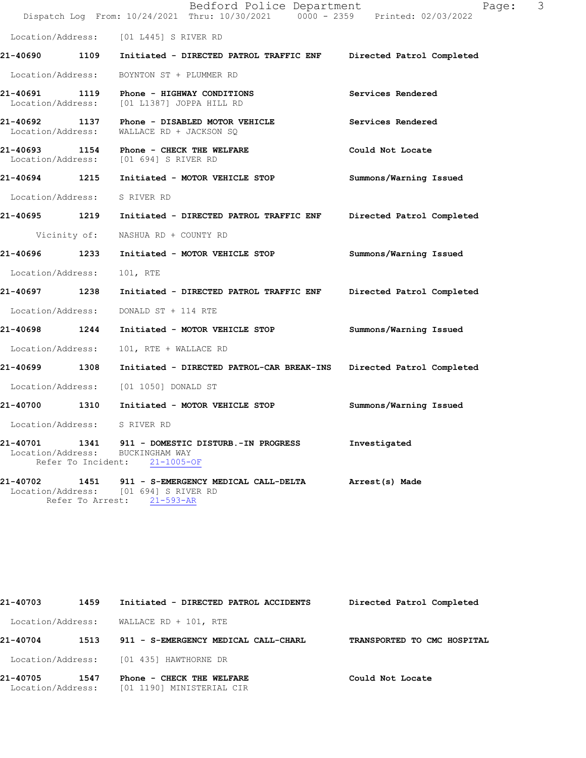Location/Address: [01 L445] S RIVER RD

**21-40690 1109 Initiated - DIRECTED PATROL TRAFFIC ENF — Directed Patrol Completed**
Location/Address: BOYNTON ST + PLUMMER RD

**21-40691 1119 Phone - HIGHWAY CONDITIONS — Services Rendered**
Location/Address: [01 L1387] JOPPA HILL RD

**21-40692 1137 Phone - DISABLED MOTOR VEHICLE — Services Rendered**
Location/Address: WALLACE RD + JACKSON SQ

**21-40693 1154 Phone - CHECK THE WELFARE — Could Not Locate**
Location/Address: [01 694] S RIVER RD

**21-40694 1215 Initiated - MOTOR VEHICLE STOP — Summons/Warning Issued**
Location/Address: S RIVER RD

**21-40695 1219 Initiated - DIRECTED PATROL TRAFFIC ENF — Directed Patrol Completed**
Vicinity of: NASHUA RD + COUNTY RD

**21-40696 1233 Initiated - MOTOR VEHICLE STOP — Summons/Warning Issued**
Location/Address: 101, RTE

**21-40697 1238 Initiated - DIRECTED PATROL TRAFFIC ENF — Directed Patrol Completed**
Location/Address: DONALD ST + 114 RTE

**21-40698 1244 Initiated - MOTOR VEHICLE STOP — Summons/Warning Issued**
Location/Address: 101, RTE + WALLACE RD

**21-40699 1308 Initiated - DIRECTED PATROL-CAR BREAK-INS — Directed Patrol Completed**
Location/Address: [01 1050] DONALD ST

**21-40700 1310 Initiated - MOTOR VEHICLE STOP — Summons/Warning Issued**
Location/Address: S RIVER RD

**21-40701 1341 911 - DOMESTIC DISTURB.-IN PROGRESS — Investigated**
Location/Address: BUCKINGHAM WAY
Refer To Incident: 21-1005-OF

**21-40702 1451 911 - S-EMERGENCY MEDICAL CALL-DELTA — Arrest(s) Made**
Location/Address: [01 694] S RIVER RD
Refer To Arrest: 21-593-AR

**21-40703 1459 Initiated - DIRECTED PATROL ACCIDENTS — Directed Patrol Completed**
Location/Address: WALLACE RD + 101, RTE

**21-40704 1513 911 - S-EMERGENCY MEDICAL CALL-CHARL — TRANSPORTED TO CMC HOSPITAL**
Location/Address: [01 435] HAWTHORNE DR

**21-40705 1547 Phone - CHECK THE WELFARE — Could Not Locate**
Location/Address: [01 1190] MINISTERIAL CIR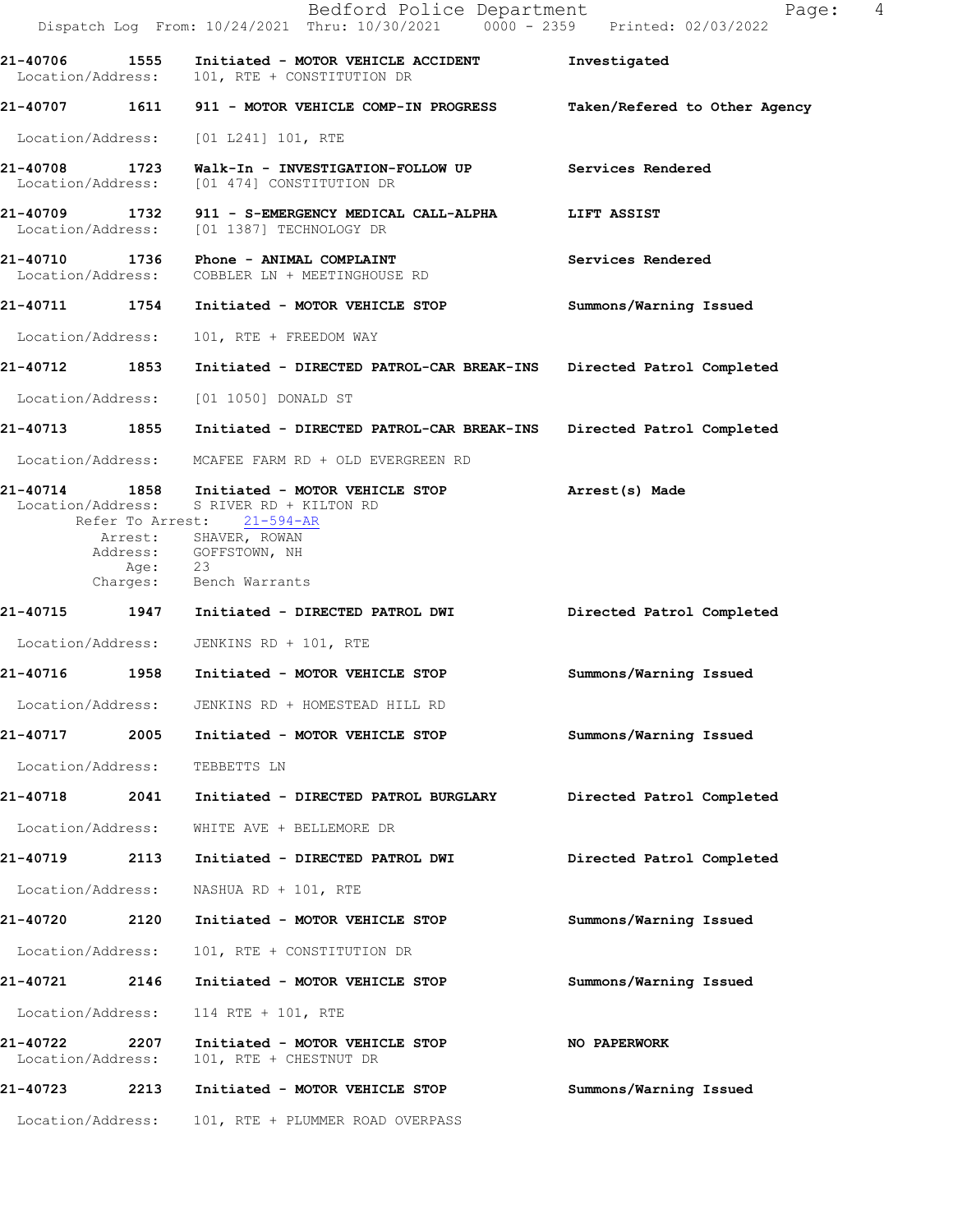**21-40706** **1555** **Initiated - MOTOR VEHICLE ACCIDENT** **Investigated**
Location/Address: 101, RTE + CONSTITUTION DR

**21-40707** **1611** **911 - MOTOR VEHICLE COMP-IN PROGRESS** **Taken/Refered to Other Agency**
Location/Address: [01 L241] 101, RTE

**21-40708** **1723** **Walk-In - INVESTIGATION-FOLLOW UP** **Services Rendered**
Location/Address: [01 474] CONSTITUTION DR

**21-40709** **1732** **911 - S-EMERGENCY MEDICAL CALL-ALPHA** **LIFT ASSIST**
Location/Address: [01 1387] TECHNOLOGY DR

**21-40710** **1736** **Phone - ANIMAL COMPLAINT** **Services Rendered**
Location/Address: COBBLER LN + MEETINGHOUSE RD

**21-40711** **1754** **Initiated - MOTOR VEHICLE STOP** **Summons/Warning Issued**
Location/Address: 101, RTE + FREEDOM WAY

**21-40712** **1853** **Initiated - DIRECTED PATROL-CAR BREAK-INS** **Directed Patrol Completed**
Location/Address: [01 1050] DONALD ST

**21-40713** **1855** **Initiated - DIRECTED PATROL-CAR BREAK-INS** **Directed Patrol Completed**
Location/Address: MCAFEE FARM RD + OLD EVERGREEN RD

**21-40714** **1858** **Initiated - MOTOR VEHICLE STOP** **Arrest(s) Made**
Location/Address: S RIVER RD + KILTON RD
Refer To Arrest: 21-594-AR
Arrest: SHAVER, ROWAN
Address: GOFFSTOWN, NH
Age: 23
Charges: Bench Warrants

**21-40715** **1947** **Initiated - DIRECTED PATROL DWI** **Directed Patrol Completed**
Location/Address: JENKINS RD + 101, RTE

**21-40716** **1958** **Initiated - MOTOR VEHICLE STOP** **Summons/Warning Issued**
Location/Address: JENKINS RD + HOMESTEAD HILL RD

**21-40717** **2005** **Initiated - MOTOR VEHICLE STOP** **Summons/Warning Issued**
Location/Address: TEBBETTS LN

**21-40718** **2041** **Initiated - DIRECTED PATROL BURGLARY** **Directed Patrol Completed**
Location/Address: WHITE AVE + BELLEMORE DR

**21-40719** **2113** **Initiated - DIRECTED PATROL DWI** **Directed Patrol Completed**
Location/Address: NASHUA RD + 101, RTE

**21-40720** **2120** **Initiated - MOTOR VEHICLE STOP** **Summons/Warning Issued**
Location/Address: 101, RTE + CONSTITUTION DR

**21-40721** **2146** **Initiated - MOTOR VEHICLE STOP** **Summons/Warning Issued**
Location/Address: 114 RTE + 101, RTE

**21-40722** **2207** **Initiated - MOTOR VEHICLE STOP** **NO PAPERWORK**
Location/Address: 101, RTE + CHESTNUT DR

**21-40723** **2213** **Initiated - MOTOR VEHICLE STOP** **Summons/Warning Issued**
Location/Address: 101, RTE + PLUMMER ROAD OVERPASS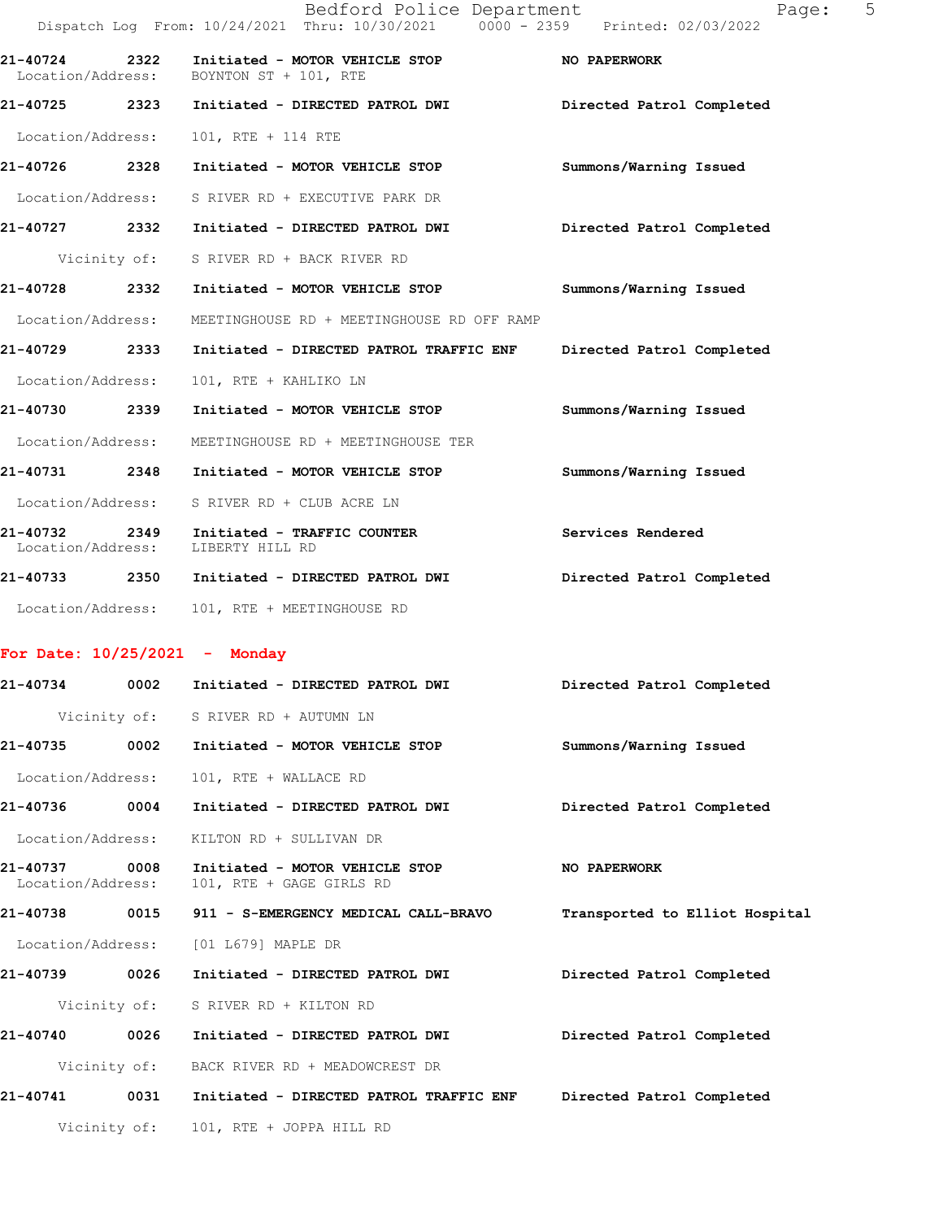21-40724 2322 Initiated - MOTOR VEHICLE STOP NO PAPERWORK
Location/Address: BOYNTON ST + 101, RTE

21-40725 2323 Initiated - DIRECTED PATROL DWI Directed Patrol Completed
Location/Address: 101, RTE + 114 RTE

21-40726 2328 Initiated - MOTOR VEHICLE STOP Summons/Warning Issued
Location/Address: S RIVER RD + EXECUTIVE PARK DR

21-40727 2332 Initiated - DIRECTED PATROL DWI Directed Patrol Completed
Vicinity of: S RIVER RD + BACK RIVER RD

21-40728 2332 Initiated - MOTOR VEHICLE STOP Summons/Warning Issued
Location/Address: MEETINGHOUSE RD + MEETINGHOUSE RD OFF RAMP

21-40729 2333 Initiated - DIRECTED PATROL TRAFFIC ENF Directed Patrol Completed
Location/Address: 101, RTE + KAHLIKO LN

21-40730 2339 Initiated - MOTOR VEHICLE STOP Summons/Warning Issued
Location/Address: MEETINGHOUSE RD + MEETINGHOUSE TER

21-40731 2348 Initiated - MOTOR VEHICLE STOP Summons/Warning Issued
Location/Address: S RIVER RD + CLUB ACRE LN

21-40732 2349 Initiated - TRAFFIC COUNTER Services Rendered
Location/Address: LIBERTY HILL RD

21-40733 2350 Initiated - DIRECTED PATROL DWI Directed Patrol Completed
Location/Address: 101, RTE + MEETINGHOUSE RD

**For Date: 10/25/2021 - Monday**

21-40734 0002 Initiated - DIRECTED PATROL DWI Directed Patrol Completed
Vicinity of: S RIVER RD + AUTUMN LN

21-40735 0002 Initiated - MOTOR VEHICLE STOP Summons/Warning Issued
Location/Address: 101, RTE + WALLACE RD

21-40736 0004 Initiated - DIRECTED PATROL DWI Directed Patrol Completed
Location/Address: KILTON RD + SULLIVAN DR

21-40737 0008 Initiated - MOTOR VEHICLE STOP NO PAPERWORK
Location/Address: 101, RTE + GAGE GIRLS RD

21-40738 0015 911 - S-EMERGENCY MEDICAL CALL-BRAVO Transported to Elliot Hospital
Location/Address: [01 L679] MAPLE DR

21-40739 0026 Initiated - DIRECTED PATROL DWI Directed Patrol Completed
Vicinity of: S RIVER RD + KILTON RD

21-40740 0026 Initiated - DIRECTED PATROL DWI Directed Patrol Completed
Vicinity of: BACK RIVER RD + MEADOWCREST DR

21-40741 0031 Initiated - DIRECTED PATROL TRAFFIC ENF Directed Patrol Completed
Vicinity of: 101, RTE + JOPPA HILL RD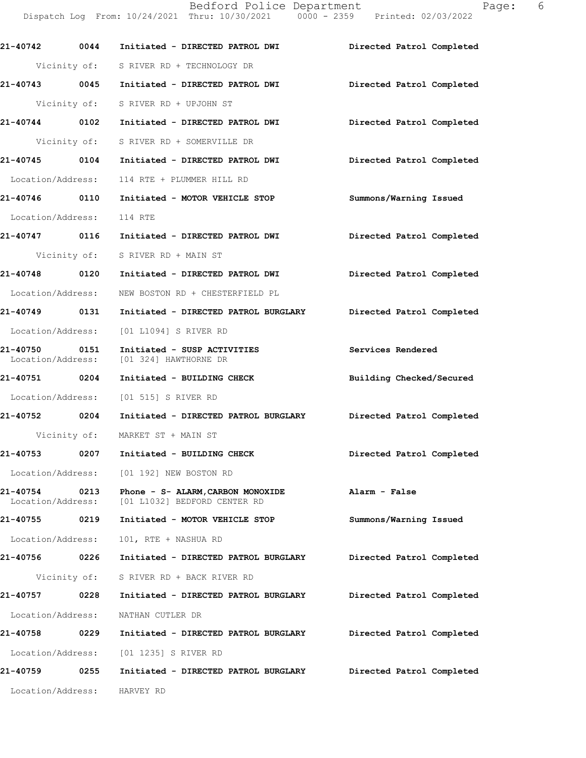21-40742 0044 Initiated - DIRECTED PATROL DWI Directed Patrol Completed

Vicinity of: S RIVER RD + TECHNOLOGY DR

21-40743 0045 Initiated - DIRECTED PATROL DWI Directed Patrol Completed

Vicinity of: S RIVER RD + UPJOHN ST

21-40744 0102 Initiated - DIRECTED PATROL DWI Directed Patrol Completed

Vicinity of: S RIVER RD + SOMERVILLE DR

21-40745 0104 Initiated - DIRECTED PATROL DWI Directed Patrol Completed

Location/Address: 114 RTE + PLUMMER HILL RD

21-40746 0110 Initiated - MOTOR VEHICLE STOP Summons/Warning Issued

Location/Address: 114 RTE

21-40747 0116 Initiated - DIRECTED PATROL DWI Directed Patrol Completed

Vicinity of: S RIVER RD + MAIN ST

21-40748 0120 Initiated - DIRECTED PATROL DWI Directed Patrol Completed

Location/Address: NEW BOSTON RD + CHESTERFIELD PL

21-40749 0131 Initiated - DIRECTED PATROL BURGLARY Directed Patrol Completed

Location/Address: [01 L1094] S RIVER RD

21-40750 0151 Initiated - SUSP ACTIVITIES Services Rendered
Location/Address: [01 324] HAWTHORNE DR

21-40751 0204 Initiated - BUILDING CHECK Building Checked/Secured

Location/Address: [01 515] S RIVER RD

21-40752 0204 Initiated - DIRECTED PATROL BURGLARY Directed Patrol Completed

Vicinity of: MARKET ST + MAIN ST

21-40753 0207 Initiated - BUILDING CHECK Directed Patrol Completed

Location/Address: [01 192] NEW BOSTON RD

21-40754 0213 Phone - S- ALARM,CARBON MONOXIDE Alarm - False
Location/Address: [01 L1032] BEDFORD CENTER RD

21-40755 0219 Initiated - MOTOR VEHICLE STOP Summons/Warning Issued

Location/Address: 101, RTE + NASHUA RD

21-40756 0226 Initiated - DIRECTED PATROL BURGLARY Directed Patrol Completed

Vicinity of: S RIVER RD + BACK RIVER RD

21-40757 0228 Initiated - DIRECTED PATROL BURGLARY Directed Patrol Completed

Location/Address: NATHAN CUTLER DR

21-40758 0229 Initiated - DIRECTED PATROL BURGLARY Directed Patrol Completed

Location/Address: [01 1235] S RIVER RD

21-40759 0255 Initiated - DIRECTED PATROL BURGLARY Directed Patrol Completed

Location/Address: HARVEY RD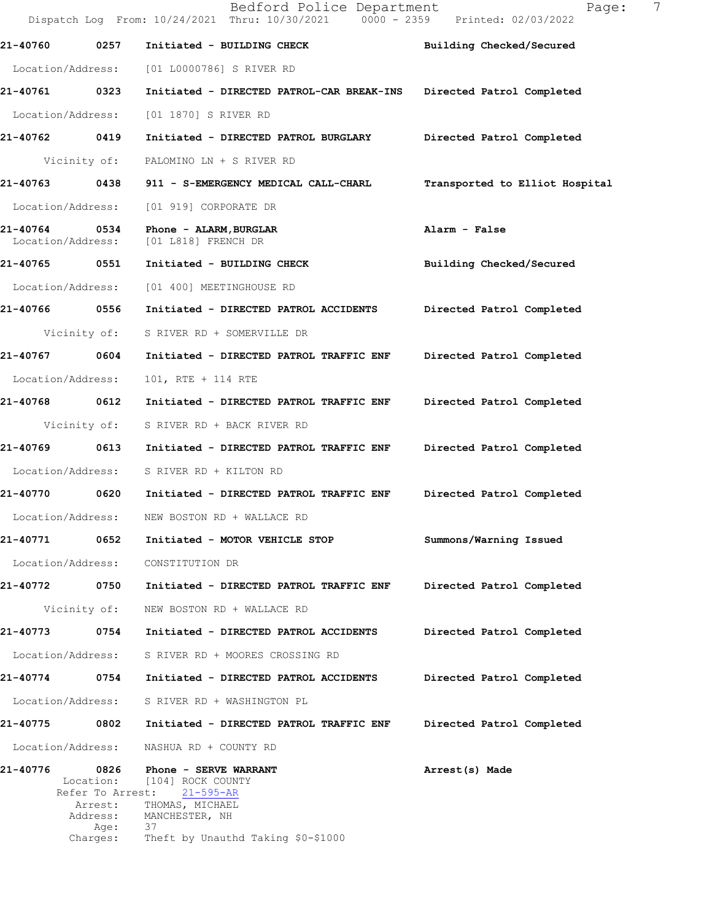21-40760 0257 Initiated - BUILDING CHECK — Building Checked/Secured

Location/Address: [01 L0000786] S RIVER RD

21-40761 0323 Initiated - DIRECTED PATROL-CAR BREAK-INS — Directed Patrol Completed

Location/Address: [01 1870] S RIVER RD

21-40762 0419 Initiated - DIRECTED PATROL BURGLARY — Directed Patrol Completed

Vicinity of: PALOMINO LN + S RIVER RD

21-40763 0438 911 - S-EMERGENCY MEDICAL CALL-CHARL — Transported to Elliot Hospital

Location/Address: [01 919] CORPORATE DR

21-40764 0534 Phone - ALARM,BURGLAR — Alarm - False

Location/Address: [01 L818] FRENCH DR

21-40765 0551 Initiated - BUILDING CHECK — Building Checked/Secured

Location/Address: [01 400] MEETINGHOUSE RD

21-40766 0556 Initiated - DIRECTED PATROL ACCIDENTS — Directed Patrol Completed

Vicinity of: S RIVER RD + SOMERVILLE DR

21-40767 0604 Initiated - DIRECTED PATROL TRAFFIC ENF — Directed Patrol Completed

Location/Address: 101, RTE + 114 RTE

21-40768 0612 Initiated - DIRECTED PATROL TRAFFIC ENF — Directed Patrol Completed

Vicinity of: S RIVER RD + BACK RIVER RD

21-40769 0613 Initiated - DIRECTED PATROL TRAFFIC ENF — Directed Patrol Completed

Location/Address: S RIVER RD + KILTON RD

21-40770 0620 Initiated - DIRECTED PATROL TRAFFIC ENF — Directed Patrol Completed

Location/Address: NEW BOSTON RD + WALLACE RD

21-40771 0652 Initiated - MOTOR VEHICLE STOP — Summons/Warning Issued

Location/Address: CONSTITUTION DR

21-40772 0750 Initiated - DIRECTED PATROL TRAFFIC ENF — Directed Patrol Completed

Vicinity of: NEW BOSTON RD + WALLACE RD

21-40773 0754 Initiated - DIRECTED PATROL ACCIDENTS — Directed Patrol Completed

Location/Address: S RIVER RD + MOORES CROSSING RD

21-40774 0754 Initiated - DIRECTED PATROL ACCIDENTS — Directed Patrol Completed

Location/Address: S RIVER RD + WASHINGTON PL

21-40775 0802 Initiated - DIRECTED PATROL TRAFFIC ENF — Directed Patrol Completed

Location/Address: NASHUA RD + COUNTY RD

21-40776 0826 Phone - SERVE WARRANT — Arrest(s) Made

Location: [104] ROCK COUNTY
Refer To Arrest: 21-595-AR
Arrest: THOMAS, MICHAEL
Address: MANCHESTER, NH
Age: 37
Charges: Theft by Unauthd Taking $0-$1000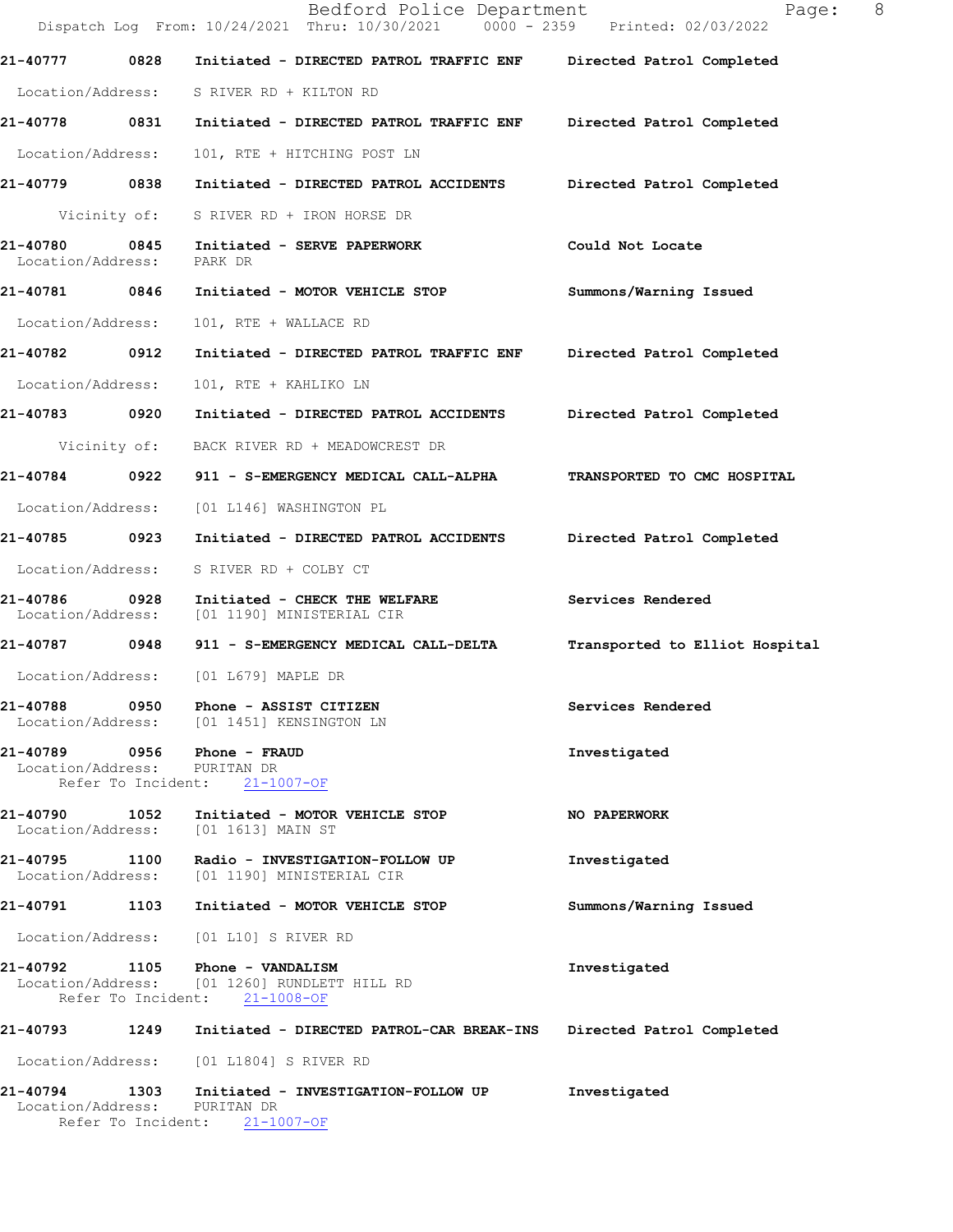21-40777 0828 Initiated - DIRECTED PATROL TRAFFIC ENF Directed Patrol Completed

Location/Address: S RIVER RD + KILTON RD

21-40778 0831 Initiated - DIRECTED PATROL TRAFFIC ENF Directed Patrol Completed

Location/Address: 101, RTE + HITCHING POST LN

21-40779 0838 Initiated - DIRECTED PATROL ACCIDENTS Directed Patrol Completed

Vicinity of: S RIVER RD + IRON HORSE DR

21-40780 0845 Initiated - SERVE PAPERWORK Could Not Locate
Location/Address: PARK DR

21-40781 0846 Initiated - MOTOR VEHICLE STOP Summons/Warning Issued

Location/Address: 101, RTE + WALLACE RD

21-40782 0912 Initiated - DIRECTED PATROL TRAFFIC ENF Directed Patrol Completed

Location/Address: 101, RTE + KAHLIKO LN

21-40783 0920 Initiated - DIRECTED PATROL ACCIDENTS Directed Patrol Completed

Vicinity of: BACK RIVER RD + MEADOWCREST DR

21-40784 0922 911 - S-EMERGENCY MEDICAL CALL-ALPHA TRANSPORTED TO CMC HOSPITAL

Location/Address: [01 L146] WASHINGTON PL

21-40785 0923 Initiated - DIRECTED PATROL ACCIDENTS Directed Patrol Completed

Location/Address: S RIVER RD + COLBY CT

21-40786 0928 Initiated - CHECK THE WELFARE Services Rendered
Location/Address: [01 1190] MINISTERIAL CIR

21-40787 0948 911 - S-EMERGENCY MEDICAL CALL-DELTA Transported to Elliot Hospital

Location/Address: [01 L679] MAPLE DR

21-40788 0950 Phone - ASSIST CITIZEN Services Rendered
Location/Address: [01 1451] KENSINGTON LN

21-40789 0956 Phone - FRAUD Investigated
Location/Address: PURITAN DR
Refer To Incident: 21-1007-OF

21-40790 1052 Initiated - MOTOR VEHICLE STOP NO PAPERWORK
Location/Address: [01 1613] MAIN ST

21-40795 1100 Radio - INVESTIGATION-FOLLOW UP Investigated
Location/Address: [01 1190] MINISTERIAL CIR

21-40791 1103 Initiated - MOTOR VEHICLE STOP Summons/Warning Issued

Location/Address: [01 L10] S RIVER RD

21-40792 1105 Phone - VANDALISM Investigated
Location/Address: [01 1260] RUNDLETT HILL RD
Refer To Incident: 21-1008-OF

21-40793 1249 Initiated - DIRECTED PATROL-CAR BREAK-INS Directed Patrol Completed

Location/Address: [01 L1804] S RIVER RD

21-40794 1303 Initiated - INVESTIGATION-FOLLOW UP Investigated
Location/Address: PURITAN DR
Refer To Incident: 21-1007-OF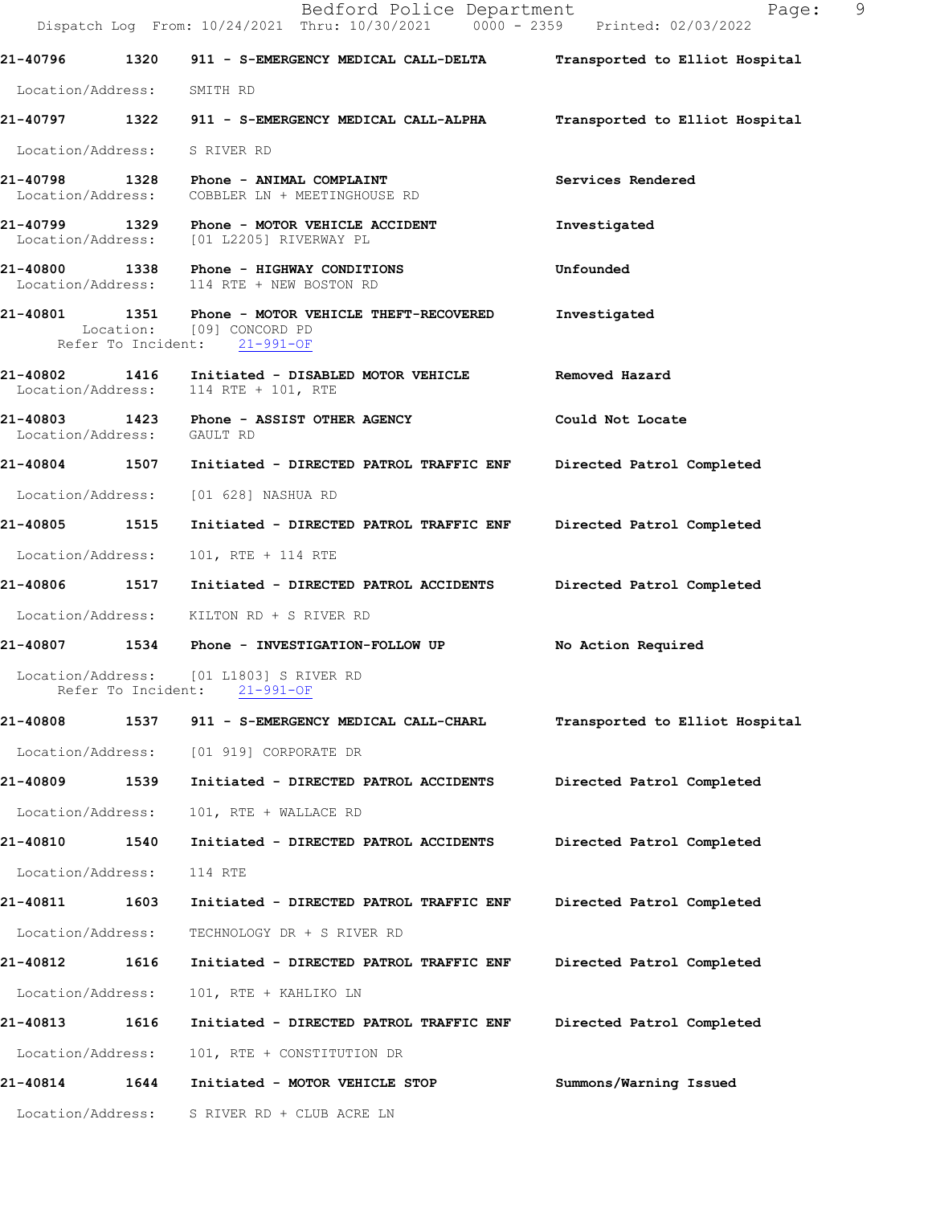**21-40796** 1320 911 - S-EMERGENCY MEDICAL CALL-DELTA — Transported to Elliot Hospital
Location/Address: SMITH RD

**21-40797** 1322 911 - S-EMERGENCY MEDICAL CALL-ALPHA — Transported to Elliot Hospital
Location/Address: S RIVER RD

**21-40798** 1328 Phone - ANIMAL COMPLAINT — Services Rendered
Location/Address: COBBLER LN + MEETINGHOUSE RD

**21-40799** 1329 Phone - MOTOR VEHICLE ACCIDENT — Investigated
Location/Address: [01 L2205] RIVERWAY PL

**21-40800** 1338 Phone - HIGHWAY CONDITIONS — Unfounded
Location/Address: 114 RTE + NEW BOSTON RD

**21-40801** 1351 Phone - MOTOR VEHICLE THEFT-RECOVERED — Investigated
Location: [09] CONCORD PD
Refer To Incident: 21-991-OF

**21-40802** 1416 Initiated - DISABLED MOTOR VEHICLE — Removed Hazard
Location/Address: 114 RTE + 101, RTE

**21-40803** 1423 Phone - ASSIST OTHER AGENCY — Could Not Locate
Location/Address: GAULT RD

**21-40804** 1507 Initiated - DIRECTED PATROL TRAFFIC ENF — Directed Patrol Completed
Location/Address: [01 628] NASHUA RD

**21-40805** 1515 Initiated - DIRECTED PATROL TRAFFIC ENF — Directed Patrol Completed
Location/Address: 101, RTE + 114 RTE

**21-40806** 1517 Initiated - DIRECTED PATROL ACCIDENTS — Directed Patrol Completed
Location/Address: KILTON RD + S RIVER RD

**21-40807** 1534 Phone - INVESTIGATION-FOLLOW UP — No Action Required
Location/Address: [01 L1803] S RIVER RD
Refer To Incident: 21-991-OF

**21-40808** 1537 911 - S-EMERGENCY MEDICAL CALL-CHARL — Transported to Elliot Hospital
Location/Address: [01 919] CORPORATE DR

**21-40809** 1539 Initiated - DIRECTED PATROL ACCIDENTS — Directed Patrol Completed
Location/Address: 101, RTE + WALLACE RD

**21-40810** 1540 Initiated - DIRECTED PATROL ACCIDENTS — Directed Patrol Completed
Location/Address: 114 RTE

**21-40811** 1603 Initiated - DIRECTED PATROL TRAFFIC ENF — Directed Patrol Completed
Location/Address: TECHNOLOGY DR + S RIVER RD

**21-40812** 1616 Initiated - DIRECTED PATROL TRAFFIC ENF — Directed Patrol Completed
Location/Address: 101, RTE + KAHLIKO LN

**21-40813** 1616 Initiated - DIRECTED PATROL TRAFFIC ENF — Directed Patrol Completed
Location/Address: 101, RTE + CONSTITUTION DR

**21-40814** 1644 Initiated - MOTOR VEHICLE STOP — Summons/Warning Issued
Location/Address: S RIVER RD + CLUB ACRE LN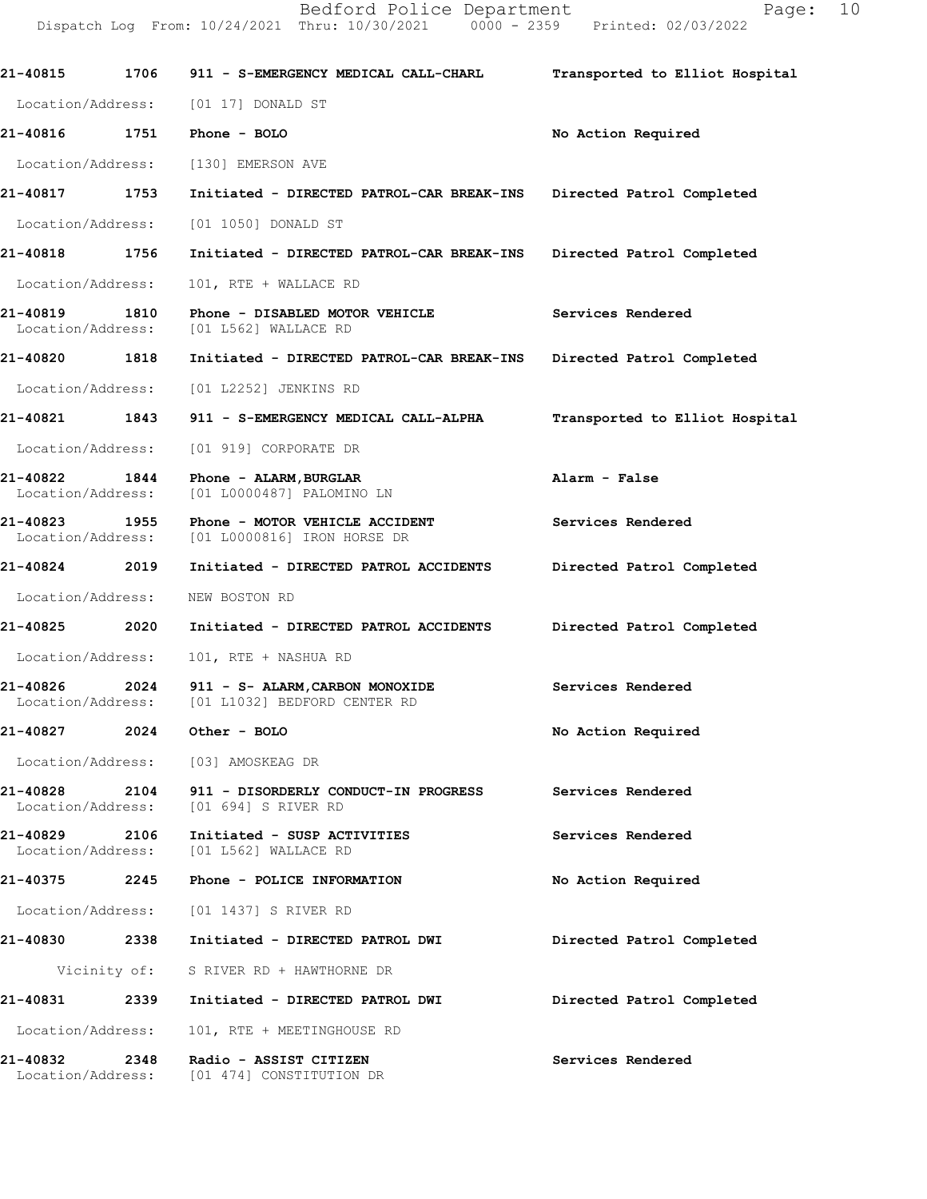**21-40815** **1706** **911 - S-EMERGENCY MEDICAL CALL-CHARL** **Transported to Elliot Hospital**
Location/Address: [01 17] DONALD ST

**21-40816** **1751** **Phone - BOLO** **No Action Required**
Location/Address: [130] EMERSON AVE

**21-40817** **1753** **Initiated - DIRECTED PATROL-CAR BREAK-INS** **Directed Patrol Completed**
Location/Address: [01 1050] DONALD ST

**21-40818** **1756** **Initiated - DIRECTED PATROL-CAR BREAK-INS** **Directed Patrol Completed**
Location/Address: 101, RTE + WALLACE RD

**21-40819** **1810** **Phone - DISABLED MOTOR VEHICLE** **Services Rendered**
Location/Address: [01 L562] WALLACE RD

**21-40820** **1818** **Initiated - DIRECTED PATROL-CAR BREAK-INS** **Directed Patrol Completed**
Location/Address: [01 L2252] JENKINS RD

**21-40821** **1843** **911 - S-EMERGENCY MEDICAL CALL-ALPHA** **Transported to Elliot Hospital**
Location/Address: [01 919] CORPORATE DR

**21-40822** **1844** **Phone - ALARM,BURGLAR** **Alarm - False**
Location/Address: [01 L0000487] PALOMINO LN

**21-40823** **1955** **Phone - MOTOR VEHICLE ACCIDENT** **Services Rendered**
Location/Address: [01 L0000816] IRON HORSE DR

**21-40824** **2019** **Initiated - DIRECTED PATROL ACCIDENTS** **Directed Patrol Completed**
Location/Address: NEW BOSTON RD

**21-40825** **2020** **Initiated - DIRECTED PATROL ACCIDENTS** **Directed Patrol Completed**
Location/Address: 101, RTE + NASHUA RD

**21-40826** **2024** **911 - S- ALARM,CARBON MONOXIDE** **Services Rendered**
Location/Address: [01 L1032] BEDFORD CENTER RD

**21-40827** **2024** **Other - BOLO** **No Action Required**
Location/Address: [03] AMOSKEAG DR

**21-40828** **2104** **911 - DISORDERLY CONDUCT-IN PROGRESS** **Services Rendered**
Location/Address: [01 694] S RIVER RD

**21-40829** **2106** **Initiated - SUSP ACTIVITIES** **Services Rendered**
Location/Address: [01 L562] WALLACE RD

**21-40375** **2245** **Phone - POLICE INFORMATION** **No Action Required**
Location/Address: [01 1437] S RIVER RD

**21-40830** **2338** **Initiated - DIRECTED PATROL DWI** **Directed Patrol Completed**
Vicinity of: S RIVER RD + HAWTHORNE DR

**21-40831** **2339** **Initiated - DIRECTED PATROL DWI** **Directed Patrol Completed**
Location/Address: 101, RTE + MEETINGHOUSE RD

**21-40832** **2348** **Radio - ASSIST CITIZEN** **Services Rendered**
Location/Address: [01 474] CONSTITUTION DR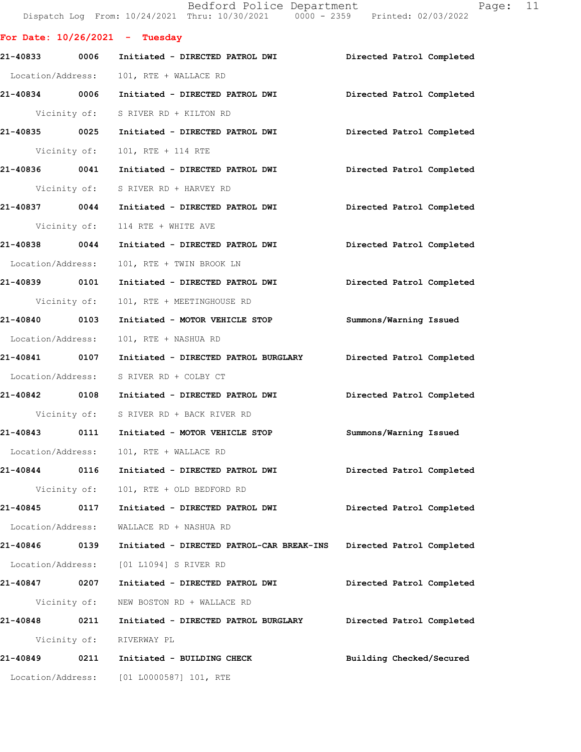Bedford Police Department
Dispatch Log From: 10/24/2021 Thru: 10/30/2021 0000 - 2359 Printed: 02/03/2022

**For Date: 10/26/2021 - Tuesday**

**21-40833 0006 Initiated - DIRECTED PATROL DWI** Directed Patrol Completed
Location/Address: 101, RTE + WALLACE RD

**21-40834 0006 Initiated - DIRECTED PATROL DWI** Directed Patrol Completed
Vicinity of: S RIVER RD + KILTON RD

**21-40835 0025 Initiated - DIRECTED PATROL DWI** Directed Patrol Completed
Vicinity of: 101, RTE + 114 RTE

**21-40836 0041 Initiated - DIRECTED PATROL DWI** Directed Patrol Completed
Vicinity of: S RIVER RD + HARVEY RD

**21-40837 0044 Initiated - DIRECTED PATROL DWI** Directed Patrol Completed
Vicinity of: 114 RTE + WHITE AVE

**21-40838 0044 Initiated - DIRECTED PATROL DWI** Directed Patrol Completed
Location/Address: 101, RTE + TWIN BROOK LN

**21-40839 0101 Initiated - DIRECTED PATROL DWI** Directed Patrol Completed
Vicinity of: 101, RTE + MEETINGHOUSE RD

**21-40840 0103 Initiated - MOTOR VEHICLE STOP** Summons/Warning Issued
Location/Address: 101, RTE + NASHUA RD

**21-40841 0107 Initiated - DIRECTED PATROL BURGLARY** Directed Patrol Completed
Location/Address: S RIVER RD + COLBY CT

**21-40842 0108 Initiated - DIRECTED PATROL DWI** Directed Patrol Completed
Vicinity of: S RIVER RD + BACK RIVER RD

**21-40843 0111 Initiated - MOTOR VEHICLE STOP** Summons/Warning Issued
Location/Address: 101, RTE + WALLACE RD

**21-40844 0116 Initiated - DIRECTED PATROL DWI** Directed Patrol Completed
Vicinity of: 101, RTE + OLD BEDFORD RD

**21-40845 0117 Initiated - DIRECTED PATROL DWI** Directed Patrol Completed
Location/Address: WALLACE RD + NASHUA RD

**21-40846 0139 Initiated - DIRECTED PATROL-CAR BREAK-INS** Directed Patrol Completed
Location/Address: [01 L1094] S RIVER RD

**21-40847 0207 Initiated - DIRECTED PATROL DWI** Directed Patrol Completed
Vicinity of: NEW BOSTON RD + WALLACE RD

**21-40848 0211 Initiated - DIRECTED PATROL BURGLARY** Directed Patrol Completed
Vicinity of: RIVERWAY PL

**21-40849 0211 Initiated - BUILDING CHECK** Building Checked/Secured
Location/Address: [01 L0000587] 101, RTE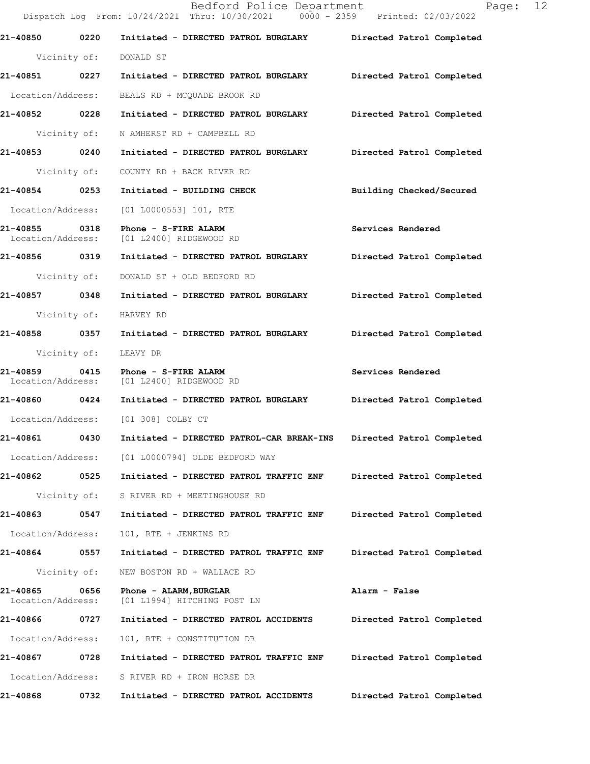21-40850 0220 Initiated - DIRECTED PATROL BURGLARY Directed Patrol Completed

Vicinity of: DONALD ST

21-40851 0227 Initiated - DIRECTED PATROL BURGLARY Directed Patrol Completed

Location/Address: BEALS RD + MCQUADE BROOK RD

21-40852 0228 Initiated - DIRECTED PATROL BURGLARY Directed Patrol Completed

Vicinity of: N AMHERST RD + CAMPBELL RD

21-40853 0240 Initiated - DIRECTED PATROL BURGLARY Directed Patrol Completed

Vicinity of: COUNTY RD + BACK RIVER RD

21-40854 0253 Initiated - BUILDING CHECK Building Checked/Secured

Location/Address: [01 L0000553] 101, RTE

21-40855 0318 Phone - S-FIRE ALARM Services Rendered
Location/Address: [01 L2400] RIDGEWOOD RD

21-40856 0319 Initiated - DIRECTED PATROL BURGLARY Directed Patrol Completed

Vicinity of: DONALD ST + OLD BEDFORD RD

21-40857 0348 Initiated - DIRECTED PATROL BURGLARY Directed Patrol Completed

Vicinity of: HARVEY RD

21-40858 0357 Initiated - DIRECTED PATROL BURGLARY Directed Patrol Completed

Vicinity of: LEAVY DR

21-40859 0415 Phone - S-FIRE ALARM Services Rendered
Location/Address: [01 L2400] RIDGEWOOD RD

21-40860 0424 Initiated - DIRECTED PATROL BURGLARY Directed Patrol Completed

Location/Address: [01 308] COLBY CT

21-40861 0430 Initiated - DIRECTED PATROL-CAR BREAK-INS Directed Patrol Completed

Location/Address: [01 L0000794] OLDE BEDFORD WAY

21-40862 0525 Initiated - DIRECTED PATROL TRAFFIC ENF Directed Patrol Completed

Vicinity of: S RIVER RD + MEETINGHOUSE RD

21-40863 0547 Initiated - DIRECTED PATROL TRAFFIC ENF Directed Patrol Completed

Location/Address: 101, RTE + JENKINS RD

21-40864 0557 Initiated - DIRECTED PATROL TRAFFIC ENF Directed Patrol Completed

Vicinity of: NEW BOSTON RD + WALLACE RD

21-40865 0656 Phone - ALARM, BURGLAR Alarm - False
Location/Address: [01 L1994] HITCHING POST LN

21-40866 0727 Initiated - DIRECTED PATROL ACCIDENTS Directed Patrol Completed

Location/Address: 101, RTE + CONSTITUTION DR

21-40867 0728 Initiated - DIRECTED PATROL TRAFFIC ENF Directed Patrol Completed

Location/Address: S RIVER RD + IRON HORSE DR

21-40868 0732 Initiated - DIRECTED PATROL ACCIDENTS Directed Patrol Completed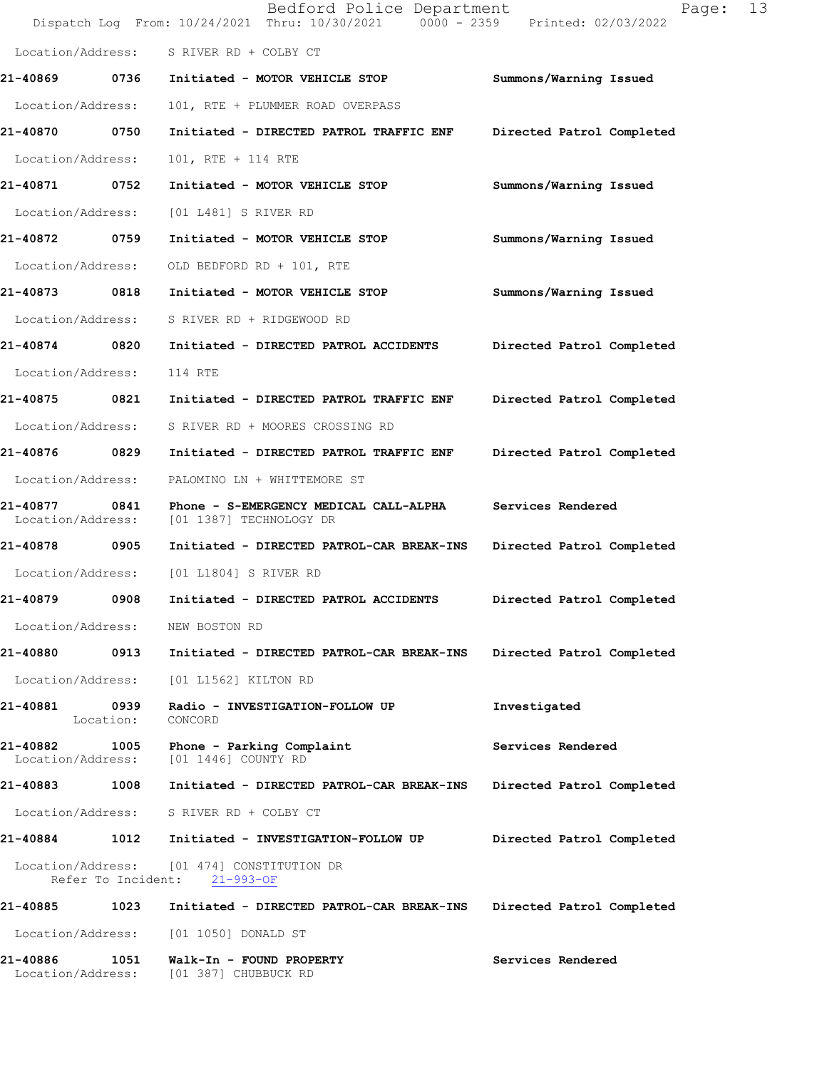Location/Address: S RIVER RD + COLBY CT

| Call Number | Time | Call Reason | Action |
|---|---|---|---|
| 21-40869 | 0736 | Initiated - MOTOR VEHICLE STOP | Summons/Warning Issued |
| | | Location/Address: 101, RTE + PLUMMER ROAD OVERPASS | |
| 21-40870 | 0750 | Initiated - DIRECTED PATROL TRAFFIC ENF | Directed Patrol Completed |
| | | Location/Address: 101, RTE + 114 RTE | |
| 21-40871 | 0752 | Initiated - MOTOR VEHICLE STOP | Summons/Warning Issued |
| | | Location/Address: [01 L481] S RIVER RD | |
| 21-40872 | 0759 | Initiated - MOTOR VEHICLE STOP | Summons/Warning Issued |
| | | Location/Address: OLD BEDFORD RD + 101, RTE | |
| 21-40873 | 0818 | Initiated - MOTOR VEHICLE STOP | Summons/Warning Issued |
| | | Location/Address: S RIVER RD + RIDGEWOOD RD | |
| 21-40874 | 0820 | Initiated - DIRECTED PATROL ACCIDENTS | Directed Patrol Completed |
| | | Location/Address: 114 RTE | |
| 21-40875 | 0821 | Initiated - DIRECTED PATROL TRAFFIC ENF | Directed Patrol Completed |
| | | Location/Address: S RIVER RD + MOORES CROSSING RD | |
| 21-40876 | 0829 | Initiated - DIRECTED PATROL TRAFFIC ENF | Directed Patrol Completed |
| | | Location/Address: PALOMINO LN + WHITTEMORE ST | |
| 21-40877 | 0841 | Phone - S-EMERGENCY MEDICAL CALL-ALPHA | Services Rendered |
| | | Location/Address: [01 1387] TECHNOLOGY DR | |
| 21-40878 | 0905 | Initiated - DIRECTED PATROL-CAR BREAK-INS | Directed Patrol Completed |
| | | Location/Address: [01 L1804] S RIVER RD | |
| 21-40879 | 0908 | Initiated - DIRECTED PATROL ACCIDENTS | Directed Patrol Completed |
| | | Location/Address: NEW BOSTON RD | |
| 21-40880 | 0913 | Initiated - DIRECTED PATROL-CAR BREAK-INS | Directed Patrol Completed |
| | | Location/Address: [01 L1562] KILTON RD | |
| 21-40881 | 0939 | Radio - INVESTIGATION-FOLLOW UP | Investigated |
| | | Location: CONCORD | |
| 21-40882 | 1005 | Phone - Parking Complaint | Services Rendered |
| | | Location/Address: [01 1446] COUNTY RD | |
| 21-40883 | 1008 | Initiated - DIRECTED PATROL-CAR BREAK-INS | Directed Patrol Completed |
| | | Location/Address: S RIVER RD + COLBY CT | |
| 21-40884 | 1012 | Initiated - INVESTIGATION-FOLLOW UP | Directed Patrol Completed |
| | | Location/Address: [01 474] CONSTITUTION DR; Refer To Incident: 21-993-OF | |
| 21-40885 | 1023 | Initiated - DIRECTED PATROL-CAR BREAK-INS | Directed Patrol Completed |
| | | Location/Address: [01 1050] DONALD ST | |
| 21-40886 | 1051 | Walk-In - FOUND PROPERTY | Services Rendered |
| | | Location/Address: [01 387] CHUBBUCK RD | |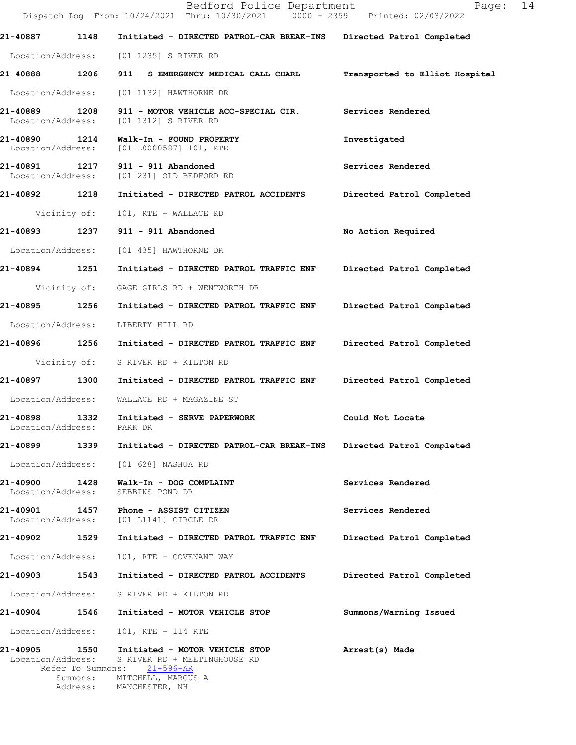**21-40887 1148 Initiated - DIRECTED PATROL-CAR BREAK-INS Directed Patrol Completed**

Location/Address: [01 1235] S RIVER RD

**21-40888 1206 911 - S-EMERGENCY MEDICAL CALL-CHARL Transported to Elliot Hospital**

Location/Address: [01 1132] HAWTHORNE DR

**21-40889 1208 911 - MOTOR VEHICLE ACC-SPECIAL CIR. Services Rendered**

Location/Address: [01 1312] S RIVER RD

**21-40890 1214 Walk-In - FOUND PROPERTY Investigated**

Location/Address: [01 L0000587] 101, RTE

**21-40891 1217 911 - 911 Abandoned Services Rendered**

Location/Address: [01 231] OLD BEDFORD RD

**21-40892 1218 Initiated - DIRECTED PATROL ACCIDENTS Directed Patrol Completed**

Vicinity of: 101, RTE + WALLACE RD

**21-40893 1237 911 - 911 Abandoned No Action Required**

Location/Address: [01 435] HAWTHORNE DR

**21-40894 1251 Initiated - DIRECTED PATROL TRAFFIC ENF Directed Patrol Completed**

Vicinity of: GAGE GIRLS RD + WENTWORTH DR

**21-40895 1256 Initiated - DIRECTED PATROL TRAFFIC ENF Directed Patrol Completed**

Location/Address: LIBERTY HILL RD

**21-40896 1256 Initiated - DIRECTED PATROL TRAFFIC ENF Directed Patrol Completed**

Vicinity of: S RIVER RD + KILTON RD

**21-40897 1300 Initiated - DIRECTED PATROL TRAFFIC ENF Directed Patrol Completed**

Location/Address: WALLACE RD + MAGAZINE ST

**21-40898 1332 Initiated - SERVE PAPERWORK Could Not Locate**

Location/Address: PARK DR

**21-40899 1339 Initiated - DIRECTED PATROL-CAR BREAK-INS Directed Patrol Completed**

Location/Address: [01 628] NASHUA RD

**21-40900 1428 Walk-In - DOG COMPLAINT Services Rendered**

Location/Address: SEBBINS POND DR

**21-40901 1457 Phone - ASSIST CITIZEN Services Rendered**

Location/Address: [01 L1141] CIRCLE DR

**21-40902 1529 Initiated - DIRECTED PATROL TRAFFIC ENF Directed Patrol Completed**

Location/Address: 101, RTE + COVENANT WAY

**21-40903 1543 Initiated - DIRECTED PATROL ACCIDENTS Directed Patrol Completed**

Location/Address: S RIVER RD + KILTON RD

**21-40904 1546 Initiated - MOTOR VEHICLE STOP Summons/Warning Issued**

Location/Address: 101, RTE + 114 RTE

**21-40905 1550 Initiated - MOTOR VEHICLE STOP Arrest(s) Made**

Location/Address: S RIVER RD + MEETINGHOUSE RD
Refer To Summons: 21-596-AR
Summons: MITCHELL, MARCUS A
Address: MANCHESTER, NH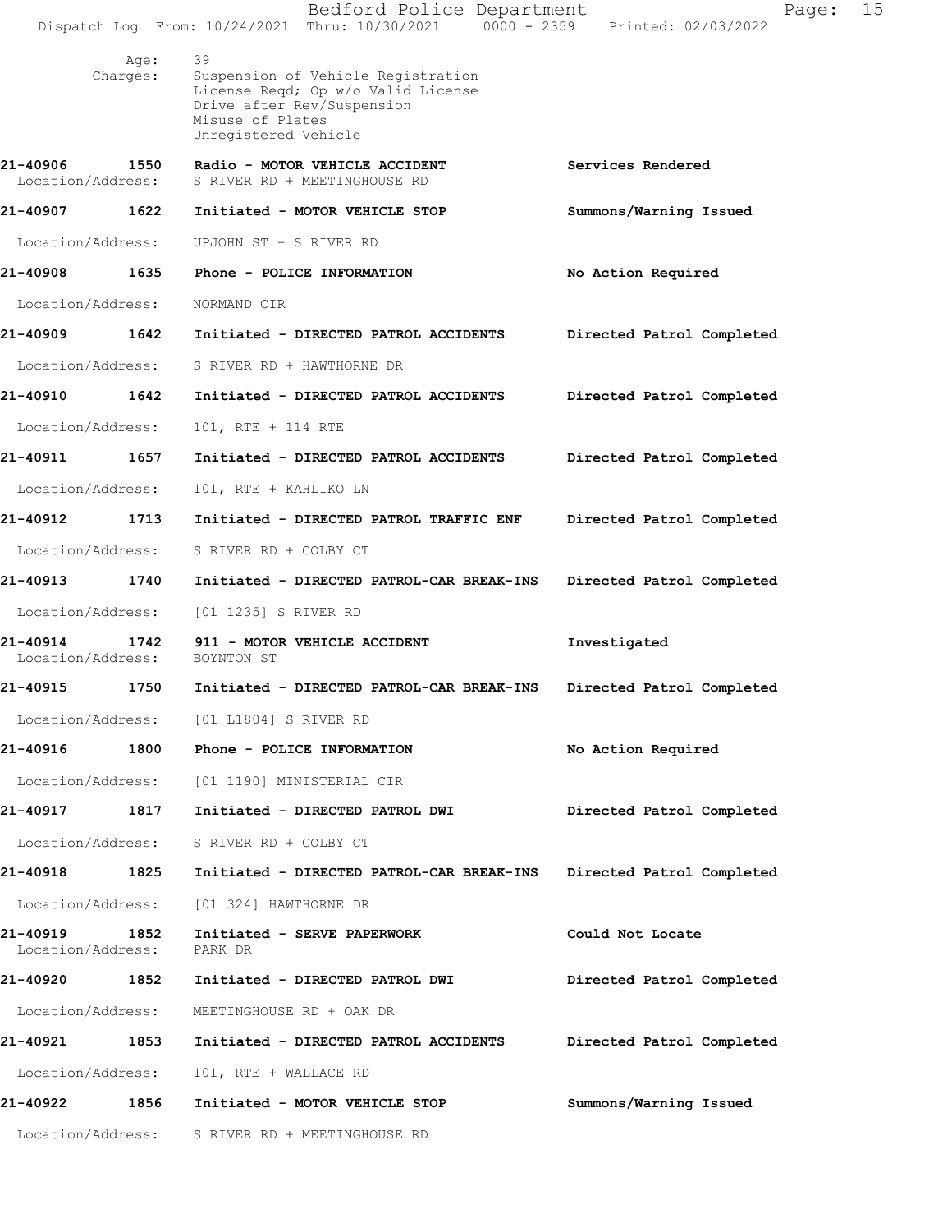Age: 39
Charges: Suspension of Vehicle Registration
License Reqd; Op w/o Valid License
Drive after Rev/Suspension
Misuse of Plates
Unregistered Vehicle

**21-40906 1550 Radio - MOTOR VEHICLE ACCIDENT** — **Services Rendered**
Location/Address: S RIVER RD + MEETINGHOUSE RD

**21-40907 1622 Initiated - MOTOR VEHICLE STOP** — **Summons/Warning Issued**
Location/Address: UPJOHN ST + S RIVER RD

**21-40908 1635 Phone - POLICE INFORMATION** — **No Action Required**
Location/Address: NORMAND CIR

**21-40909 1642 Initiated - DIRECTED PATROL ACCIDENTS** — **Directed Patrol Completed**
Location/Address: S RIVER RD + HAWTHORNE DR

**21-40910 1642 Initiated - DIRECTED PATROL ACCIDENTS** — **Directed Patrol Completed**
Location/Address: 101, RTE + 114 RTE

**21-40911 1657 Initiated - DIRECTED PATROL ACCIDENTS** — **Directed Patrol Completed**
Location/Address: 101, RTE + KAHLIKO LN

**21-40912 1713 Initiated - DIRECTED PATROL TRAFFIC ENF** — **Directed Patrol Completed**
Location/Address: S RIVER RD + COLBY CT

**21-40913 1740 Initiated - DIRECTED PATROL-CAR BREAK-INS** — **Directed Patrol Completed**
Location/Address: [01 1235] S RIVER RD

**21-40914 1742 911 - MOTOR VEHICLE ACCIDENT** — **Investigated**
Location/Address: BOYNTON ST

**21-40915 1750 Initiated - DIRECTED PATROL-CAR BREAK-INS** — **Directed Patrol Completed**
Location/Address: [01 L1804] S RIVER RD

**21-40916 1800 Phone - POLICE INFORMATION** — **No Action Required**
Location/Address: [01 1190] MINISTERIAL CIR

**21-40917 1817 Initiated - DIRECTED PATROL DWI** — **Directed Patrol Completed**
Location/Address: S RIVER RD + COLBY CT

**21-40918 1825 Initiated - DIRECTED PATROL-CAR BREAK-INS** — **Directed Patrol Completed**
Location/Address: [01 324] HAWTHORNE DR

**21-40919 1852 Initiated - SERVE PAPERWORK** — **Could Not Locate**
Location/Address: PARK DR

**21-40920 1852 Initiated - DIRECTED PATROL DWI** — **Directed Patrol Completed**
Location/Address: MEETINGHOUSE RD + OAK DR

**21-40921 1853 Initiated - DIRECTED PATROL ACCIDENTS** — **Directed Patrol Completed**
Location/Address: 101, RTE + WALLACE RD

**21-40922 1856 Initiated - MOTOR VEHICLE STOP** — **Summons/Warning Issued**
Location/Address: S RIVER RD + MEETINGHOUSE RD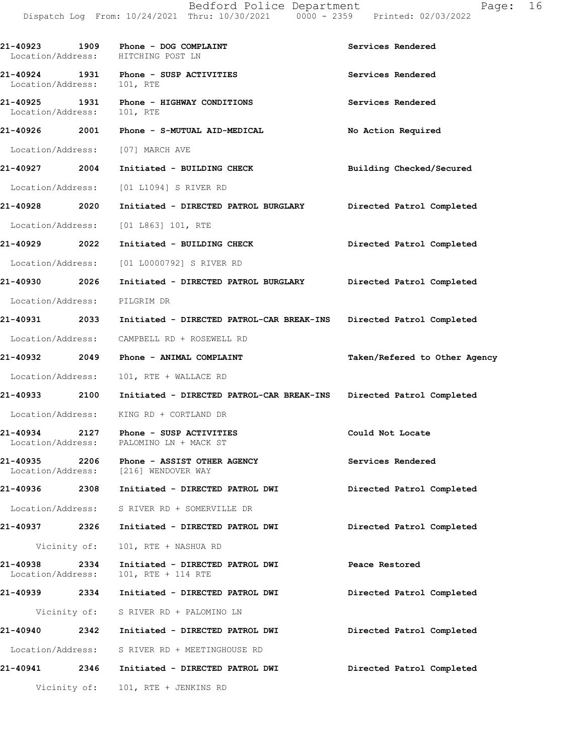| Call # | Time | Call Reason | Action |
|---|---|---|---|
| 21-40923 | 1909 | Phone - DOG COMPLAINT | Services Rendered |
| Location/Address: | | HITCHING POST LN | |
| 21-40924 | 1931 | Phone - SUSP ACTIVITIES | Services Rendered |
| Location/Address: | | 101, RTE | |
| 21-40925 | 1931 | Phone - HIGHWAY CONDITIONS | Services Rendered |
| Location/Address: | | 101, RTE | |
| 21-40926 | 2001 | Phone - S-MUTUAL AID-MEDICAL | No Action Required |
| Location/Address: | | [07] MARCH AVE | |
| 21-40927 | 2004 | Initiated - BUILDING CHECK | Building Checked/Secured |
| Location/Address: | | [01 L1094] S RIVER RD | |
| 21-40928 | 2020 | Initiated - DIRECTED PATROL BURGLARY | Directed Patrol Completed |
| Location/Address: | | [01 L863] 101, RTE | |
| 21-40929 | 2022 | Initiated - BUILDING CHECK | Directed Patrol Completed |
| Location/Address: | | [01 L0000792] S RIVER RD | |
| 21-40930 | 2026 | Initiated - DIRECTED PATROL BURGLARY | Directed Patrol Completed |
| Location/Address: | | PILGRIM DR | |
| 21-40931 | 2033 | Initiated - DIRECTED PATROL-CAR BREAK-INS | Directed Patrol Completed |
| Location/Address: | | CAMPBELL RD + ROSEWELL RD | |
| 21-40932 | 2049 | Phone - ANIMAL COMPLAINT | Taken/Refered to Other Agency |
| Location/Address: | | 101, RTE + WALLACE RD | |
| 21-40933 | 2100 | Initiated - DIRECTED PATROL-CAR BREAK-INS | Directed Patrol Completed |
| Location/Address: | | KING RD + CORTLAND DR | |
| 21-40934 | 2127 | Phone - SUSP ACTIVITIES | Could Not Locate |
| Location/Address: | | PALOMINO LN + MACK ST | |
| 21-40935 | 2206 | Phone - ASSIST OTHER AGENCY | Services Rendered |
| Location/Address: | | [216] WENDOVER WAY | |
| 21-40936 | 2308 | Initiated - DIRECTED PATROL DWI | Directed Patrol Completed |
| Location/Address: | | S RIVER RD + SOMERVILLE DR | |
| 21-40937 | 2326 | Initiated - DIRECTED PATROL DWI | Directed Patrol Completed |
| Vicinity of: | | 101, RTE + NASHUA RD | |
| 21-40938 | 2334 | Initiated - DIRECTED PATROL DWI | Peace Restored |
| Location/Address: | | 101, RTE + 114 RTE | |
| 21-40939 | 2334 | Initiated - DIRECTED PATROL DWI | Directed Patrol Completed |
| Vicinity of: | | S RIVER RD + PALOMINO LN | |
| 21-40940 | 2342 | Initiated - DIRECTED PATROL DWI | Directed Patrol Completed |
| Location/Address: | | S RIVER RD + MEETINGHOUSE RD | |
| 21-40941 | 2346 | Initiated - DIRECTED PATROL DWI | Directed Patrol Completed |
| Vicinity of: | | 101, RTE + JENKINS RD | |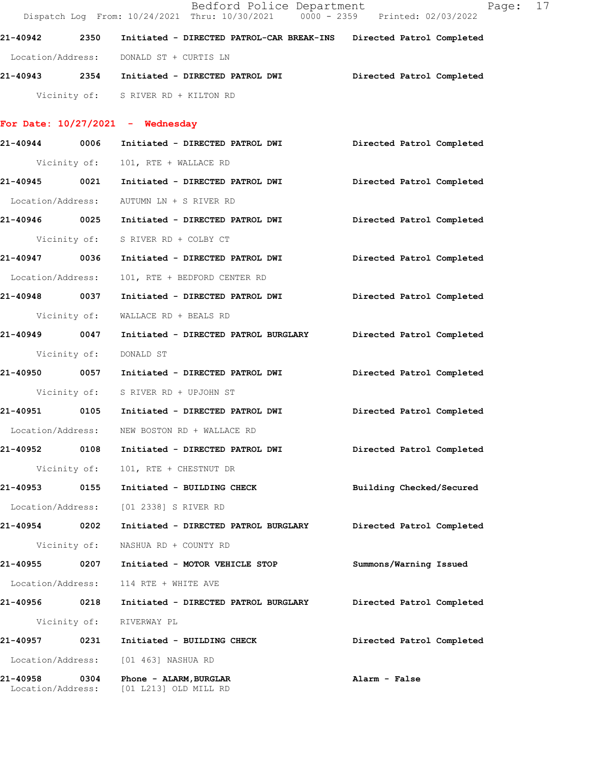21-40942 2350 Initiated - DIRECTED PATROL-CAR BREAK-INS Directed Patrol Completed

Location/Address: DONALD ST + CURTIS LN

21-40943 2354 Initiated - DIRECTED PATROL DWI Directed Patrol Completed

Vicinity of: S RIVER RD + KILTON RD

**For Date: 10/27/2021 - Wednesday**

21-40944 0006 Initiated - DIRECTED PATROL DWI Directed Patrol Completed

Vicinity of: 101, RTE + WALLACE RD

21-40945 0021 Initiated - DIRECTED PATROL DWI Directed Patrol Completed

Location/Address: AUTUMN LN + S RIVER RD

21-40946 0025 Initiated - DIRECTED PATROL DWI Directed Patrol Completed

Vicinity of: S RIVER RD + COLBY CT

21-40947 0036 Initiated - DIRECTED PATROL DWI Directed Patrol Completed

Location/Address: 101, RTE + BEDFORD CENTER RD

21-40948 0037 Initiated - DIRECTED PATROL DWI Directed Patrol Completed

Vicinity of: WALLACE RD + BEALS RD

21-40949 0047 Initiated - DIRECTED PATROL BURGLARY Directed Patrol Completed

Vicinity of: DONALD ST

21-40950 0057 Initiated - DIRECTED PATROL DWI Directed Patrol Completed

Vicinity of: S RIVER RD + UPJOHN ST

21-40951 0105 Initiated - DIRECTED PATROL DWI Directed Patrol Completed

Location/Address: NEW BOSTON RD + WALLACE RD

21-40952 0108 Initiated - DIRECTED PATROL DWI Directed Patrol Completed

Vicinity of: 101, RTE + CHESTNUT DR

21-40953 0155 Initiated - BUILDING CHECK Building Checked/Secured

Location/Address: [01 2338] S RIVER RD

21-40954 0202 Initiated - DIRECTED PATROL BURGLARY Directed Patrol Completed

Vicinity of: NASHUA RD + COUNTY RD

21-40955 0207 Initiated - MOTOR VEHICLE STOP Summons/Warning Issued

Location/Address: 114 RTE + WHITE AVE

21-40956 0218 Initiated - DIRECTED PATROL BURGLARY Directed Patrol Completed

Vicinity of: RIVERWAY PL

21-40957 0231 Initiated - BUILDING CHECK Directed Patrol Completed

Location/Address: [01 463] NASHUA RD

21-40958 0304 Phone - ALARM,BURGLAR Alarm - False

Location/Address: [01 L213] OLD MILL RD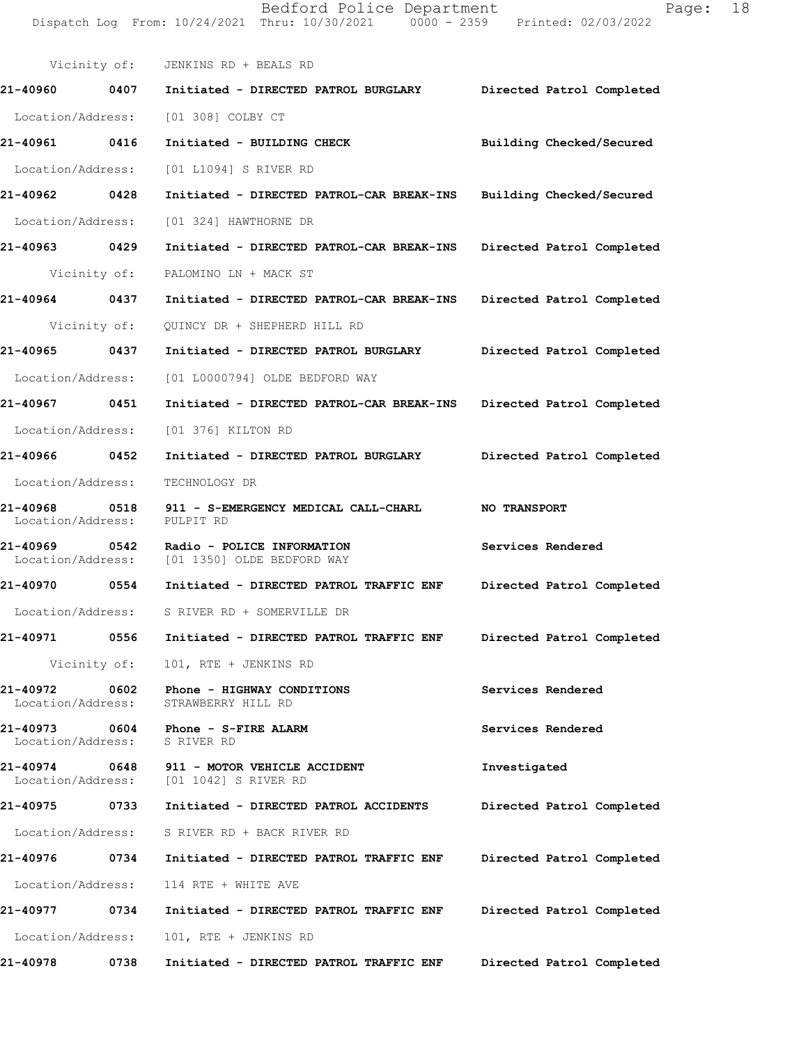Vicinity of: JENKINS RD + BEALS RD

**21-40960 0407 Initiated - DIRECTED PATROL BURGLARY Directed Patrol Completed**

Location/Address: [01 308] COLBY CT

**21-40961 0416 Initiated - BUILDING CHECK Building Checked/Secured**

Location/Address: [01 L1094] S RIVER RD

**21-40962 0428 Initiated - DIRECTED PATROL-CAR BREAK-INS Building Checked/Secured**

Location/Address: [01 324] HAWTHORNE DR

**21-40963 0429 Initiated - DIRECTED PATROL-CAR BREAK-INS Directed Patrol Completed**

Vicinity of: PALOMINO LN + MACK ST

**21-40964 0437 Initiated - DIRECTED PATROL-CAR BREAK-INS Directed Patrol Completed**

Vicinity of: QUINCY DR + SHEPHERD HILL RD

**21-40965 0437 Initiated - DIRECTED PATROL BURGLARY Directed Patrol Completed**

Location/Address: [01 L0000794] OLDE BEDFORD WAY

**21-40967 0451 Initiated - DIRECTED PATROL-CAR BREAK-INS Directed Patrol Completed**

Location/Address: [01 376] KILTON RD

**21-40966 0452 Initiated - DIRECTED PATROL BURGLARY Directed Patrol Completed**

Location/Address: TECHNOLOGY DR

**21-40968 0518 911 - S-EMERGENCY MEDICAL CALL-CHARL NO TRANSPORT**
Location/Address: PULPIT RD

**21-40969 0542 Radio - POLICE INFORMATION Services Rendered**
Location/Address: [01 1350] OLDE BEDFORD WAY

**21-40970 0554 Initiated - DIRECTED PATROL TRAFFIC ENF Directed Patrol Completed**

Location/Address: S RIVER RD + SOMERVILLE DR

**21-40971 0556 Initiated - DIRECTED PATROL TRAFFIC ENF Directed Patrol Completed**

Vicinity of: 101, RTE + JENKINS RD

**21-40972 0602 Phone - HIGHWAY CONDITIONS Services Rendered**
Location/Address: STRAWBERRY HILL RD

**21-40973 0604 Phone - S-FIRE ALARM Services Rendered**
Location/Address: S RIVER RD

**21-40974 0648 911 - MOTOR VEHICLE ACCIDENT Investigated**
Location/Address: [01 1042] S RIVER RD

**21-40975 0733 Initiated - DIRECTED PATROL ACCIDENTS Directed Patrol Completed**

Location/Address: S RIVER RD + BACK RIVER RD

**21-40976 0734 Initiated - DIRECTED PATROL TRAFFIC ENF Directed Patrol Completed**

Location/Address: 114 RTE + WHITE AVE

**21-40977 0734 Initiated - DIRECTED PATROL TRAFFIC ENF Directed Patrol Completed**

Location/Address: 101, RTE + JENKINS RD

**21-40978 0738 Initiated - DIRECTED PATROL TRAFFIC ENF Directed Patrol Completed**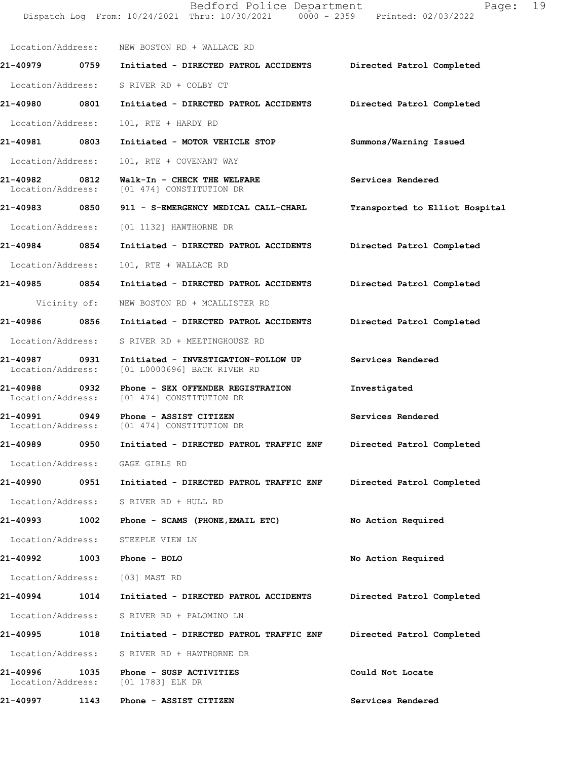Location/Address: NEW BOSTON RD + WALLACE RD

**21-40979 0759 Initiated - DIRECTED PATROL ACCIDENTS** — **Directed Patrol Completed**

Location/Address: S RIVER RD + COLBY CT

**21-40980 0801 Initiated - DIRECTED PATROL ACCIDENTS** — **Directed Patrol Completed**

Location/Address: 101, RTE + HARDY RD

**21-40981 0803 Initiated - MOTOR VEHICLE STOP** — **Summons/Warning Issued**

Location/Address: 101, RTE + COVENANT WAY

**21-40982 0812 Walk-In - CHECK THE WELFARE** — **Services Rendered**
Location/Address: [01 474] CONSTITUTION DR

**21-40983 0850 911 - S-EMERGENCY MEDICAL CALL-CHARL** — **Transported to Elliot Hospital**

Location/Address: [01 1132] HAWTHORNE DR

**21-40984 0854 Initiated - DIRECTED PATROL ACCIDENTS** — **Directed Patrol Completed**

Location/Address: 101, RTE + WALLACE RD

**21-40985 0854 Initiated - DIRECTED PATROL ACCIDENTS** — **Directed Patrol Completed**

Vicinity of: NEW BOSTON RD + MCALLISTER RD

**21-40986 0856 Initiated - DIRECTED PATROL ACCIDENTS** — **Directed Patrol Completed**

Location/Address: S RIVER RD + MEETINGHOUSE RD

**21-40987 0931 Initiated - INVESTIGATION-FOLLOW UP** — **Services Rendered**
Location/Address: [01 L0000696] BACK RIVER RD

**21-40988 0932 Phone - SEX OFFENDER REGISTRATION** — **Investigated**
Location/Address: [01 474] CONSTITUTION DR

**21-40991 0949 Phone - ASSIST CITIZEN** — **Services Rendered**
Location/Address: [01 474] CONSTITUTION DR

**21-40989 0950 Initiated - DIRECTED PATROL TRAFFIC ENF** — **Directed Patrol Completed**

Location/Address: GAGE GIRLS RD

**21-40990 0951 Initiated - DIRECTED PATROL TRAFFIC ENF** — **Directed Patrol Completed**

Location/Address: S RIVER RD + HULL RD

**21-40993 1002 Phone - SCAMS (PHONE,EMAIL ETC)** — **No Action Required**

Location/Address: STEEPLE VIEW LN

**21-40992 1003 Phone - BOLO** — **No Action Required**

Location/Address: [03] MAST RD

**21-40994 1014 Initiated - DIRECTED PATROL ACCIDENTS** — **Directed Patrol Completed**

Location/Address: S RIVER RD + PALOMINO LN

**21-40995 1018 Initiated - DIRECTED PATROL TRAFFIC ENF** — **Directed Patrol Completed**

Location/Address: S RIVER RD + HAWTHORNE DR

**21-40996 1035 Phone - SUSP ACTIVITIES** — **Could Not Locate**
Location/Address: [01 1783] ELK DR

**21-40997 1143 Phone - ASSIST CITIZEN** — **Services Rendered**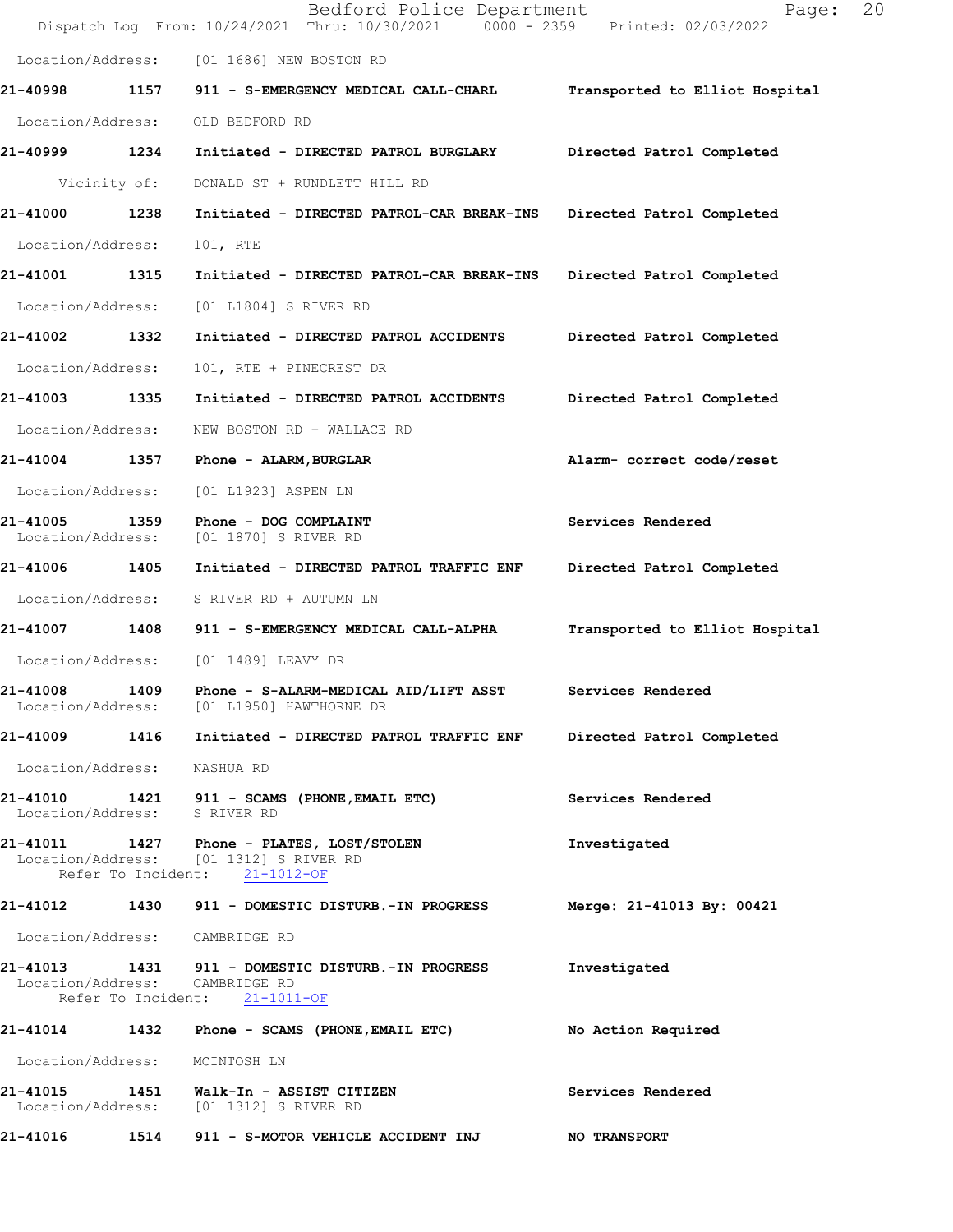Location/Address: [01 1686] NEW BOSTON RD

**21-40998 1157 911 - S-EMERGENCY MEDICAL CALL-CHARL** Transported to Elliot Hospital
Location/Address: OLD BEDFORD RD

**21-40999 1234 Initiated - DIRECTED PATROL BURGLARY** Directed Patrol Completed
Vicinity of: DONALD ST + RUNDLETT HILL RD

**21-41000 1238 Initiated - DIRECTED PATROL-CAR BREAK-INS** Directed Patrol Completed
Location/Address: 101, RTE

**21-41001 1315 Initiated - DIRECTED PATROL-CAR BREAK-INS** Directed Patrol Completed
Location/Address: [01 L1804] S RIVER RD

**21-41002 1332 Initiated - DIRECTED PATROL ACCIDENTS** Directed Patrol Completed
Location/Address: 101, RTE + PINECREST DR

**21-41003 1335 Initiated - DIRECTED PATROL ACCIDENTS** Directed Patrol Completed
Location/Address: NEW BOSTON RD + WALLACE RD

**21-41004 1357 Phone - ALARM,BURGLAR** Alarm- correct code/reset
Location/Address: [01 L1923] ASPEN LN

**21-41005 1359 Phone - DOG COMPLAINT** Services Rendered
Location/Address: [01 1870] S RIVER RD

**21-41006 1405 Initiated - DIRECTED PATROL TRAFFIC ENF** Directed Patrol Completed
Location/Address: S RIVER RD + AUTUMN LN

**21-41007 1408 911 - S-EMERGENCY MEDICAL CALL-ALPHA** Transported to Elliot Hospital
Location/Address: [01 1489] LEAVY DR

**21-41008 1409 Phone - S-ALARM-MEDICAL AID/LIFT ASST** Services Rendered
Location/Address: [01 L1950] HAWTHORNE DR

**21-41009 1416 Initiated - DIRECTED PATROL TRAFFIC ENF** Directed Patrol Completed
Location/Address: NASHUA RD

**21-41010 1421 911 - SCAMS (PHONE,EMAIL ETC)** Services Rendered
Location/Address: S RIVER RD

**21-41011 1427 Phone - PLATES, LOST/STOLEN** Investigated
Location/Address: [01 1312] S RIVER RD
Refer To Incident: 21-1012-OF

**21-41012 1430 911 - DOMESTIC DISTURB.-IN PROGRESS** Merge: 21-41013 By: 00421
Location/Address: CAMBRIDGE RD

**21-41013 1431 911 - DOMESTIC DISTURB.-IN PROGRESS** Investigated
Location/Address: CAMBRIDGE RD
Refer To Incident: 21-1011-OF

**21-41014 1432 Phone - SCAMS (PHONE,EMAIL ETC)** No Action Required
Location/Address: MCINTOSH LN

**21-41015 1451 Walk-In - ASSIST CITIZEN** Services Rendered
Location/Address: [01 1312] S RIVER RD

**21-41016 1514 911 - S-MOTOR VEHICLE ACCIDENT INJ** NO TRANSPORT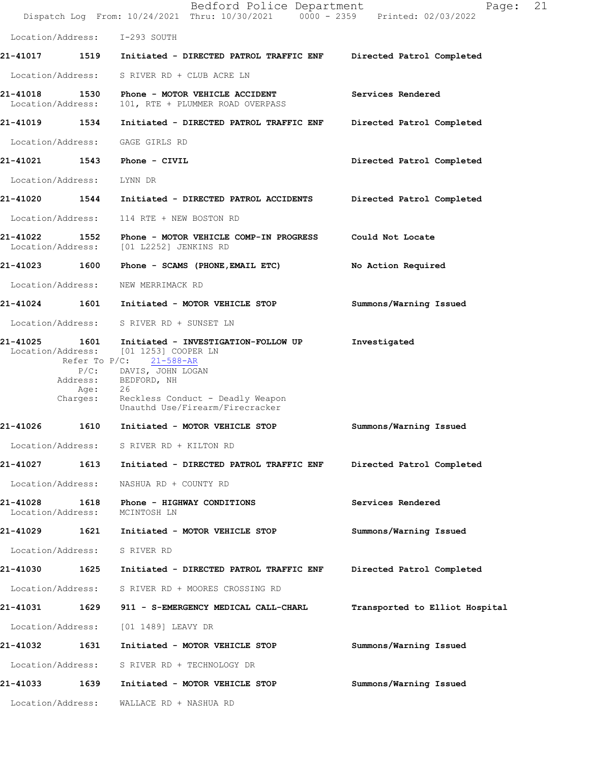Location/Address: I-293 SOUTH

**21-41017 1519 Initiated - DIRECTED PATROL TRAFFIC ENF** **Directed Patrol Completed**

Location/Address: S RIVER RD + CLUB ACRE LN

**21-41018 1530 Phone - MOTOR VEHICLE ACCIDENT** **Services Rendered**
Location/Address: 101, RTE + PLUMMER ROAD OVERPASS

**21-41019 1534 Initiated - DIRECTED PATROL TRAFFIC ENF** **Directed Patrol Completed**

Location/Address: GAGE GIRLS RD

**21-41021 1543 Phone - CIVIL** **Directed Patrol Completed**

Location/Address: LYNN DR

**21-41020 1544 Initiated - DIRECTED PATROL ACCIDENTS** **Directed Patrol Completed**

Location/Address: 114 RTE + NEW BOSTON RD

**21-41022 1552 Phone - MOTOR VEHICLE COMP-IN PROGRESS** **Could Not Locate**
Location/Address: [01 L2252] JENKINS RD

**21-41023 1600 Phone - SCAMS (PHONE,EMAIL ETC)** **No Action Required**

Location/Address: NEW MERRIMACK RD

**21-41024 1601 Initiated - MOTOR VEHICLE STOP** **Summons/Warning Issued**

Location/Address: S RIVER RD + SUNSET LN

**21-41025 1601 Initiated - INVESTIGATION-FOLLOW UP** **Investigated**
Location/Address: [01 1253] COOPER LN
Refer To P/C: 21-588-AR
P/C: DAVIS, JOHN LOGAN
Address: BEDFORD, NH
Age: 26
Charges: Reckless Conduct - Deadly Weapon
Unauthd Use/Firearm/Firecracker

**21-41026 1610 Initiated - MOTOR VEHICLE STOP** **Summons/Warning Issued**

Location/Address: S RIVER RD + KILTON RD

**21-41027 1613 Initiated - DIRECTED PATROL TRAFFIC ENF** **Directed Patrol Completed**

Location/Address: NASHUA RD + COUNTY RD

**21-41028 1618 Phone - HIGHWAY CONDITIONS** **Services Rendered**
Location/Address: MCINTOSH LN

**21-41029 1621 Initiated - MOTOR VEHICLE STOP** **Summons/Warning Issued**

Location/Address: S RIVER RD

**21-41030 1625 Initiated - DIRECTED PATROL TRAFFIC ENF** **Directed Patrol Completed**

Location/Address: S RIVER RD + MOORES CROSSING RD

**21-41031 1629 911 - S-EMERGENCY MEDICAL CALL-CHARL** **Transported to Elliot Hospital**

Location/Address: [01 1489] LEAVY DR

**21-41032 1631 Initiated - MOTOR VEHICLE STOP** **Summons/Warning Issued**

Location/Address: S RIVER RD + TECHNOLOGY DR

**21-41033 1639 Initiated - MOTOR VEHICLE STOP** **Summons/Warning Issued**

Location/Address: WALLACE RD + NASHUA RD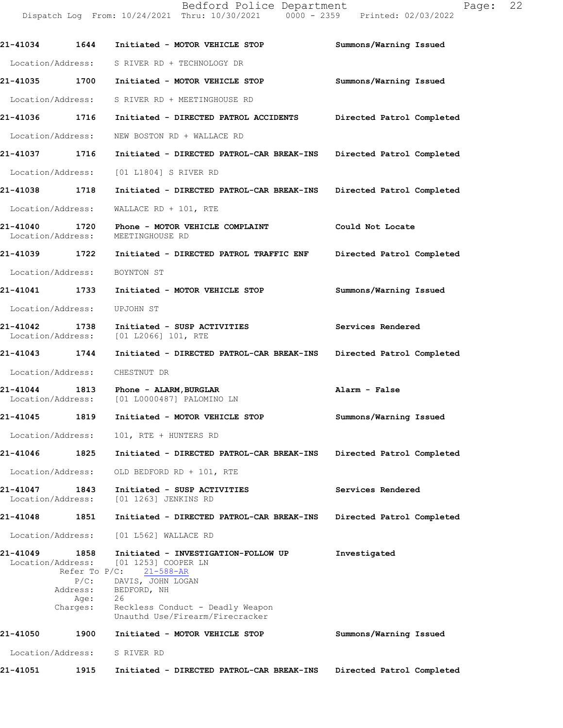**21-41034** **1644** **Initiated - MOTOR VEHICLE STOP** **Summons/Warning Issued**

Location/Address: S RIVER RD + TECHNOLOGY DR

**21-41035** **1700** **Initiated - MOTOR VEHICLE STOP** **Summons/Warning Issued**

Location/Address: S RIVER RD + MEETINGHOUSE RD

**21-41036** **1716** **Initiated - DIRECTED PATROL ACCIDENTS** **Directed Patrol Completed**

Location/Address: NEW BOSTON RD + WALLACE RD

**21-41037** **1716** **Initiated - DIRECTED PATROL-CAR BREAK-INS** **Directed Patrol Completed**

Location/Address: [01 L1804] S RIVER RD

**21-41038** **1718** **Initiated - DIRECTED PATROL-CAR BREAK-INS** **Directed Patrol Completed**

Location/Address: WALLACE RD + 101, RTE

**21-41040** **1720** **Phone - MOTOR VEHICLE COMPLAINT** **Could Not Locate**
Location/Address: MEETINGHOUSE RD

**21-41039** **1722** **Initiated - DIRECTED PATROL TRAFFIC ENF** **Directed Patrol Completed**

Location/Address: BOYNTON ST

**21-41041** **1733** **Initiated - MOTOR VEHICLE STOP** **Summons/Warning Issued**

Location/Address: UPJOHN ST

**21-41042** **1738** **Initiated - SUSP ACTIVITIES** **Services Rendered**
Location/Address: [01 L2066] 101, RTE

**21-41043** **1744** **Initiated - DIRECTED PATROL-CAR BREAK-INS** **Directed Patrol Completed**

Location/Address: CHESTNUT DR

**21-41044** **1813** **Phone - ALARM,BURGLAR** **Alarm - False**
Location/Address: [01 L0000487] PALOMINO LN

**21-41045** **1819** **Initiated - MOTOR VEHICLE STOP** **Summons/Warning Issued**

Location/Address: 101, RTE + HUNTERS RD

**21-41046** **1825** **Initiated - DIRECTED PATROL-CAR BREAK-INS** **Directed Patrol Completed**

Location/Address: OLD BEDFORD RD + 101, RTE

**21-41047** **1843** **Initiated - SUSP ACTIVITIES** **Services Rendered**
Location/Address: [01 1263] JENKINS RD

**21-41048** **1851** **Initiated - DIRECTED PATROL-CAR BREAK-INS** **Directed Patrol Completed**

Location/Address: [01 L562] WALLACE RD

**21-41049** **1858** **Initiated - INVESTIGATION-FOLLOW UP** **Investigated**
Location/Address: [01 1253] COOPER LN
Refer To P/C: 21-588-AR
P/C: DAVIS, JOHN LOGAN
Address: BEDFORD, NH
Age: 26
Charges: Reckless Conduct - Deadly Weapon
Unauthd Use/Firearm/Firecracker

**21-41050** **1900** **Initiated - MOTOR VEHICLE STOP** **Summons/Warning Issued**

Location/Address: S RIVER RD

**21-41051** **1915** **Initiated - DIRECTED PATROL-CAR BREAK-INS** **Directed Patrol Completed**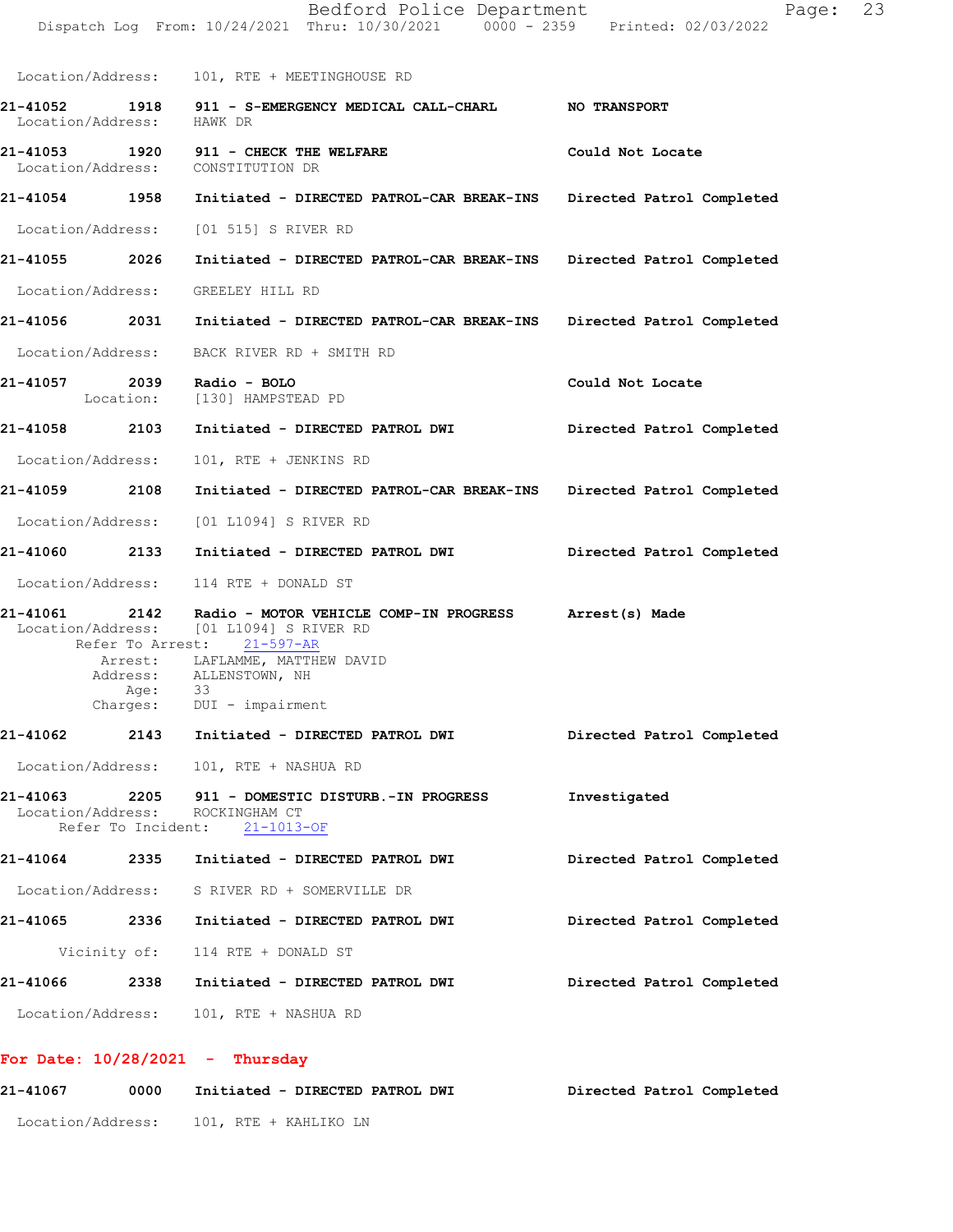Location/Address: 101, RTE + MEETINGHOUSE RD

**21-41052 1918 911 - S-EMERGENCY MEDICAL CALL-CHARL NO TRANSPORT**
Location/Address: HAWK DR

**21-41053 1920 911 - CHECK THE WELFARE Could Not Locate**
Location/Address: CONSTITUTION DR

**21-41054 1958 Initiated - DIRECTED PATROL-CAR BREAK-INS Directed Patrol Completed**
Location/Address: [01 515] S RIVER RD

**21-41055 2026 Initiated - DIRECTED PATROL-CAR BREAK-INS Directed Patrol Completed**
Location/Address: GREELEY HILL RD

**21-41056 2031 Initiated - DIRECTED PATROL-CAR BREAK-INS Directed Patrol Completed**
Location/Address: BACK RIVER RD + SMITH RD

**21-41057 2039 Radio - BOLO Could Not Locate**
Location: [130] HAMPSTEAD PD

**21-41058 2103 Initiated - DIRECTED PATROL DWI Directed Patrol Completed**
Location/Address: 101, RTE + JENKINS RD

**21-41059 2108 Initiated - DIRECTED PATROL-CAR BREAK-INS Directed Patrol Completed**
Location/Address: [01 L1094] S RIVER RD

**21-41060 2133 Initiated - DIRECTED PATROL DWI Directed Patrol Completed**
Location/Address: 114 RTE + DONALD ST

**21-41061 2142 Radio - MOTOR VEHICLE COMP-IN PROGRESS Arrest(s) Made**
Location/Address: [01 L1094] S RIVER RD
Refer To Arrest: 21-597-AR
Arrest: LAFLAMME, MATTHEW DAVID
Address: ALLENSTOWN, NH
Age: 33
Charges: DUI - impairment

**21-41062 2143 Initiated - DIRECTED PATROL DWI Directed Patrol Completed**
Location/Address: 101, RTE + NASHUA RD

**21-41063 2205 911 - DOMESTIC DISTURB.-IN PROGRESS Investigated**
Location/Address: ROCKINGHAM CT
Refer To Incident: 21-1013-OF

**21-41064 2335 Initiated - DIRECTED PATROL DWI Directed Patrol Completed**
Location/Address: S RIVER RD + SOMERVILLE DR

**21-41065 2336 Initiated - DIRECTED PATROL DWI Directed Patrol Completed**
Vicinity of: 114 RTE + DONALD ST

**21-41066 2338 Initiated - DIRECTED PATROL DWI Directed Patrol Completed**
Location/Address: 101, RTE + NASHUA RD

## For Date: 10/28/2021 - Thursday

**21-41067 0000 Initiated - DIRECTED PATROL DWI Directed Patrol Completed**
Location/Address: 101, RTE + KAHLIKO LN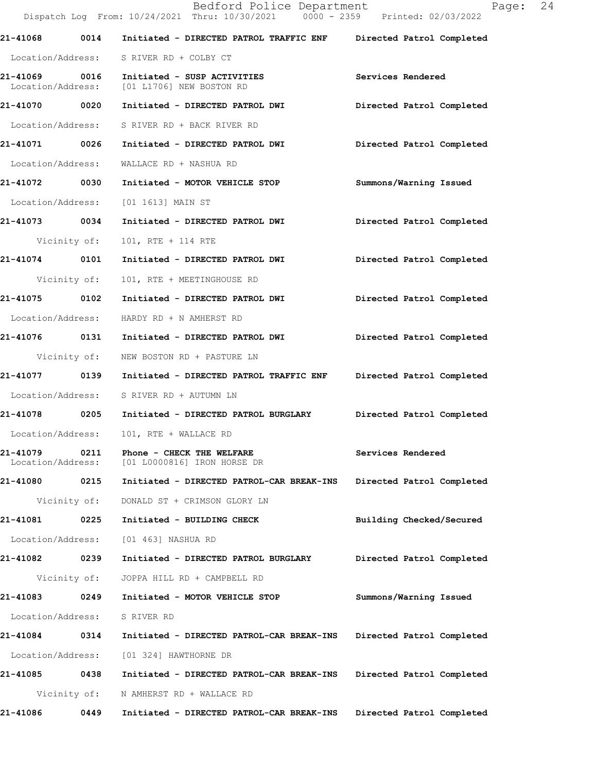**21-41068 0014 Initiated - DIRECTED PATROL TRAFFIC ENF Directed Patrol Completed**

Location/Address: S RIVER RD + COLBY CT

**21-41069 0016 Initiated - SUSP ACTIVITIES Services Rendered**

Location/Address: [01 L1706] NEW BOSTON RD

**21-41070 0020 Initiated - DIRECTED PATROL DWI Directed Patrol Completed**

Location/Address: S RIVER RD + BACK RIVER RD

**21-41071 0026 Initiated - DIRECTED PATROL DWI Directed Patrol Completed**

Location/Address: WALLACE RD + NASHUA RD

**21-41072 0030 Initiated - MOTOR VEHICLE STOP Summons/Warning Issued**

Location/Address: [01 1613] MAIN ST

**21-41073 0034 Initiated - DIRECTED PATROL DWI Directed Patrol Completed**

Vicinity of: 101, RTE + 114 RTE

**21-41074 0101 Initiated - DIRECTED PATROL DWI Directed Patrol Completed**

Vicinity of: 101, RTE + MEETINGHOUSE RD

**21-41075 0102 Initiated - DIRECTED PATROL DWI Directed Patrol Completed**

Location/Address: HARDY RD + N AMHERST RD

**21-41076 0131 Initiated - DIRECTED PATROL DWI Directed Patrol Completed**

Vicinity of: NEW BOSTON RD + PASTURE LN

**21-41077 0139 Initiated - DIRECTED PATROL TRAFFIC ENF Directed Patrol Completed**

Location/Address: S RIVER RD + AUTUMN LN

**21-41078 0205 Initiated - DIRECTED PATROL BURGLARY Directed Patrol Completed**

Location/Address: 101, RTE + WALLACE RD

**21-41079 0211 Phone - CHECK THE WELFARE Services Rendered**

Location/Address: [01 L0000816] IRON HORSE DR

**21-41080 0215 Initiated - DIRECTED PATROL-CAR BREAK-INS Directed Patrol Completed**

Vicinity of: DONALD ST + CRIMSON GLORY LN

**21-41081 0225 Initiated - BUILDING CHECK Building Checked/Secured**

Location/Address: [01 463] NASHUA RD

**21-41082 0239 Initiated - DIRECTED PATROL BURGLARY Directed Patrol Completed**

Vicinity of: JOPPA HILL RD + CAMPBELL RD

**21-41083 0249 Initiated - MOTOR VEHICLE STOP Summons/Warning Issued**

Location/Address: S RIVER RD

**21-41084 0314 Initiated - DIRECTED PATROL-CAR BREAK-INS Directed Patrol Completed**

Location/Address: [01 324] HAWTHORNE DR

**21-41085 0438 Initiated - DIRECTED PATROL-CAR BREAK-INS Directed Patrol Completed**

Vicinity of: N AMHERST RD + WALLACE RD

**21-41086 0449 Initiated - DIRECTED PATROL-CAR BREAK-INS Directed Patrol Completed**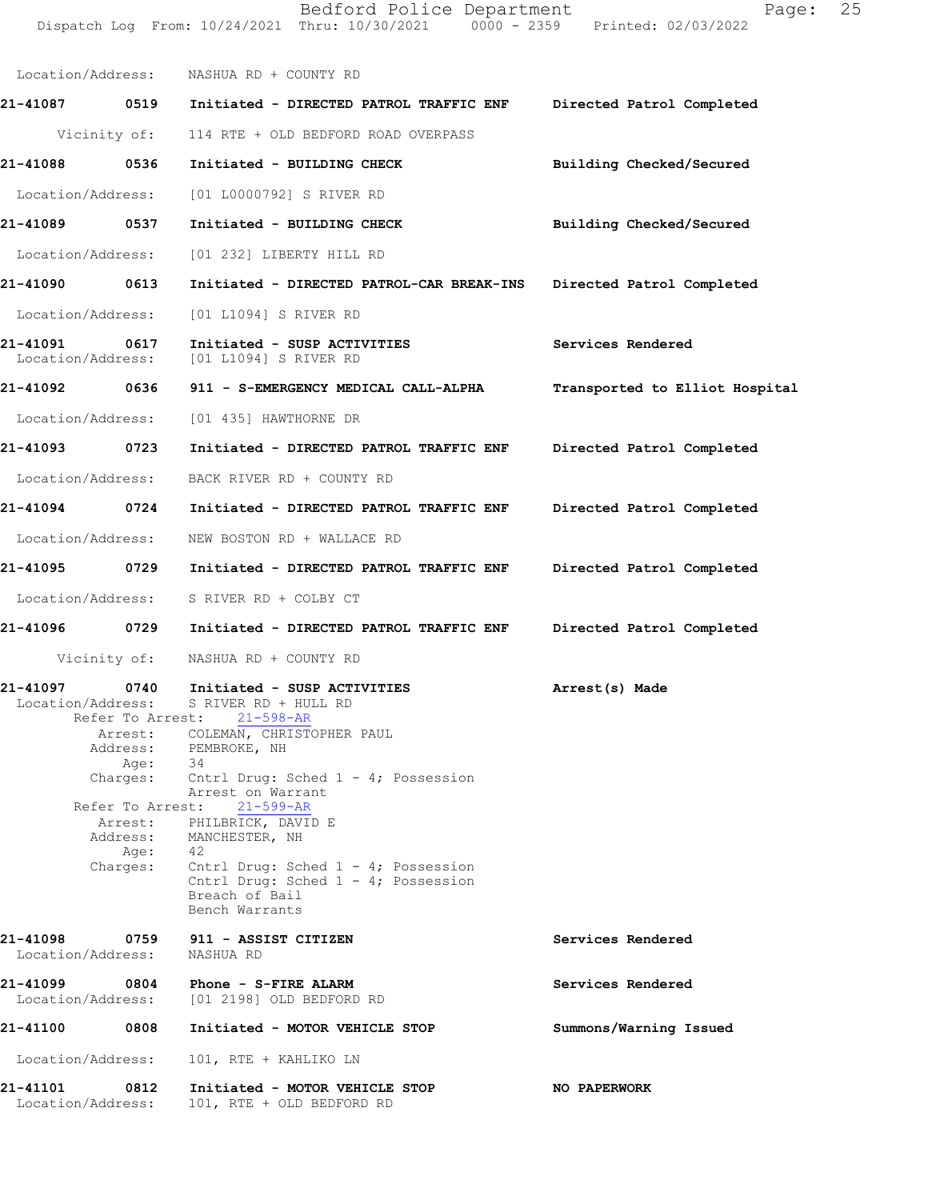Location/Address: NASHUA RD + COUNTY RD

**21-41087** 0519 **Initiated - DIRECTED PATROL TRAFFIC ENF** **Directed Patrol Completed**

Vicinity of: 114 RTE + OLD BEDFORD ROAD OVERPASS

**21-41088** 0536 **Initiated - BUILDING CHECK** **Building Checked/Secured**

Location/Address: [01 L0000792] S RIVER RD

**21-41089** 0537 **Initiated - BUILDING CHECK** **Building Checked/Secured**

Location/Address: [01 232] LIBERTY HILL RD

**21-41090** 0613 **Initiated - DIRECTED PATROL-CAR BREAK-INS** **Directed Patrol Completed**

Location/Address: [01 L1094] S RIVER RD

**21-41091** 0617 **Initiated - SUSP ACTIVITIES** **Services Rendered**
Location/Address: [01 L1094] S RIVER RD

**21-41092** 0636 **911 - S-EMERGENCY MEDICAL CALL-ALPHA** **Transported to Elliot Hospital**

Location/Address: [01 435] HAWTHORNE DR

**21-41093** 0723 **Initiated - DIRECTED PATROL TRAFFIC ENF** **Directed Patrol Completed**

Location/Address: BACK RIVER RD + COUNTY RD

**21-41094** 0724 **Initiated - DIRECTED PATROL TRAFFIC ENF** **Directed Patrol Completed**

Location/Address: NEW BOSTON RD + WALLACE RD

**21-41095** 0729 **Initiated - DIRECTED PATROL TRAFFIC ENF** **Directed Patrol Completed**

Location/Address: S RIVER RD + COLBY CT

**21-41096** 0729 **Initiated - DIRECTED PATROL TRAFFIC ENF** **Directed Patrol Completed**

Vicinity of: NASHUA RD + COUNTY RD

**21-41097** 0740 **Initiated - SUSP ACTIVITIES** **Arrest(s) Made**
Location/Address: S RIVER RD + HULL RD
Refer To Arrest: 21-598-AR
Arrest: COLEMAN, CHRISTOPHER PAUL
Address: PEMBROKE, NH
Age: 34
Charges: Cntrl Drug: Sched 1 - 4; Possession
Arrest on Warrant
Refer To Arrest: 21-599-AR
Arrest: PHILBRICK, DAVID E
Address: MANCHESTER, NH
Age: 42
Charges: Cntrl Drug: Sched 1 - 4; Possession
Cntrl Drug: Sched 1 - 4; Possession
Breach of Bail
Bench Warrants

**21-41098** 0759 **911 - ASSIST CITIZEN** **Services Rendered**
Location/Address: NASHUA RD

**21-41099** 0804 **Phone - S-FIRE ALARM** **Services Rendered**
Location/Address: [01 2198] OLD BEDFORD RD

**21-41100** 0808 **Initiated - MOTOR VEHICLE STOP** **Summons/Warning Issued**

Location/Address: 101, RTE + KAHLIKO LN

**21-41101** 0812 **Initiated - MOTOR VEHICLE STOP** **NO PAPERWORK**
Location/Address: 101, RTE + OLD BEDFORD RD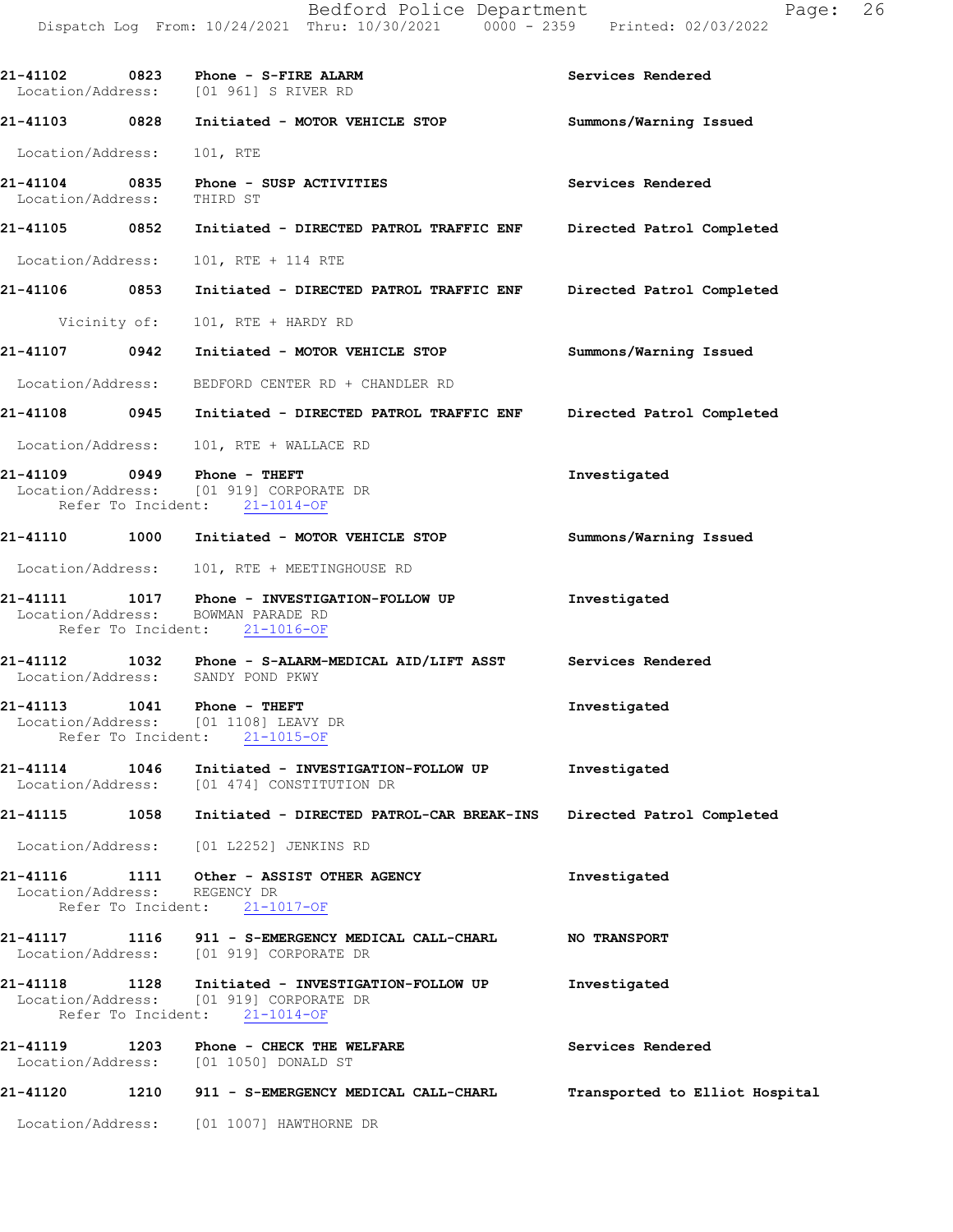21-41102 0823 Phone - S-FIRE ALARM Services Rendered
Location/Address: [01 961] S RIVER RD

21-41103 0828 Initiated - MOTOR VEHICLE STOP Summons/Warning Issued
Location/Address: 101, RTE

21-41104 0835 Phone - SUSP ACTIVITIES Services Rendered
Location/Address: THIRD ST

21-41105 0852 Initiated - DIRECTED PATROL TRAFFIC ENF Directed Patrol Completed
Location/Address: 101, RTE + 114 RTE

21-41106 0853 Initiated - DIRECTED PATROL TRAFFIC ENF Directed Patrol Completed
Vicinity of: 101, RTE + HARDY RD

21-41107 0942 Initiated - MOTOR VEHICLE STOP Summons/Warning Issued
Location/Address: BEDFORD CENTER RD + CHANDLER RD

21-41108 0945 Initiated - DIRECTED PATROL TRAFFIC ENF Directed Patrol Completed
Location/Address: 101, RTE + WALLACE RD

21-41109 0949 Phone - THEFT Investigated
Location/Address: [01 919] CORPORATE DR
Refer To Incident: 21-1014-OF

21-41110 1000 Initiated - MOTOR VEHICLE STOP Summons/Warning Issued
Location/Address: 101, RTE + MEETINGHOUSE RD

21-41111 1017 Phone - INVESTIGATION-FOLLOW UP Investigated
Location/Address: BOWMAN PARADE RD
Refer To Incident: 21-1016-OF

21-41112 1032 Phone - S-ALARM-MEDICAL AID/LIFT ASST Services Rendered
Location/Address: SANDY POND PKWY

21-41113 1041 Phone - THEFT Investigated
Location/Address: [01 1108] LEAVY DR
Refer To Incident: 21-1015-OF

21-41114 1046 Initiated - INVESTIGATION-FOLLOW UP Investigated
Location/Address: [01 474] CONSTITUTION DR

21-41115 1058 Initiated - DIRECTED PATROL-CAR BREAK-INS Directed Patrol Completed
Location/Address: [01 L2252] JENKINS RD

21-41116 1111 Other - ASSIST OTHER AGENCY Investigated
Location/Address: REGENCY DR
Refer To Incident: 21-1017-OF

21-41117 1116 911 - S-EMERGENCY MEDICAL CALL-CHARL NO TRANSPORT
Location/Address: [01 919] CORPORATE DR

21-41118 1128 Initiated - INVESTIGATION-FOLLOW UP Investigated
Location/Address: [01 919] CORPORATE DR
Refer To Incident: 21-1014-OF

21-41119 1203 Phone - CHECK THE WELFARE Services Rendered
Location/Address: [01 1050] DONALD ST

21-41120 1210 911 - S-EMERGENCY MEDICAL CALL-CHARL Transported to Elliot Hospital
Location/Address: [01 1007] HAWTHORNE DR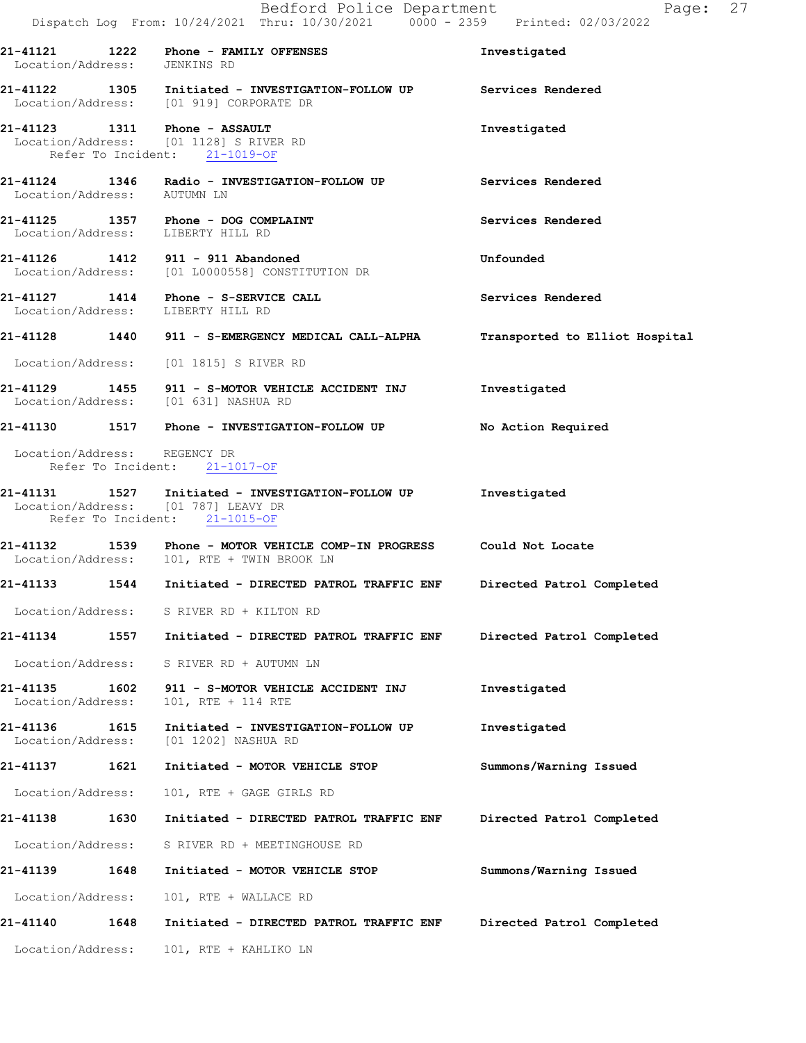Bedford Police Department
Dispatch Log From: 10/24/2021 Thru: 10/30/2021 0000 - 2359 Printed: 02/03/2022

**21-41121 1222 Phone - FAMILY OFFENSES** Investigated
Location/Address: JENKINS RD

**21-41122 1305 Initiated - INVESTIGATION-FOLLOW UP** Services Rendered
Location/Address: [01 919] CORPORATE DR

**21-41123 1311 Phone - ASSAULT** Investigated
Location/Address: [01 1128] S RIVER RD
Refer To Incident: 21-1019-OF

**21-41124 1346 Radio - INVESTIGATION-FOLLOW UP** Services Rendered
Location/Address: AUTUMN LN

**21-41125 1357 Phone - DOG COMPLAINT** Services Rendered
Location/Address: LIBERTY HILL RD

**21-41126 1412 911 - 911 Abandoned** Unfounded
Location/Address: [01 L0000558] CONSTITUTION DR

**21-41127 1414 Phone - S-SERVICE CALL** Services Rendered
Location/Address: LIBERTY HILL RD

**21-41128 1440 911 - S-EMERGENCY MEDICAL CALL-ALPHA** Transported to Elliot Hospital
Location/Address: [01 1815] S RIVER RD

**21-41129 1455 911 - S-MOTOR VEHICLE ACCIDENT INJ** Investigated
Location/Address: [01 631] NASHUA RD

**21-41130 1517 Phone - INVESTIGATION-FOLLOW UP** No Action Required
Location/Address: REGENCY DR
Refer To Incident: 21-1017-OF

**21-41131 1527 Initiated - INVESTIGATION-FOLLOW UP** Investigated
Location/Address: [01 787] LEAVY DR
Refer To Incident: 21-1015-OF

**21-41132 1539 Phone - MOTOR VEHICLE COMP-IN PROGRESS** Could Not Locate
Location/Address: 101, RTE + TWIN BROOK LN

**21-41133 1544 Initiated - DIRECTED PATROL TRAFFIC ENF** Directed Patrol Completed
Location/Address: S RIVER RD + KILTON RD

**21-41134 1557 Initiated - DIRECTED PATROL TRAFFIC ENF** Directed Patrol Completed
Location/Address: S RIVER RD + AUTUMN LN

**21-41135 1602 911 - S-MOTOR VEHICLE ACCIDENT INJ** Investigated
Location/Address: 101, RTE + 114 RTE

**21-41136 1615 Initiated - INVESTIGATION-FOLLOW UP** Investigated
Location/Address: [01 1202] NASHUA RD

**21-41137 1621 Initiated - MOTOR VEHICLE STOP** Summons/Warning Issued
Location/Address: 101, RTE + GAGE GIRLS RD

**21-41138 1630 Initiated - DIRECTED PATROL TRAFFIC ENF** Directed Patrol Completed
Location/Address: S RIVER RD + MEETINGHOUSE RD

**21-41139 1648 Initiated - MOTOR VEHICLE STOP** Summons/Warning Issued
Location/Address: 101, RTE + WALLACE RD

**21-41140 1648 Initiated - DIRECTED PATROL TRAFFIC ENF** Directed Patrol Completed
Location/Address: 101, RTE + KAHLIKO LN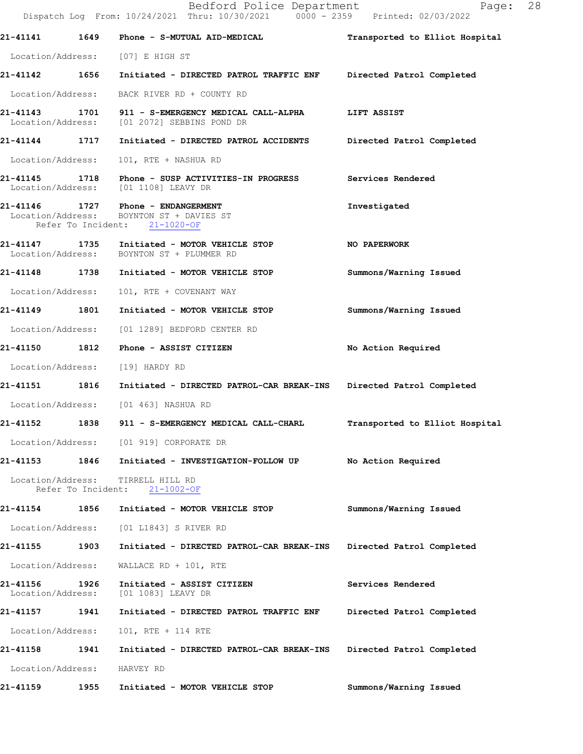21-41141 1649 Phone - S-MUTUAL AID-MEDICAL Transported to Elliot Hospital

Location/Address: [07] E HIGH ST

21-41142 1656 Initiated - DIRECTED PATROL TRAFFIC ENF Directed Patrol Completed

Location/Address: BACK RIVER RD + COUNTY RD

21-41143 1701 911 - S-EMERGENCY MEDICAL CALL-ALPHA LIFT ASSIST
Location/Address: [01 2072] SEBBINS POND DR

21-41144 1717 Initiated - DIRECTED PATROL ACCIDENTS Directed Patrol Completed

Location/Address: 101, RTE + NASHUA RD

21-41145 1718 Phone - SUSP ACTIVITIES-IN PROGRESS Services Rendered
Location/Address: [01 1108] LEAVY DR

21-41146 1727 Phone - ENDANGERMENT Investigated
Location/Address: BOYNTON ST + DAVIES ST
Refer To Incident: 21-1020-OF

21-41147 1735 Initiated - MOTOR VEHICLE STOP NO PAPERWORK
Location/Address: BOYNTON ST + PLUMMER RD

21-41148 1738 Initiated - MOTOR VEHICLE STOP Summons/Warning Issued

Location/Address: 101, RTE + COVENANT WAY

21-41149 1801 Initiated - MOTOR VEHICLE STOP Summons/Warning Issued

Location/Address: [01 1289] BEDFORD CENTER RD

21-41150 1812 Phone - ASSIST CITIZEN No Action Required

Location/Address: [19] HARDY RD

21-41151 1816 Initiated - DIRECTED PATROL-CAR BREAK-INS Directed Patrol Completed

Location/Address: [01 463] NASHUA RD

21-41152 1838 911 - S-EMERGENCY MEDICAL CALL-CHARL Transported to Elliot Hospital

Location/Address: [01 919] CORPORATE DR

21-41153 1846 Initiated - INVESTIGATION-FOLLOW UP No Action Required

Location/Address: TIRRELL HILL RD
Refer To Incident: 21-1002-OF

21-41154 1856 Initiated - MOTOR VEHICLE STOP Summons/Warning Issued

Location/Address: [01 L1843] S RIVER RD

21-41155 1903 Initiated - DIRECTED PATROL-CAR BREAK-INS Directed Patrol Completed

Location/Address: WALLACE RD + 101, RTE

21-41156 1926 Initiated - ASSIST CITIZEN Services Rendered
Location/Address: [01 1083] LEAVY DR

21-41157 1941 Initiated - DIRECTED PATROL TRAFFIC ENF Directed Patrol Completed

Location/Address: 101, RTE + 114 RTE

21-41158 1941 Initiated - DIRECTED PATROL-CAR BREAK-INS Directed Patrol Completed

Location/Address: HARVEY RD

21-41159 1955 Initiated - MOTOR VEHICLE STOP Summons/Warning Issued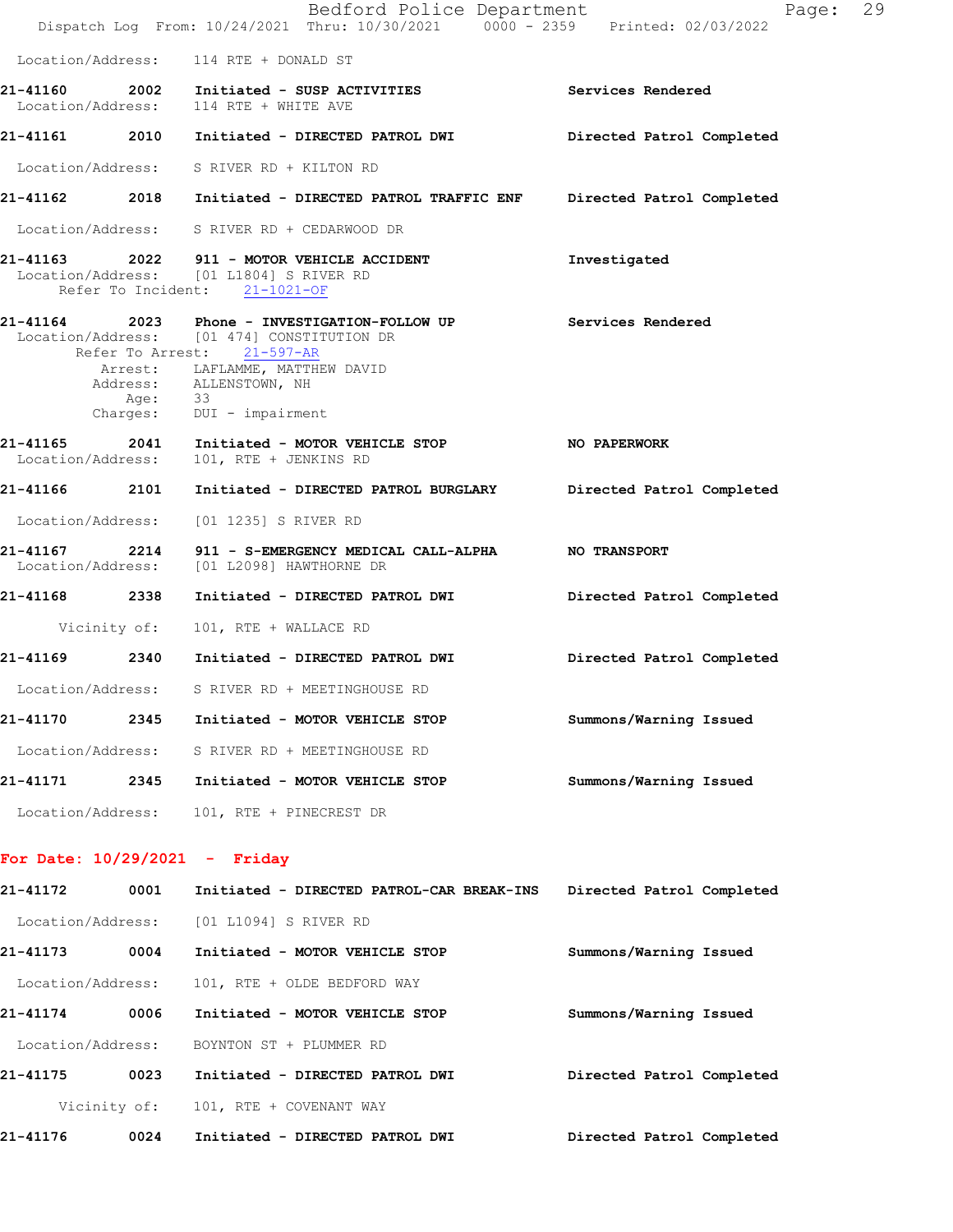Location/Address: 114 RTE + DONALD ST

**21-41160** 2002 **Initiated - SUSP ACTIVITIES** **Services Rendered**
Location/Address: 114 RTE + WHITE AVE

**21-41161** 2010 **Initiated - DIRECTED PATROL DWI** **Directed Patrol Completed**
Location/Address: S RIVER RD + KILTON RD

**21-41162** 2018 **Initiated - DIRECTED PATROL TRAFFIC ENF** **Directed Patrol Completed**
Location/Address: S RIVER RD + CEDARWOOD DR

**21-41163** 2022 **911 - MOTOR VEHICLE ACCIDENT** **Investigated**
Location/Address: [01 L1804] S RIVER RD
Refer To Incident: 21-1021-OF

**21-41164** 2023 **Phone - INVESTIGATION-FOLLOW UP** **Services Rendered**
Location/Address: [01 474] CONSTITUTION DR
Refer To Arrest: 21-597-AR
Arrest: LAFLAMME, MATTHEW DAVID
Address: ALLENSTOWN, NH
Age: 33
Charges: DUI - impairment

**21-41165** 2041 **Initiated - MOTOR VEHICLE STOP** **NO PAPERWORK**
Location/Address: 101, RTE + JENKINS RD

**21-41166** 2101 **Initiated - DIRECTED PATROL BURGLARY** **Directed Patrol Completed**
Location/Address: [01 1235] S RIVER RD

**21-41167** 2214 **911 - S-EMERGENCY MEDICAL CALL-ALPHA** **NO TRANSPORT**
Location/Address: [01 L2098] HAWTHORNE DR

**21-41168** 2338 **Initiated - DIRECTED PATROL DWI** **Directed Patrol Completed**
Vicinity of: 101, RTE + WALLACE RD

**21-41169** 2340 **Initiated - DIRECTED PATROL DWI** **Directed Patrol Completed**
Location/Address: S RIVER RD + MEETINGHOUSE RD

**21-41170** 2345 **Initiated - MOTOR VEHICLE STOP** **Summons/Warning Issued**
Location/Address: S RIVER RD + MEETINGHOUSE RD

**21-41171** 2345 **Initiated - MOTOR VEHICLE STOP** **Summons/Warning Issued**
Location/Address: 101, RTE + PINECREST DR

## For Date: 10/29/2021 - Friday

**21-41172** 0001 **Initiated - DIRECTED PATROL-CAR BREAK-INS** **Directed Patrol Completed**
Location/Address: [01 L1094] S RIVER RD

**21-41173** 0004 **Initiated - MOTOR VEHICLE STOP** **Summons/Warning Issued**
Location/Address: 101, RTE + OLDE BEDFORD WAY

**21-41174** 0006 **Initiated - MOTOR VEHICLE STOP** **Summons/Warning Issued**
Location/Address: BOYNTON ST + PLUMMER RD

**21-41175** 0023 **Initiated - DIRECTED PATROL DWI** **Directed Patrol Completed**
Vicinity of: 101, RTE + COVENANT WAY

**21-41176** 0024 **Initiated - DIRECTED PATROL DWI** **Directed Patrol Completed**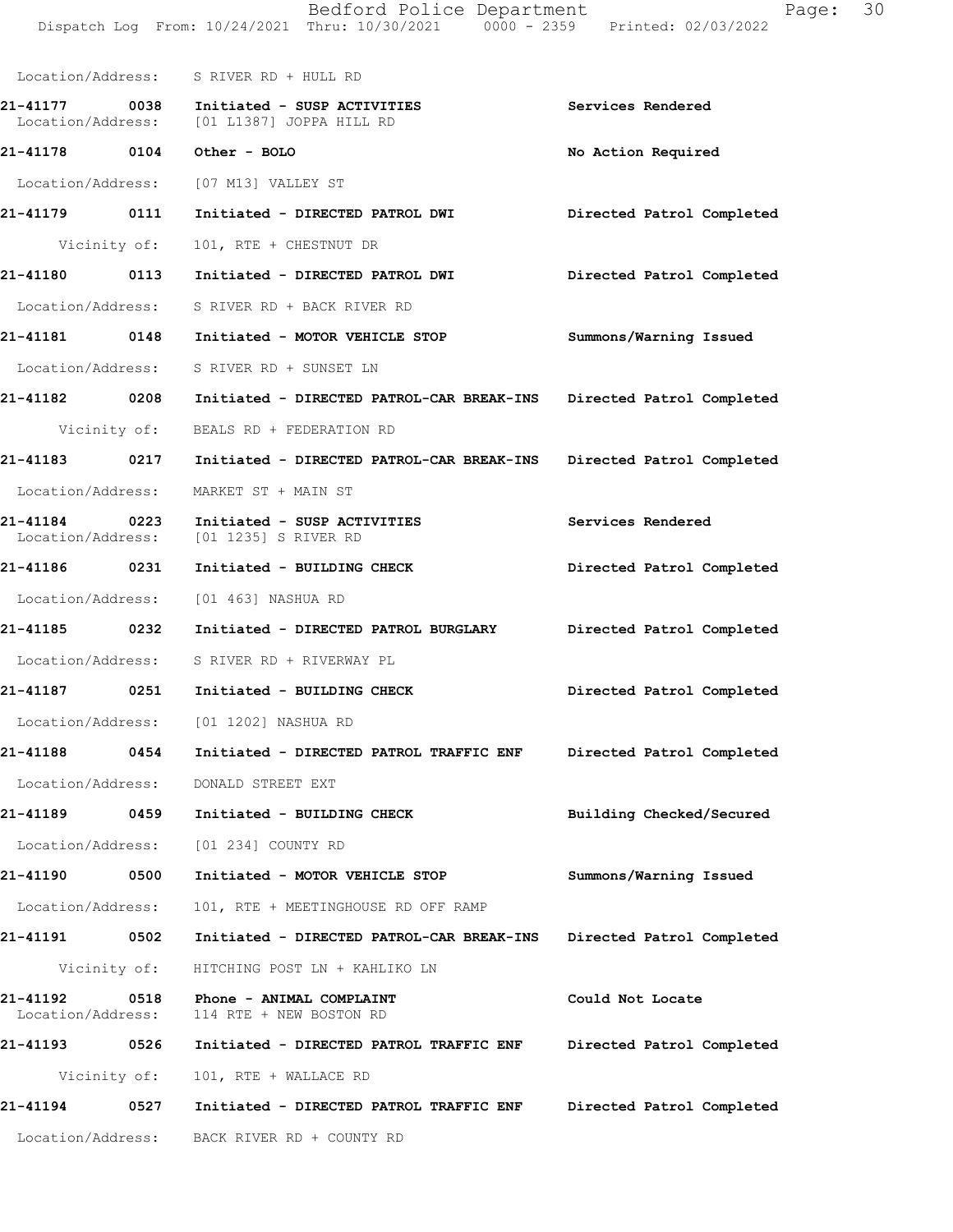Location/Address: S RIVER RD + HULL RD

**21-41177 0038 Initiated - SUSP ACTIVITIES** — Services Rendered
Location/Address: [01 L1387] JOPPA HILL RD

**21-41178 0104 Other - BOLO** — No Action Required
Location/Address: [07 M13] VALLEY ST

**21-41179 0111 Initiated - DIRECTED PATROL DWI** — Directed Patrol Completed
Vicinity of: 101, RTE + CHESTNUT DR

**21-41180 0113 Initiated - DIRECTED PATROL DWI** — Directed Patrol Completed
Location/Address: S RIVER RD + BACK RIVER RD

**21-41181 0148 Initiated - MOTOR VEHICLE STOP** — Summons/Warning Issued
Location/Address: S RIVER RD + SUNSET LN

**21-41182 0208 Initiated - DIRECTED PATROL-CAR BREAK-INS** — Directed Patrol Completed
Vicinity of: BEALS RD + FEDERATION RD

**21-41183 0217 Initiated - DIRECTED PATROL-CAR BREAK-INS** — Directed Patrol Completed
Location/Address: MARKET ST + MAIN ST

**21-41184 0223 Initiated - SUSP ACTIVITIES** — Services Rendered
Location/Address: [01 1235] S RIVER RD

**21-41186 0231 Initiated - BUILDING CHECK** — Directed Patrol Completed
Location/Address: [01 463] NASHUA RD

**21-41185 0232 Initiated - DIRECTED PATROL BURGLARY** — Directed Patrol Completed
Location/Address: S RIVER RD + RIVERWAY PL

**21-41187 0251 Initiated - BUILDING CHECK** — Directed Patrol Completed
Location/Address: [01 1202] NASHUA RD

**21-41188 0454 Initiated - DIRECTED PATROL TRAFFIC ENF** — Directed Patrol Completed
Location/Address: DONALD STREET EXT

**21-41189 0459 Initiated - BUILDING CHECK** — Building Checked/Secured
Location/Address: [01 234] COUNTY RD

**21-41190 0500 Initiated - MOTOR VEHICLE STOP** — Summons/Warning Issued
Location/Address: 101, RTE + MEETINGHOUSE RD OFF RAMP

**21-41191 0502 Initiated - DIRECTED PATROL-CAR BREAK-INS** — Directed Patrol Completed
Vicinity of: HITCHING POST LN + KAHLIKO LN

**21-41192 0518 Phone - ANIMAL COMPLAINT** — Could Not Locate
Location/Address: 114 RTE + NEW BOSTON RD

**21-41193 0526 Initiated - DIRECTED PATROL TRAFFIC ENF** — Directed Patrol Completed
Vicinity of: 101, RTE + WALLACE RD

**21-41194 0527 Initiated - DIRECTED PATROL TRAFFIC ENF** — Directed Patrol Completed
Location/Address: BACK RIVER RD + COUNTY RD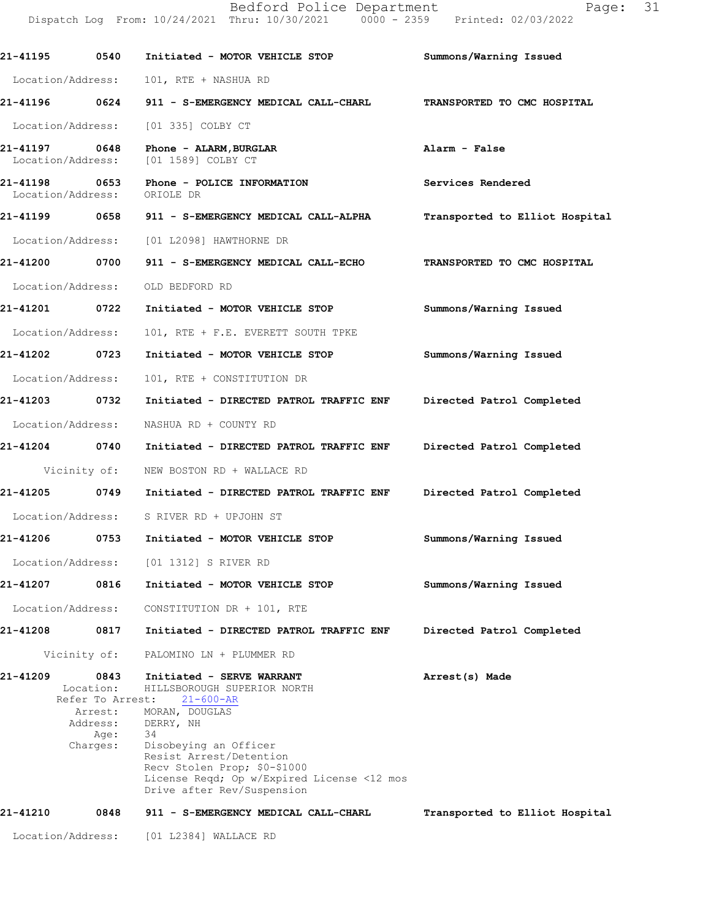21-41195 0540 Initiated - MOTOR VEHICLE STOP Summons/Warning Issued

Location/Address: 101, RTE + NASHUA RD

21-41196 0624 911 - S-EMERGENCY MEDICAL CALL-CHARL TRANSPORTED TO CMC HOSPITAL

Location/Address: [01 335] COLBY CT

21-41197 0648 Phone - ALARM,BURGLAR Alarm - False
Location/Address: [01 1589] COLBY CT

21-41198 0653 Phone - POLICE INFORMATION Services Rendered
Location/Address: ORIOLE DR

21-41199 0658 911 - S-EMERGENCY MEDICAL CALL-ALPHA Transported to Elliot Hospital

Location/Address: [01 L2098] HAWTHORNE DR

21-41200 0700 911 - S-EMERGENCY MEDICAL CALL-ECHO TRANSPORTED TO CMC HOSPITAL

Location/Address: OLD BEDFORD RD

21-41201 0722 Initiated - MOTOR VEHICLE STOP Summons/Warning Issued

Location/Address: 101, RTE + F.E. EVERETT SOUTH TPKE

21-41202 0723 Initiated - MOTOR VEHICLE STOP Summons/Warning Issued

Location/Address: 101, RTE + CONSTITUTION DR

21-41203 0732 Initiated - DIRECTED PATROL TRAFFIC ENF Directed Patrol Completed

Location/Address: NASHUA RD + COUNTY RD

21-41204 0740 Initiated - DIRECTED PATROL TRAFFIC ENF Directed Patrol Completed

Vicinity of: NEW BOSTON RD + WALLACE RD

21-41205 0749 Initiated - DIRECTED PATROL TRAFFIC ENF Directed Patrol Completed

Location/Address: S RIVER RD + UPJOHN ST

21-41206 0753 Initiated - MOTOR VEHICLE STOP Summons/Warning Issued

Location/Address: [01 1312] S RIVER RD

21-41207 0816 Initiated - MOTOR VEHICLE STOP Summons/Warning Issued

Location/Address: CONSTITUTION DR + 101, RTE

21-41208 0817 Initiated - DIRECTED PATROL TRAFFIC ENF Directed Patrol Completed

Vicinity of: PALOMINO LN + PLUMMER RD

21-41209 0843 Initiated - SERVE WARRANT Arrest(s) Made
Location: HILLSBOROUGH SUPERIOR NORTH
Refer To Arrest: 21-600-AR
Arrest: MORAN, DOUGLAS
Address: DERRY, NH
Age: 34
Charges: Disobeying an Officer
Resist Arrest/Detention
Recv Stolen Prop; $0-$1000
License Reqd; Op w/Expired License <12 mos
Drive after Rev/Suspension

21-41210 0848 911 - S-EMERGENCY MEDICAL CALL-CHARL Transported to Elliot Hospital

Location/Address: [01 L2384] WALLACE RD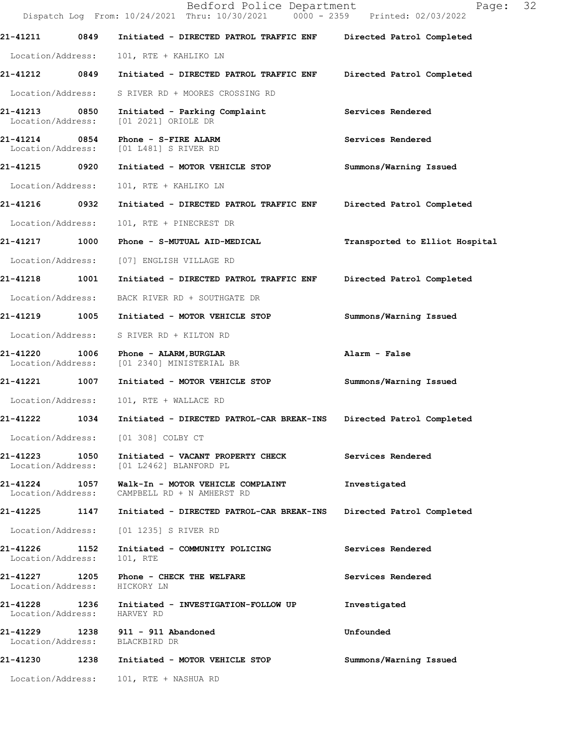| Call # | Time | Call Reason | Action |
|---|---|---|---|
| 21-41211 | 0849 | Initiated - DIRECTED PATROL TRAFFIC ENF | Directed Patrol Completed |
| | | Location/Address: 101, RTE + KAHLIKO LN | |
| 21-41212 | 0849 | Initiated - DIRECTED PATROL TRAFFIC ENF | Directed Patrol Completed |
| | | Location/Address: S RIVER RD + MOORES CROSSING RD | |
| 21-41213 | 0850 | Initiated - Parking Complaint | Services Rendered |
| | | Location/Address: [01 2021] ORIOLE DR | |
| 21-41214 | 0854 | Phone - S-FIRE ALARM | Services Rendered |
| | | Location/Address: [01 L481] S RIVER RD | |
| 21-41215 | 0920 | Initiated - MOTOR VEHICLE STOP | Summons/Warning Issued |
| | | Location/Address: 101, RTE + KAHLIKO LN | |
| 21-41216 | 0932 | Initiated - DIRECTED PATROL TRAFFIC ENF | Directed Patrol Completed |
| | | Location/Address: 101, RTE + PINECREST DR | |
| 21-41217 | 1000 | Phone - S-MUTUAL AID-MEDICAL | Transported to Elliot Hospital |
| | | Location/Address: [07] ENGLISH VILLAGE RD | |
| 21-41218 | 1001 | Initiated - DIRECTED PATROL TRAFFIC ENF | Directed Patrol Completed |
| | | Location/Address: BACK RIVER RD + SOUTHGATE DR | |
| 21-41219 | 1005 | Initiated - MOTOR VEHICLE STOP | Summons/Warning Issued |
| | | Location/Address: S RIVER RD + KILTON RD | |
| 21-41220 | 1006 | Phone - ALARM,BURGLAR | Alarm - False |
| | | Location/Address: [01 2340] MINISTERIAL BR | |
| 21-41221 | 1007 | Initiated - MOTOR VEHICLE STOP | Summons/Warning Issued |
| | | Location/Address: 101, RTE + WALLACE RD | |
| 21-41222 | 1034 | Initiated - DIRECTED PATROL-CAR BREAK-INS | Directed Patrol Completed |
| | | Location/Address: [01 308] COLBY CT | |
| 21-41223 | 1050 | Initiated - VACANT PROPERTY CHECK | Services Rendered |
| | | Location/Address: [01 L2462] BLANFORD PL | |
| 21-41224 | 1057 | Walk-In - MOTOR VEHICLE COMPLAINT | Investigated |
| | | Location/Address: CAMPBELL RD + N AMHERST RD | |
| 21-41225 | 1147 | Initiated - DIRECTED PATROL-CAR BREAK-INS | Directed Patrol Completed |
| | | Location/Address: [01 1235] S RIVER RD | |
| 21-41226 | 1152 | Initiated - COMMUNITY POLICING | Services Rendered |
| | | Location/Address: 101, RTE | |
| 21-41227 | 1205 | Phone - CHECK THE WELFARE | Services Rendered |
| | | Location/Address: HICKORY LN | |
| 21-41228 | 1236 | Initiated - INVESTIGATION-FOLLOW UP | Investigated |
| | | Location/Address: HARVEY RD | |
| 21-41229 | 1238 | 911 - 911 Abandoned | Unfounded |
| | | Location/Address: BLACKBIRD DR | |
| 21-41230 | 1238 | Initiated - MOTOR VEHICLE STOP | Summons/Warning Issued |
| | | Location/Address: 101, RTE + NASHUA RD | |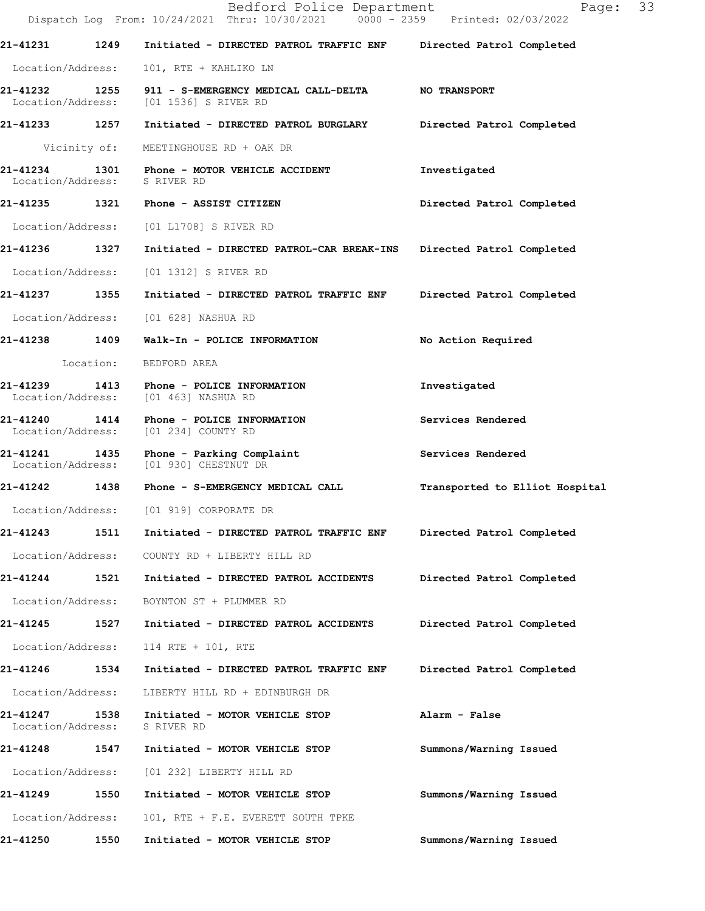21-41231 1249 Initiated - DIRECTED PATROL TRAFFIC ENF Directed Patrol Completed

Location/Address: 101, RTE + KAHLIKO LN

21-41232 1255 911 - S-EMERGENCY MEDICAL CALL-DELTA NO TRANSPORT
Location/Address: [01 1536] S RIVER RD

21-41233 1257 Initiated - DIRECTED PATROL BURGLARY Directed Patrol Completed

Vicinity of: MEETINGHOUSE RD + OAK DR

21-41234 1301 Phone - MOTOR VEHICLE ACCIDENT Investigated
Location/Address: S RIVER RD

21-41235 1321 Phone - ASSIST CITIZEN Directed Patrol Completed

Location/Address: [01 L1708] S RIVER RD

21-41236 1327 Initiated - DIRECTED PATROL-CAR BREAK-INS Directed Patrol Completed

Location/Address: [01 1312] S RIVER RD

21-41237 1355 Initiated - DIRECTED PATROL TRAFFIC ENF Directed Patrol Completed

Location/Address: [01 628] NASHUA RD

21-41238 1409 Walk-In - POLICE INFORMATION No Action Required

Location: BEDFORD AREA

21-41239 1413 Phone - POLICE INFORMATION Investigated
Location/Address: [01 463] NASHUA RD

21-41240 1414 Phone - POLICE INFORMATION Services Rendered
Location/Address: [01 234] COUNTY RD

21-41241 1435 Phone - Parking Complaint Services Rendered
Location/Address: [01 930] CHESTNUT DR

21-41242 1438 Phone - S-EMERGENCY MEDICAL CALL Transported to Elliot Hospital

Location/Address: [01 919] CORPORATE DR

21-41243 1511 Initiated - DIRECTED PATROL TRAFFIC ENF Directed Patrol Completed

Location/Address: COUNTY RD + LIBERTY HILL RD

21-41244 1521 Initiated - DIRECTED PATROL ACCIDENTS Directed Patrol Completed

Location/Address: BOYNTON ST + PLUMMER RD

21-41245 1527 Initiated - DIRECTED PATROL ACCIDENTS Directed Patrol Completed

Location/Address: 114 RTE + 101, RTE

21-41246 1534 Initiated - DIRECTED PATROL TRAFFIC ENF Directed Patrol Completed

Location/Address: LIBERTY HILL RD + EDINBURGH DR

21-41247 1538 Initiated - MOTOR VEHICLE STOP Alarm - False
Location/Address: S RIVER RD

21-41248 1547 Initiated - MOTOR VEHICLE STOP Summons/Warning Issued

Location/Address: [01 232] LIBERTY HILL RD

21-41249 1550 Initiated - MOTOR VEHICLE STOP Summons/Warning Issued

Location/Address: 101, RTE + F.E. EVERETT SOUTH TPKE

21-41250 1550 Initiated - MOTOR VEHICLE STOP Summons/Warning Issued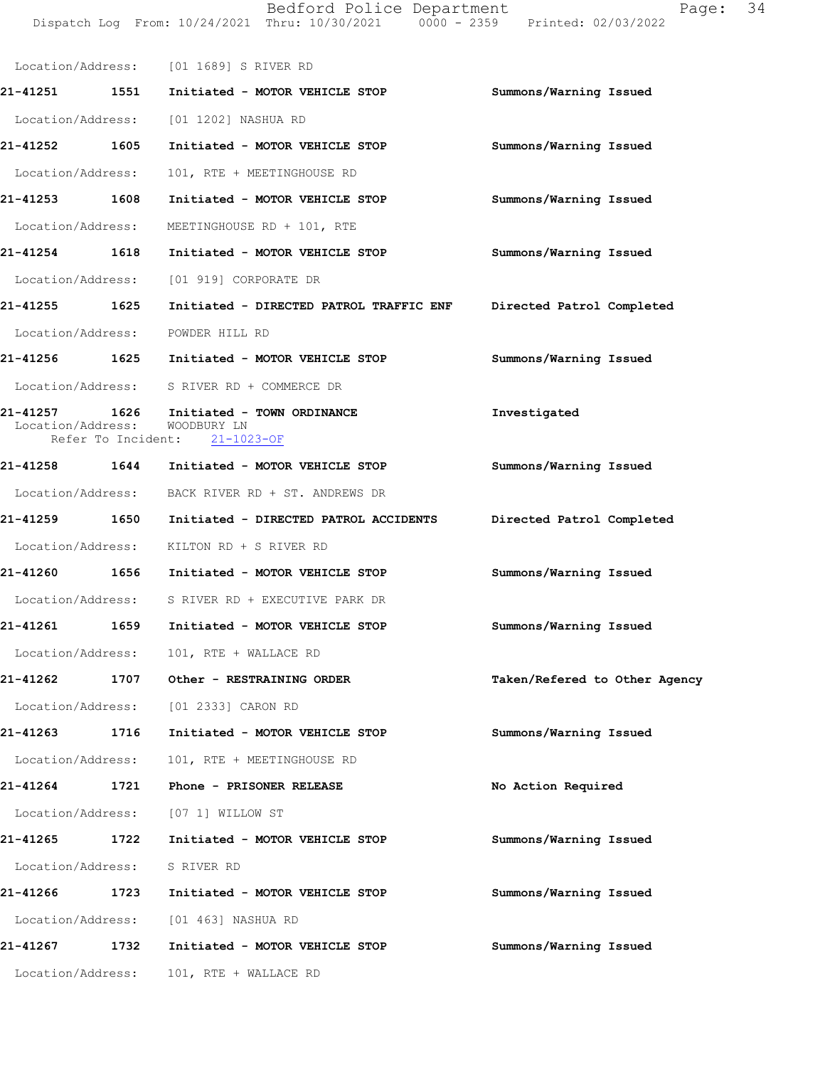Location/Address: [01 1689] S RIVER RD

**21-41251** **1551** **Initiated - MOTOR VEHICLE STOP** **Summons/Warning Issued**

Location/Address: [01 1202] NASHUA RD

**21-41252** **1605** **Initiated - MOTOR VEHICLE STOP** **Summons/Warning Issued**

Location/Address: 101, RTE + MEETINGHOUSE RD

**21-41253** **1608** **Initiated - MOTOR VEHICLE STOP** **Summons/Warning Issued**

Location/Address: MEETINGHOUSE RD + 101, RTE

**21-41254** **1618** **Initiated - MOTOR VEHICLE STOP** **Summons/Warning Issued**

Location/Address: [01 919] CORPORATE DR

**21-41255** **1625** **Initiated - DIRECTED PATROL TRAFFIC ENF** **Directed Patrol Completed**

Location/Address: POWDER HILL RD

**21-41256** **1625** **Initiated - MOTOR VEHICLE STOP** **Summons/Warning Issued**

Location/Address: S RIVER RD + COMMERCE DR

**21-41257** **1626** **Initiated - TOWN ORDINANCE** **Investigated**

Location/Address: WOODBURY LN

Refer To Incident: 21-1023-OF

**21-41258** **1644** **Initiated - MOTOR VEHICLE STOP** **Summons/Warning Issued**

Location/Address: BACK RIVER RD + ST. ANDREWS DR

**21-41259** **1650** **Initiated - DIRECTED PATROL ACCIDENTS** **Directed Patrol Completed**

Location/Address: KILTON RD + S RIVER RD

**21-41260** **1656** **Initiated - MOTOR VEHICLE STOP** **Summons/Warning Issued**

Location/Address: S RIVER RD + EXECUTIVE PARK DR

**21-41261** **1659** **Initiated - MOTOR VEHICLE STOP** **Summons/Warning Issued**

Location/Address: 101, RTE + WALLACE RD

**21-41262** **1707** **Other - RESTRAINING ORDER** **Taken/Refered to Other Agency**

Location/Address: [01 2333] CARON RD

**21-41263** **1716** **Initiated - MOTOR VEHICLE STOP** **Summons/Warning Issued**

Location/Address: 101, RTE + MEETINGHOUSE RD

**21-41264** **1721** **Phone - PRISONER RELEASE** **No Action Required**

Location/Address: [07 1] WILLOW ST

**21-41265** **1722** **Initiated - MOTOR VEHICLE STOP** **Summons/Warning Issued**

Location/Address: S RIVER RD

**21-41266** **1723** **Initiated - MOTOR VEHICLE STOP** **Summons/Warning Issued**

Location/Address: [01 463] NASHUA RD

**21-41267** **1732** **Initiated - MOTOR VEHICLE STOP** **Summons/Warning Issued**

Location/Address: 101, RTE + WALLACE RD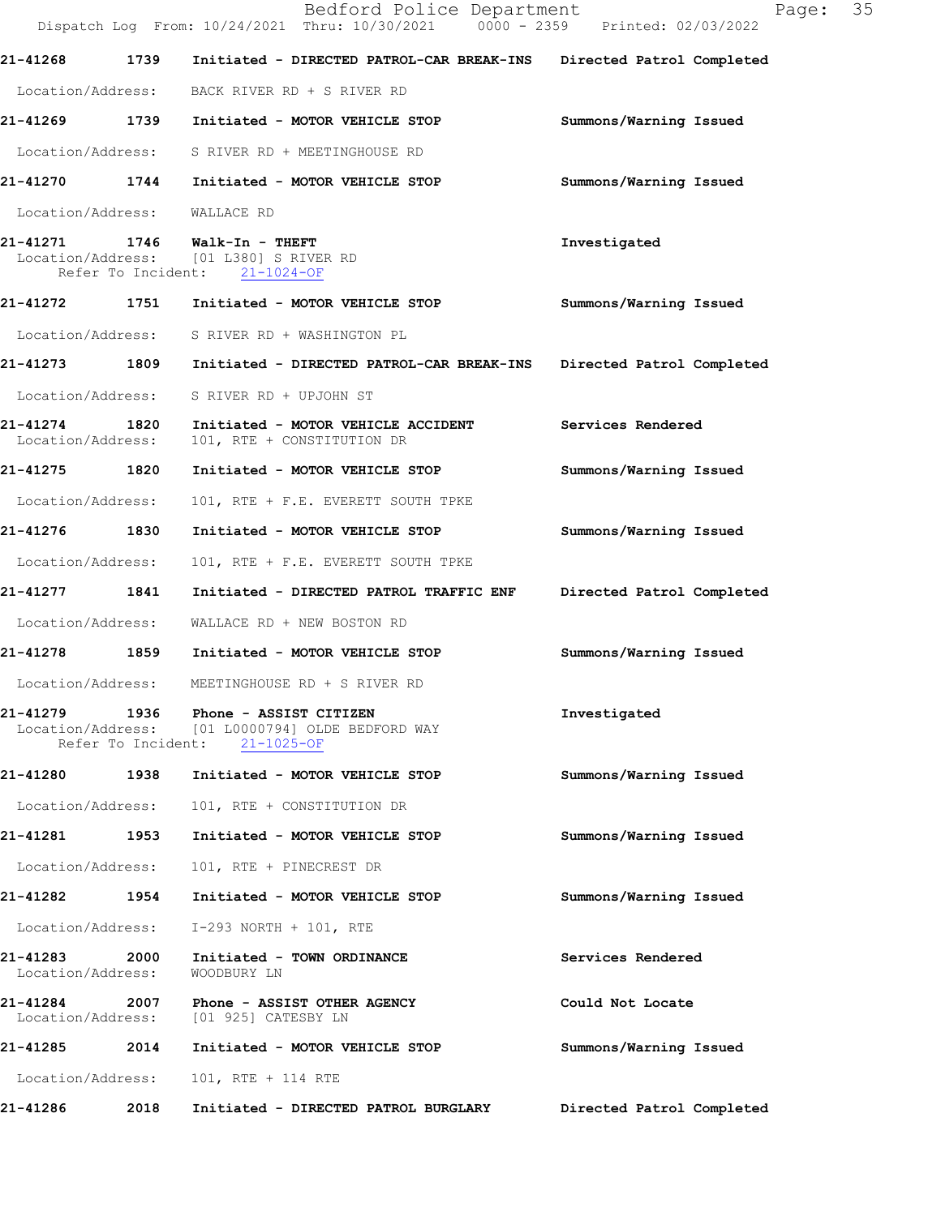21-41268 1739 Initiated - DIRECTED PATROL-CAR BREAK-INS Directed Patrol Completed

Location/Address: BACK RIVER RD + S RIVER RD

21-41269 1739 Initiated - MOTOR VEHICLE STOP Summons/Warning Issued

Location/Address: S RIVER RD + MEETINGHOUSE RD

21-41270 1744 Initiated - MOTOR VEHICLE STOP Summons/Warning Issued

Location/Address: WALLACE RD

21-41271 1746 Walk-In - THEFT Investigated
Location/Address: [01 L380] S RIVER RD
Refer To Incident: 21-1024-OF

21-41272 1751 Initiated - MOTOR VEHICLE STOP Summons/Warning Issued

Location/Address: S RIVER RD + WASHINGTON PL

21-41273 1809 Initiated - DIRECTED PATROL-CAR BREAK-INS Directed Patrol Completed

Location/Address: S RIVER RD + UPJOHN ST

21-41274 1820 Initiated - MOTOR VEHICLE ACCIDENT Services Rendered
Location/Address: 101, RTE + CONSTITUTION DR

21-41275 1820 Initiated - MOTOR VEHICLE STOP Summons/Warning Issued

Location/Address: 101, RTE + F.E. EVERETT SOUTH TPKE

21-41276 1830 Initiated - MOTOR VEHICLE STOP Summons/Warning Issued

Location/Address: 101, RTE + F.E. EVERETT SOUTH TPKE

21-41277 1841 Initiated - DIRECTED PATROL TRAFFIC ENF Directed Patrol Completed

Location/Address: WALLACE RD + NEW BOSTON RD

21-41278 1859 Initiated - MOTOR VEHICLE STOP Summons/Warning Issued

Location/Address: MEETINGHOUSE RD + S RIVER RD

21-41279 1936 Phone - ASSIST CITIZEN Investigated
Location/Address: [01 L0000794] OLDE BEDFORD WAY
Refer To Incident: 21-1025-OF

21-41280 1938 Initiated - MOTOR VEHICLE STOP Summons/Warning Issued

Location/Address: 101, RTE + CONSTITUTION DR

21-41281 1953 Initiated - MOTOR VEHICLE STOP Summons/Warning Issued

Location/Address: 101, RTE + PINECREST DR

21-41282 1954 Initiated - MOTOR VEHICLE STOP Summons/Warning Issued

Location/Address: I-293 NORTH + 101, RTE

21-41283 2000 Initiated - TOWN ORDINANCE Services Rendered
Location/Address: WOODBURY LN

21-41284 2007 Phone - ASSIST OTHER AGENCY Could Not Locate
Location/Address: [01 925] CATESBY LN

21-41285 2014 Initiated - MOTOR VEHICLE STOP Summons/Warning Issued

Location/Address: 101, RTE + 114 RTE

21-41286 2018 Initiated - DIRECTED PATROL BURGLARY Directed Patrol Completed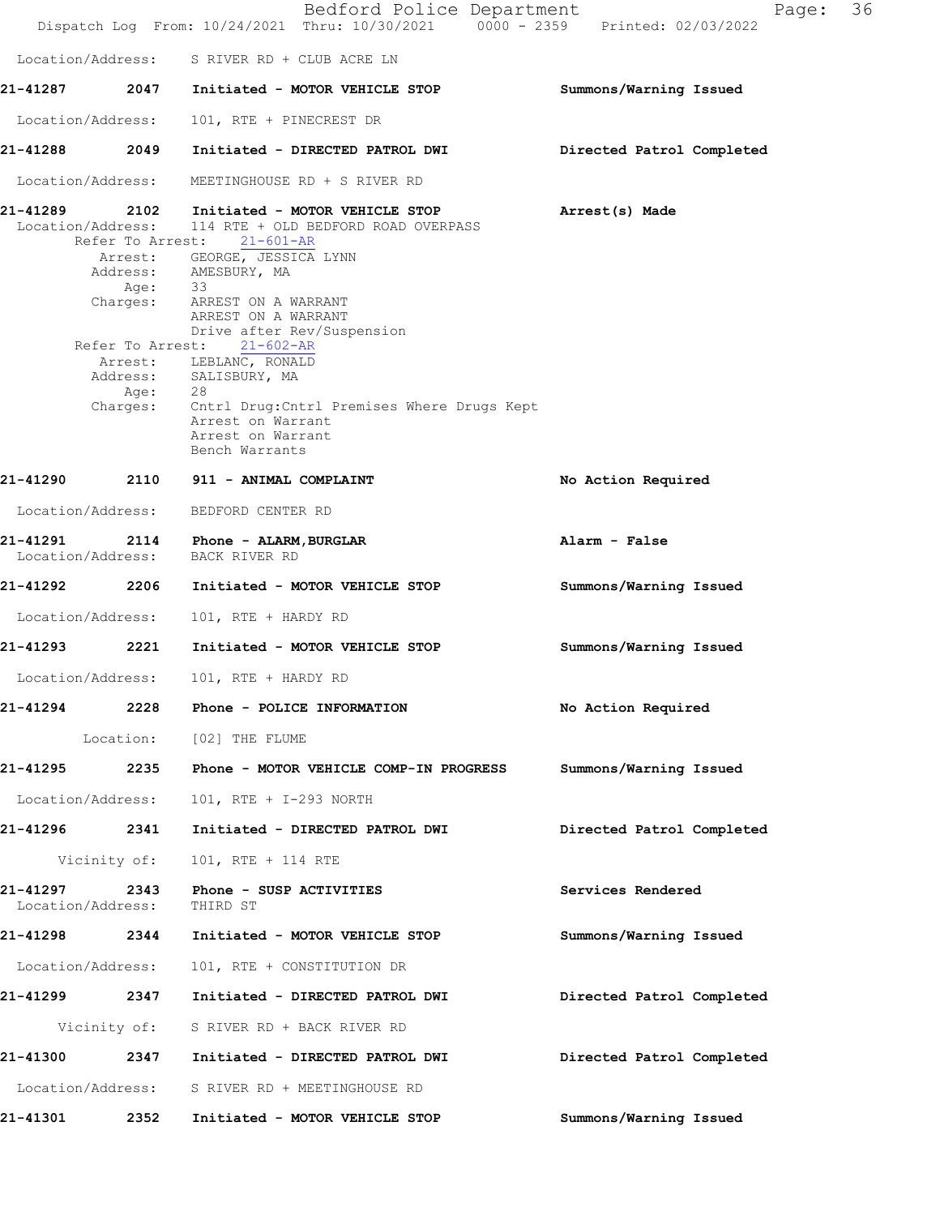Location/Address: S RIVER RD + CLUB ACRE LN

**21-41287 2047 Initiated - MOTOR VEHICLE STOP** — **Summons/Warning Issued**

Location/Address: 101, RTE + PINECREST DR

**21-41288 2049 Initiated - DIRECTED PATROL DWI** — **Directed Patrol Completed**

Location/Address: MEETINGHOUSE RD + S RIVER RD

**21-41289 2102 Initiated - MOTOR VEHICLE STOP** — **Arrest(s) Made**

Location/Address: 114 RTE + OLD BEDFORD ROAD OVERPASS

Refer To Arrest: 21-601-AR

Arrest: GEORGE, JESSICA LYNN
Address: AMESBURY, MA
Age: 33
Charges: ARREST ON A WARRANT
ARREST ON A WARRANT
Drive after Rev/Suspension

Refer To Arrest: 21-602-AR

Arrest: LEBLANC, RONALD
Address: SALISBURY, MA
Age: 28
Charges: Cntrl Drug:Cntrl Premises Where Drugs Kept
Arrest on Warrant
Arrest on Warrant
Bench Warrants

**21-41290 2110 911 - ANIMAL COMPLAINT** — **No Action Required**

Location/Address: BEDFORD CENTER RD

**21-41291 2114 Phone - ALARM,BURGLAR** — **Alarm - False**

Location/Address: BACK RIVER RD

**21-41292 2206 Initiated - MOTOR VEHICLE STOP** — **Summons/Warning Issued**

Location/Address: 101, RTE + HARDY RD

**21-41293 2221 Initiated - MOTOR VEHICLE STOP** — **Summons/Warning Issued**

Location/Address: 101, RTE + HARDY RD

**21-41294 2228 Phone - POLICE INFORMATION** — **No Action Required**

Location: [02] THE FLUME

**21-41295 2235 Phone - MOTOR VEHICLE COMP-IN PROGRESS** — **Summons/Warning Issued**

Location/Address: 101, RTE + I-293 NORTH

**21-41296 2341 Initiated - DIRECTED PATROL DWI** — **Directed Patrol Completed**

Vicinity of: 101, RTE + 114 RTE

**21-41297 2343 Phone - SUSP ACTIVITIES** — **Services Rendered**

Location/Address: THIRD ST

**21-41298 2344 Initiated - MOTOR VEHICLE STOP** — **Summons/Warning Issued**

Location/Address: 101, RTE + CONSTITUTION DR

**21-41299 2347 Initiated - DIRECTED PATROL DWI** — **Directed Patrol Completed**

Vicinity of: S RIVER RD + BACK RIVER RD

**21-41300 2347 Initiated - DIRECTED PATROL DWI** — **Directed Patrol Completed**

Location/Address: S RIVER RD + MEETINGHOUSE RD

**21-41301 2352 Initiated - MOTOR VEHICLE STOP** — **Summons/Warning Issued**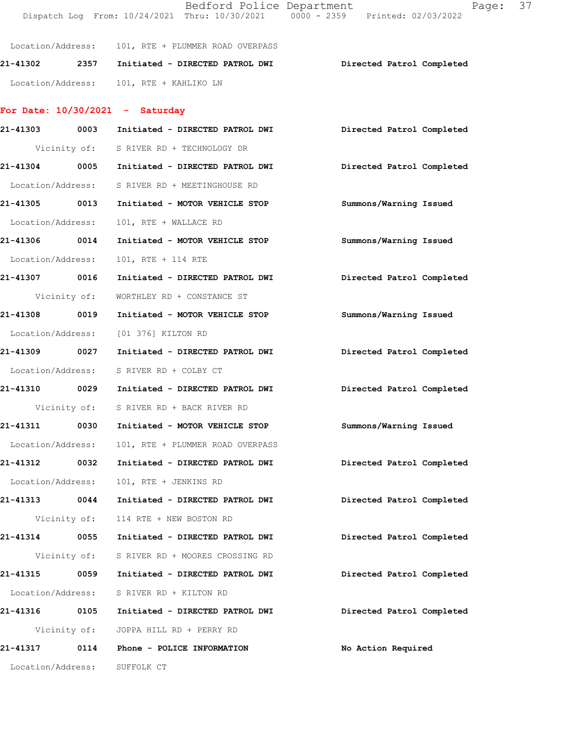Location/Address: 101, RTE + PLUMMER ROAD OVERPASS

**21-41302 2357 Initiated - DIRECTED PATROL DWI** **Directed Patrol Completed**

Location/Address: 101, RTE + KAHLIKO LN

## For Date: 10/30/2021 - Saturday

**21-41303 0003 Initiated - DIRECTED PATROL DWI** **Directed Patrol Completed**

Vicinity of: S RIVER RD + TECHNOLOGY DR

**21-41304 0005 Initiated - DIRECTED PATROL DWI** **Directed Patrol Completed**

Location/Address: S RIVER RD + MEETINGHOUSE RD

**21-41305 0013 Initiated - MOTOR VEHICLE STOP** **Summons/Warning Issued**

Location/Address: 101, RTE + WALLACE RD

**21-41306 0014 Initiated - MOTOR VEHICLE STOP** **Summons/Warning Issued**

Location/Address: 101, RTE + 114 RTE

**21-41307 0016 Initiated - DIRECTED PATROL DWI** **Directed Patrol Completed**

Vicinity of: WORTHLEY RD + CONSTANCE ST

**21-41308 0019 Initiated - MOTOR VEHICLE STOP** **Summons/Warning Issued**

Location/Address: [01 376] KILTON RD

**21-41309 0027 Initiated - DIRECTED PATROL DWI** **Directed Patrol Completed**

Location/Address: S RIVER RD + COLBY CT

**21-41310 0029 Initiated - DIRECTED PATROL DWI** **Directed Patrol Completed**

Vicinity of: S RIVER RD + BACK RIVER RD

**21-41311 0030 Initiated - MOTOR VEHICLE STOP** **Summons/Warning Issued**

Location/Address: 101, RTE + PLUMMER ROAD OVERPASS

**21-41312 0032 Initiated - DIRECTED PATROL DWI** **Directed Patrol Completed**

Location/Address: 101, RTE + JENKINS RD

**21-41313 0044 Initiated - DIRECTED PATROL DWI** **Directed Patrol Completed**

Vicinity of: 114 RTE + NEW BOSTON RD

**21-41314 0055 Initiated - DIRECTED PATROL DWI** **Directed Patrol Completed**

Vicinity of: S RIVER RD + MOORES CROSSING RD

**21-41315 0059 Initiated - DIRECTED PATROL DWI** **Directed Patrol Completed**

Location/Address: S RIVER RD + KILTON RD

**21-41316 0105 Initiated - DIRECTED PATROL DWI** **Directed Patrol Completed**

Vicinity of: JOPPA HILL RD + PERRY RD

**21-41317 0114 Phone - POLICE INFORMATION** **No Action Required**

Location/Address: SUFFOLK CT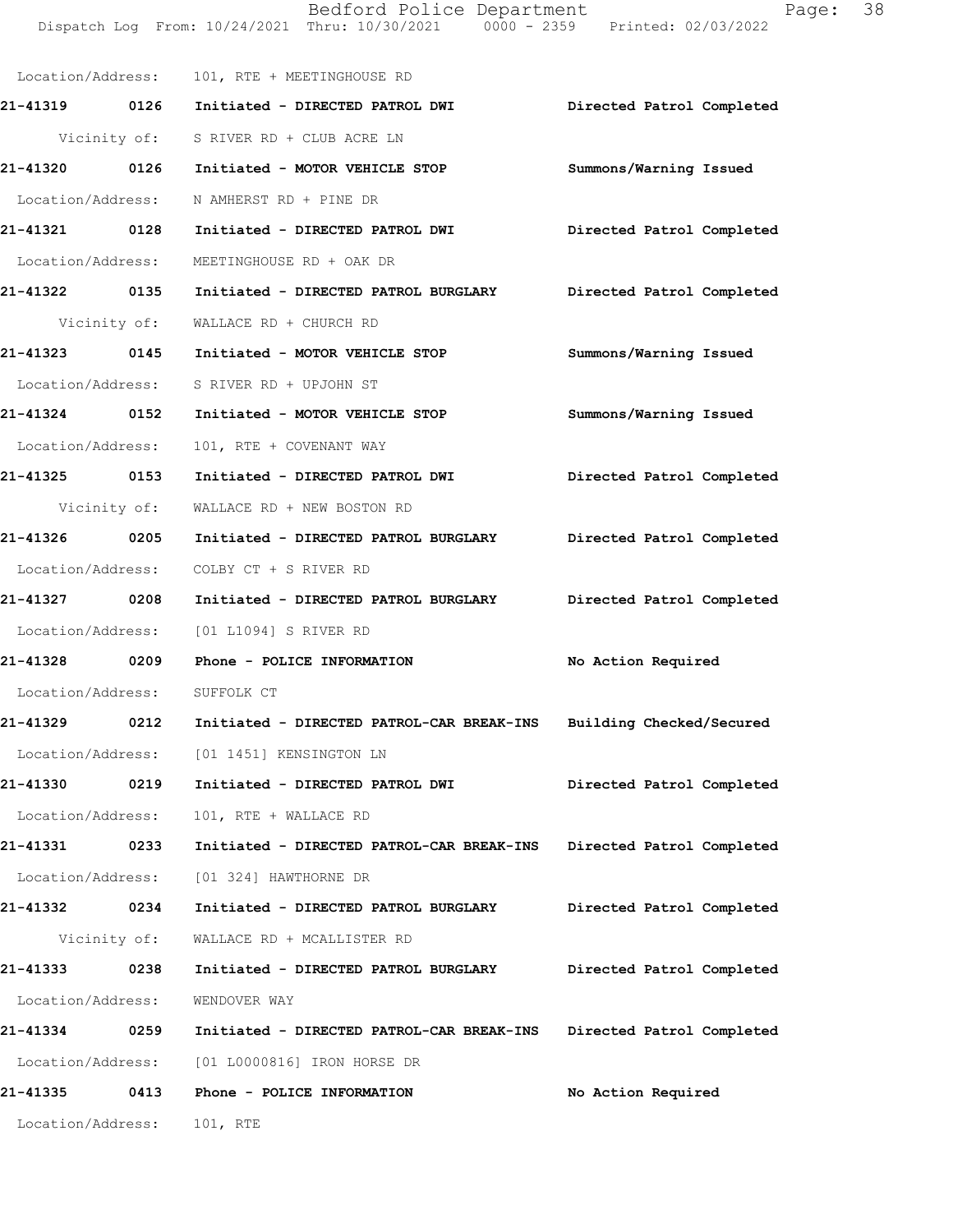Location/Address: 101, RTE + MEETINGHOUSE RD

**21-41319 0126 Initiated - DIRECTED PATROL DWI Directed Patrol Completed**

Vicinity of: S RIVER RD + CLUB ACRE LN

**21-41320 0126 Initiated - MOTOR VEHICLE STOP Summons/Warning Issued**

Location/Address: N AMHERST RD + PINE DR

**21-41321 0128 Initiated - DIRECTED PATROL DWI Directed Patrol Completed**

Location/Address: MEETINGHOUSE RD + OAK DR

**21-41322 0135 Initiated - DIRECTED PATROL BURGLARY Directed Patrol Completed**

Vicinity of: WALLACE RD + CHURCH RD

**21-41323 0145 Initiated - MOTOR VEHICLE STOP Summons/Warning Issued**

Location/Address: S RIVER RD + UPJOHN ST

**21-41324 0152 Initiated - MOTOR VEHICLE STOP Summons/Warning Issued**

Location/Address: 101, RTE + COVENANT WAY

**21-41325 0153 Initiated - DIRECTED PATROL DWI Directed Patrol Completed**

Vicinity of: WALLACE RD + NEW BOSTON RD

**21-41326 0205 Initiated - DIRECTED PATROL BURGLARY Directed Patrol Completed**

Location/Address: COLBY CT + S RIVER RD

**21-41327 0208 Initiated - DIRECTED PATROL BURGLARY Directed Patrol Completed**

Location/Address: [01 L1094] S RIVER RD

**21-41328 0209 Phone - POLICE INFORMATION No Action Required**

Location/Address: SUFFOLK CT

**21-41329 0212 Initiated - DIRECTED PATROL-CAR BREAK-INS Building Checked/Secured**

Location/Address: [01 1451] KENSINGTON LN

**21-41330 0219 Initiated - DIRECTED PATROL DWI Directed Patrol Completed**

Location/Address: 101, RTE + WALLACE RD

**21-41331 0233 Initiated - DIRECTED PATROL-CAR BREAK-INS Directed Patrol Completed**

Location/Address: [01 324] HAWTHORNE DR

**21-41332 0234 Initiated - DIRECTED PATROL BURGLARY Directed Patrol Completed**

Vicinity of: WALLACE RD + MCALLISTER RD

**21-41333 0238 Initiated - DIRECTED PATROL BURGLARY Directed Patrol Completed**

Location/Address: WENDOVER WAY

**21-41334 0259 Initiated - DIRECTED PATROL-CAR BREAK-INS Directed Patrol Completed**

Location/Address: [01 L0000816] IRON HORSE DR

**21-41335 0413 Phone - POLICE INFORMATION No Action Required**

Location/Address: 101, RTE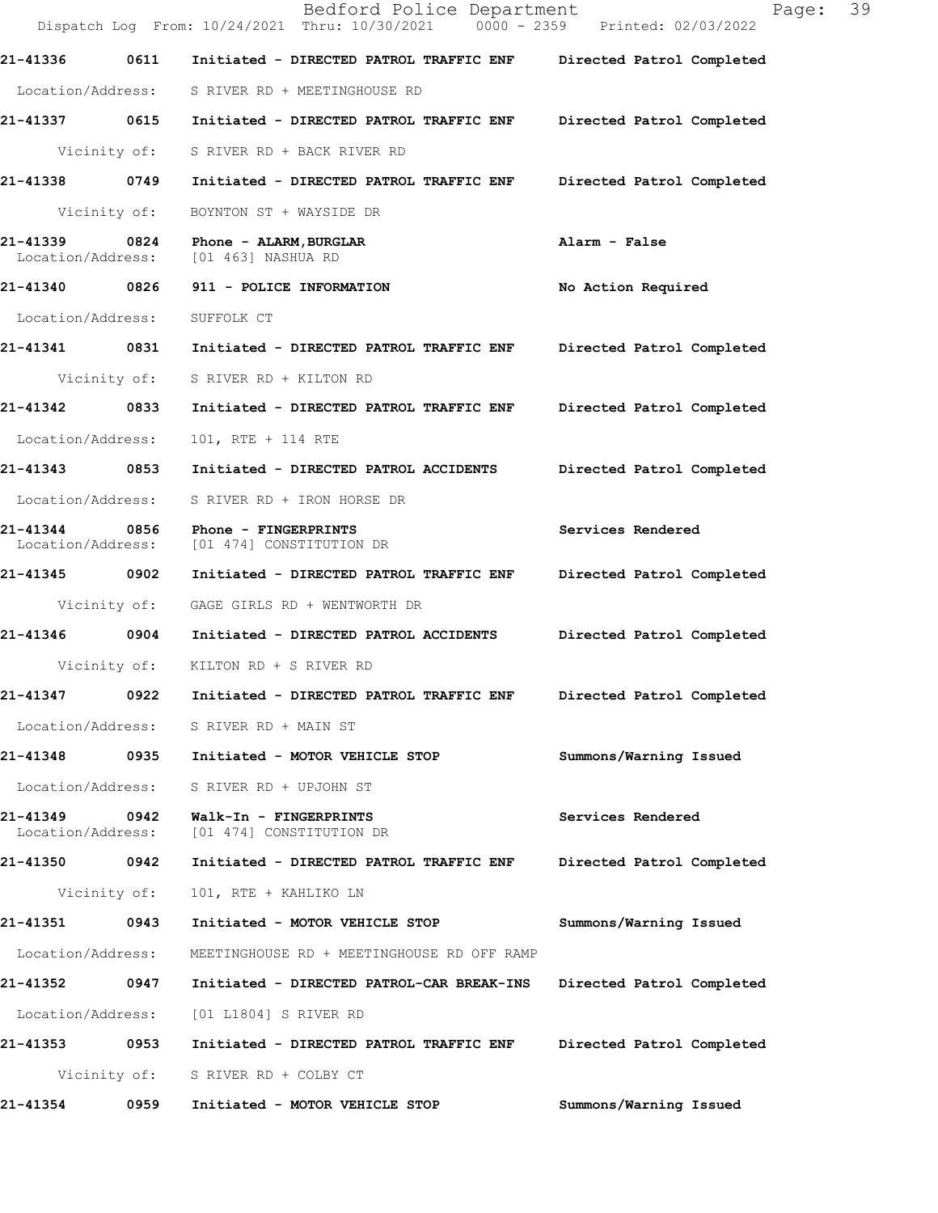**21-41336 0611 Initiated - DIRECTED PATROL TRAFFIC ENF Directed Patrol Completed**

Location/Address: S RIVER RD + MEETINGHOUSE RD

**21-41337 0615 Initiated - DIRECTED PATROL TRAFFIC ENF Directed Patrol Completed**

Vicinity of: S RIVER RD + BACK RIVER RD

**21-41338 0749 Initiated - DIRECTED PATROL TRAFFIC ENF Directed Patrol Completed**

Vicinity of: BOYNTON ST + WAYSIDE DR

**21-41339 0824 Phone - ALARM,BURGLAR Alarm - False**

Location/Address: [01 463] NASHUA RD

**21-41340 0826 911 - POLICE INFORMATION No Action Required**

Location/Address: SUFFOLK CT

**21-41341 0831 Initiated - DIRECTED PATROL TRAFFIC ENF Directed Patrol Completed**

Vicinity of: S RIVER RD + KILTON RD

**21-41342 0833 Initiated - DIRECTED PATROL TRAFFIC ENF Directed Patrol Completed**

Location/Address: 101, RTE + 114 RTE

**21-41343 0853 Initiated - DIRECTED PATROL ACCIDENTS Directed Patrol Completed**

Location/Address: S RIVER RD + IRON HORSE DR

**21-41344 0856 Phone - FINGERPRINTS Services Rendered**

Location/Address: [01 474] CONSTITUTION DR

**21-41345 0902 Initiated - DIRECTED PATROL TRAFFIC ENF Directed Patrol Completed**

Vicinity of: GAGE GIRLS RD + WENTWORTH DR

**21-41346 0904 Initiated - DIRECTED PATROL ACCIDENTS Directed Patrol Completed**

Vicinity of: KILTON RD + S RIVER RD

**21-41347 0922 Initiated - DIRECTED PATROL TRAFFIC ENF Directed Patrol Completed**

Location/Address: S RIVER RD + MAIN ST

**21-41348 0935 Initiated - MOTOR VEHICLE STOP Summons/Warning Issued**

Location/Address: S RIVER RD + UPJOHN ST

**21-41349 0942 Walk-In - FINGERPRINTS Services Rendered**

Location/Address: [01 474] CONSTITUTION DR

**21-41350 0942 Initiated - DIRECTED PATROL TRAFFIC ENF Directed Patrol Completed**

Vicinity of: 101, RTE + KAHLIKO LN

**21-41351 0943 Initiated - MOTOR VEHICLE STOP Summons/Warning Issued**

Location/Address: MEETINGHOUSE RD + MEETINGHOUSE RD OFF RAMP

**21-41352 0947 Initiated - DIRECTED PATROL-CAR BREAK-INS Directed Patrol Completed**

Location/Address: [01 L1804] S RIVER RD

**21-41353 0953 Initiated - DIRECTED PATROL TRAFFIC ENF Directed Patrol Completed**

Vicinity of: S RIVER RD + COLBY CT

**21-41354 0959 Initiated - MOTOR VEHICLE STOP Summons/Warning Issued**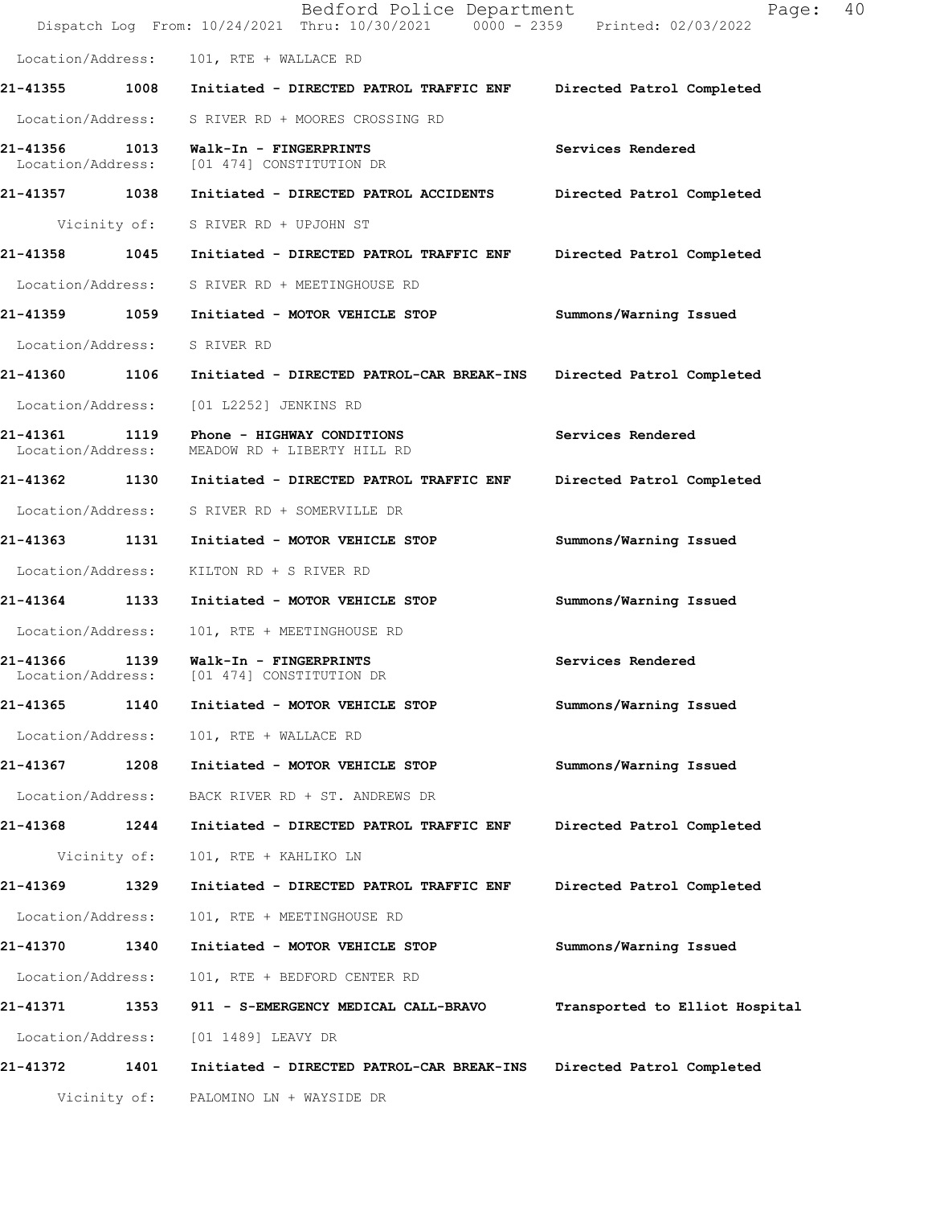Location/Address: 101, RTE + WALLACE RD

**21-41355 1008 Initiated - DIRECTED PATROL TRAFFIC ENF Directed Patrol Completed**

Location/Address: S RIVER RD + MOORES CROSSING RD

**21-41356 1013 Walk-In - FINGERPRINTS Services Rendered**
Location/Address: [01 474] CONSTITUTION DR

**21-41357 1038 Initiated - DIRECTED PATROL ACCIDENTS Directed Patrol Completed**

Vicinity of: S RIVER RD + UPJOHN ST

**21-41358 1045 Initiated - DIRECTED PATROL TRAFFIC ENF Directed Patrol Completed**

Location/Address: S RIVER RD + MEETINGHOUSE RD

**21-41359 1059 Initiated - MOTOR VEHICLE STOP Summons/Warning Issued**

Location/Address: S RIVER RD

**21-41360 1106 Initiated - DIRECTED PATROL-CAR BREAK-INS Directed Patrol Completed**

Location/Address: [01 L2252] JENKINS RD

**21-41361 1119 Phone - HIGHWAY CONDITIONS Services Rendered**
Location/Address: MEADOW RD + LIBERTY HILL RD

**21-41362 1130 Initiated - DIRECTED PATROL TRAFFIC ENF Directed Patrol Completed**

Location/Address: S RIVER RD + SOMERVILLE DR

**21-41363 1131 Initiated - MOTOR VEHICLE STOP Summons/Warning Issued**

Location/Address: KILTON RD + S RIVER RD

**21-41364 1133 Initiated - MOTOR VEHICLE STOP Summons/Warning Issued**

Location/Address: 101, RTE + MEETINGHOUSE RD

**21-41366 1139 Walk-In - FINGERPRINTS Services Rendered**
Location/Address: [01 474] CONSTITUTION DR

**21-41365 1140 Initiated - MOTOR VEHICLE STOP Summons/Warning Issued**

Location/Address: 101, RTE + WALLACE RD

**21-41367 1208 Initiated - MOTOR VEHICLE STOP Summons/Warning Issued**

Location/Address: BACK RIVER RD + ST. ANDREWS DR

**21-41368 1244 Initiated - DIRECTED PATROL TRAFFIC ENF Directed Patrol Completed**

Vicinity of: 101, RTE + KAHLIKO LN

**21-41369 1329 Initiated - DIRECTED PATROL TRAFFIC ENF Directed Patrol Completed**

Location/Address: 101, RTE + MEETINGHOUSE RD

**21-41370 1340 Initiated - MOTOR VEHICLE STOP Summons/Warning Issued**

Location/Address: 101, RTE + BEDFORD CENTER RD

**21-41371 1353 911 - S-EMERGENCY MEDICAL CALL-BRAVO Transported to Elliot Hospital**

Location/Address: [01 1489] LEAVY DR

**21-41372 1401 Initiated - DIRECTED PATROL-CAR BREAK-INS Directed Patrol Completed**

Vicinity of: PALOMINO LN + WAYSIDE DR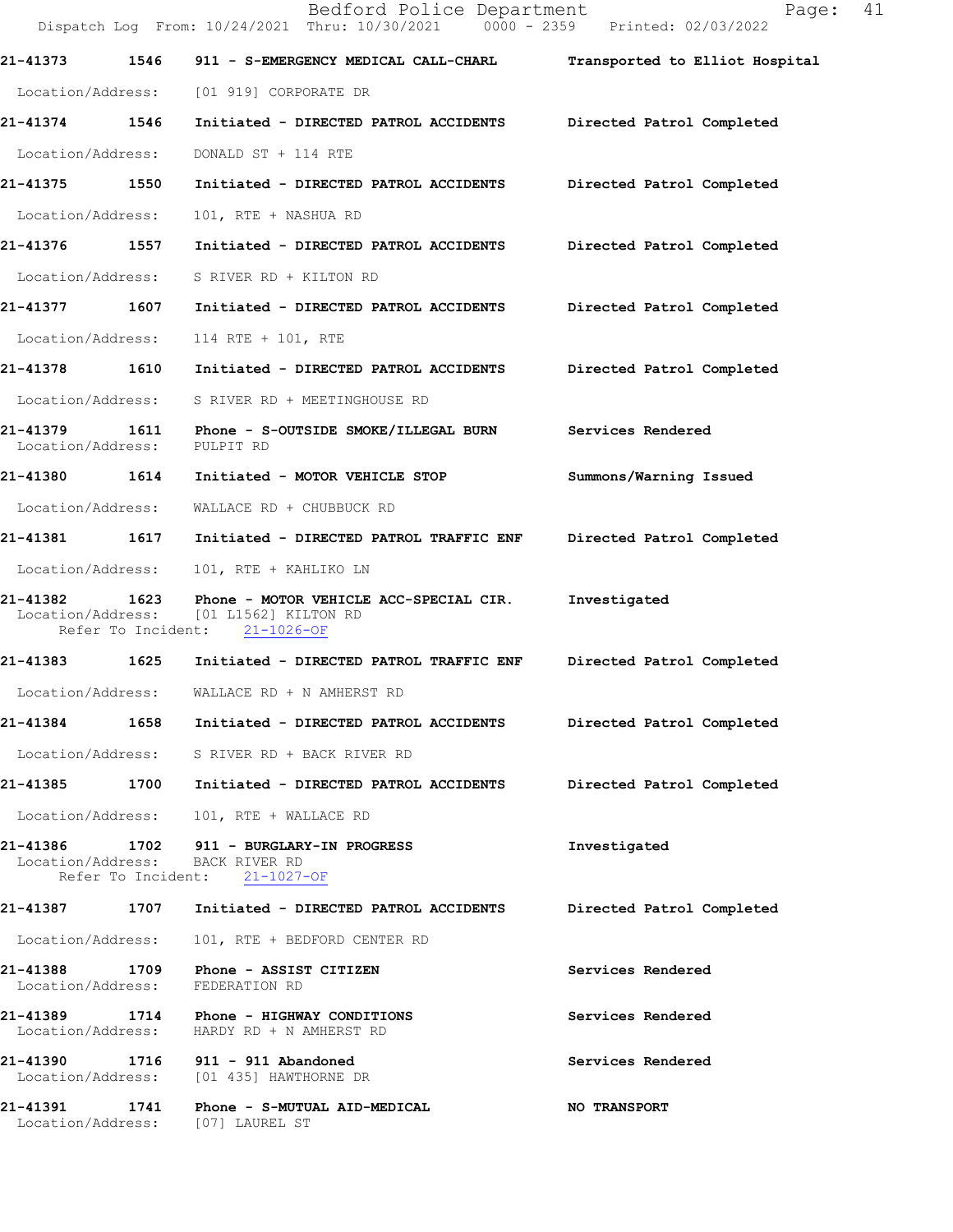21-41373 1546 911 - S-EMERGENCY MEDICAL CALL-CHARL Transported to Elliot Hospital
Location/Address: [01 919] CORPORATE DR

21-41374 1546 Initiated - DIRECTED PATROL ACCIDENTS Directed Patrol Completed
Location/Address: DONALD ST + 114 RTE

21-41375 1550 Initiated - DIRECTED PATROL ACCIDENTS Directed Patrol Completed
Location/Address: 101, RTE + NASHUA RD

21-41376 1557 Initiated - DIRECTED PATROL ACCIDENTS Directed Patrol Completed
Location/Address: S RIVER RD + KILTON RD

21-41377 1607 Initiated - DIRECTED PATROL ACCIDENTS Directed Patrol Completed
Location/Address: 114 RTE + 101, RTE

21-41378 1610 Initiated - DIRECTED PATROL ACCIDENTS Directed Patrol Completed
Location/Address: S RIVER RD + MEETINGHOUSE RD

21-41379 1611 Phone - S-OUTSIDE SMOKE/ILLEGAL BURN Services Rendered
Location/Address: PULPIT RD

21-41380 1614 Initiated - MOTOR VEHICLE STOP Summons/Warning Issued
Location/Address: WALLACE RD + CHUBBUCK RD

21-41381 1617 Initiated - DIRECTED PATROL TRAFFIC ENF Directed Patrol Completed
Location/Address: 101, RTE + KAHLIKO LN

21-41382 1623 Phone - MOTOR VEHICLE ACC-SPECIAL CIR. Investigated
Location/Address: [01 L1562] KILTON RD
Refer To Incident: 21-1026-OF

21-41383 1625 Initiated - DIRECTED PATROL TRAFFIC ENF Directed Patrol Completed
Location/Address: WALLACE RD + N AMHERST RD

21-41384 1658 Initiated - DIRECTED PATROL ACCIDENTS Directed Patrol Completed
Location/Address: S RIVER RD + BACK RIVER RD

21-41385 1700 Initiated - DIRECTED PATROL ACCIDENTS Directed Patrol Completed
Location/Address: 101, RTE + WALLACE RD

21-41386 1702 911 - BURGLARY-IN PROGRESS Investigated
Location/Address: BACK RIVER RD
Refer To Incident: 21-1027-OF

21-41387 1707 Initiated - DIRECTED PATROL ACCIDENTS Directed Patrol Completed
Location/Address: 101, RTE + BEDFORD CENTER RD

21-41388 1709 Phone - ASSIST CITIZEN Services Rendered
Location/Address: FEDERATION RD

21-41389 1714 Phone - HIGHWAY CONDITIONS Services Rendered
Location/Address: HARDY RD + N AMHERST RD

21-41390 1716 911 - 911 Abandoned Services Rendered
Location/Address: [01 435] HAWTHORNE DR

21-41391 1741 Phone - S-MUTUAL AID-MEDICAL NO TRANSPORT
Location/Address: [07] LAUREL ST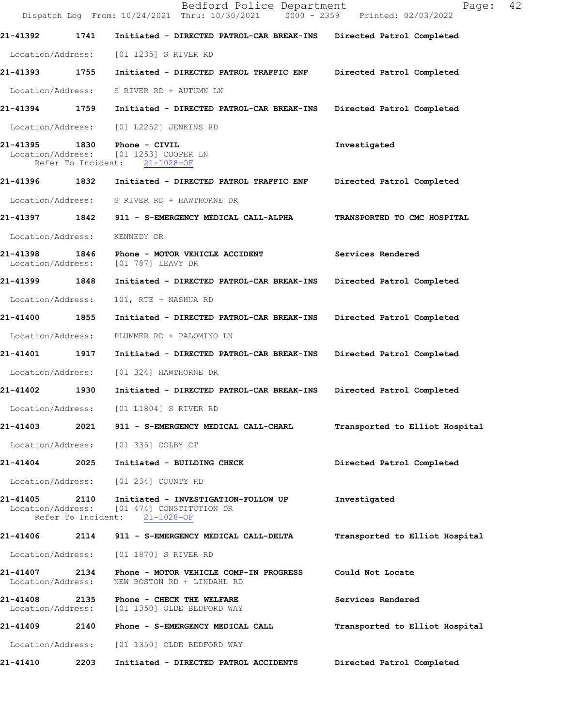21-41392 1741 Initiated - DIRECTED PATROL-CAR BREAK-INS Directed Patrol Completed

Location/Address: [01 1235] S RIVER RD

21-41393 1755 Initiated - DIRECTED PATROL TRAFFIC ENF Directed Patrol Completed

Location/Address: S RIVER RD + AUTUMN LN

21-41394 1759 Initiated - DIRECTED PATROL-CAR BREAK-INS Directed Patrol Completed

Location/Address: [01 L2252] JENKINS RD

21-41395 1830 Phone - CIVIL Investigated
Location/Address: [01 1253] COOPER LN
Refer To Incident: 21-1028-OF

21-41396 1832 Initiated - DIRECTED PATROL TRAFFIC ENF Directed Patrol Completed

Location/Address: S RIVER RD + HAWTHORNE DR

21-41397 1842 911 - S-EMERGENCY MEDICAL CALL-ALPHA TRANSPORTED TO CMC HOSPITAL

Location/Address: KENNEDY DR

21-41398 1846 Phone - MOTOR VEHICLE ACCIDENT Services Rendered
Location/Address: [01 787] LEAVY DR

21-41399 1848 Initiated - DIRECTED PATROL-CAR BREAK-INS Directed Patrol Completed

Location/Address: 101, RTE + NASHUA RD

21-41400 1855 Initiated - DIRECTED PATROL-CAR BREAK-INS Directed Patrol Completed

Location/Address: PLUMMER RD + PALOMINO LN

21-41401 1917 Initiated - DIRECTED PATROL-CAR BREAK-INS Directed Patrol Completed

Location/Address: [01 324] HAWTHORNE DR

21-41402 1930 Initiated - DIRECTED PATROL-CAR BREAK-INS Directed Patrol Completed

Location/Address: [01 L1804] S RIVER RD

21-41403 2021 911 - S-EMERGENCY MEDICAL CALL-CHARL Transported to Elliot Hospital

Location/Address: [01 335] COLBY CT

21-41404 2025 Initiated - BUILDING CHECK Directed Patrol Completed

Location/Address: [01 234] COUNTY RD

21-41405 2110 Initiated - INVESTIGATION-FOLLOW UP Investigated
Location/Address: [01 474] CONSTITUTION DR
Refer To Incident: 21-1028-OF

21-41406 2114 911 - S-EMERGENCY MEDICAL CALL-DELTA Transported to Elliot Hospital

Location/Address: [01 1870] S RIVER RD

21-41407 2134 Phone - MOTOR VEHICLE COMP-IN PROGRESS Could Not Locate
Location/Address: NEW BOSTON RD + LINDAHL RD

21-41408 2135 Phone - CHECK THE WELFARE Services Rendered
Location/Address: [01 1350] OLDE BEDFORD WAY

21-41409 2140 Phone - S-EMERGENCY MEDICAL CALL Transported to Elliot Hospital

Location/Address: [01 1350] OLDE BEDFORD WAY

21-41410 2203 Initiated - DIRECTED PATROL ACCIDENTS Directed Patrol Completed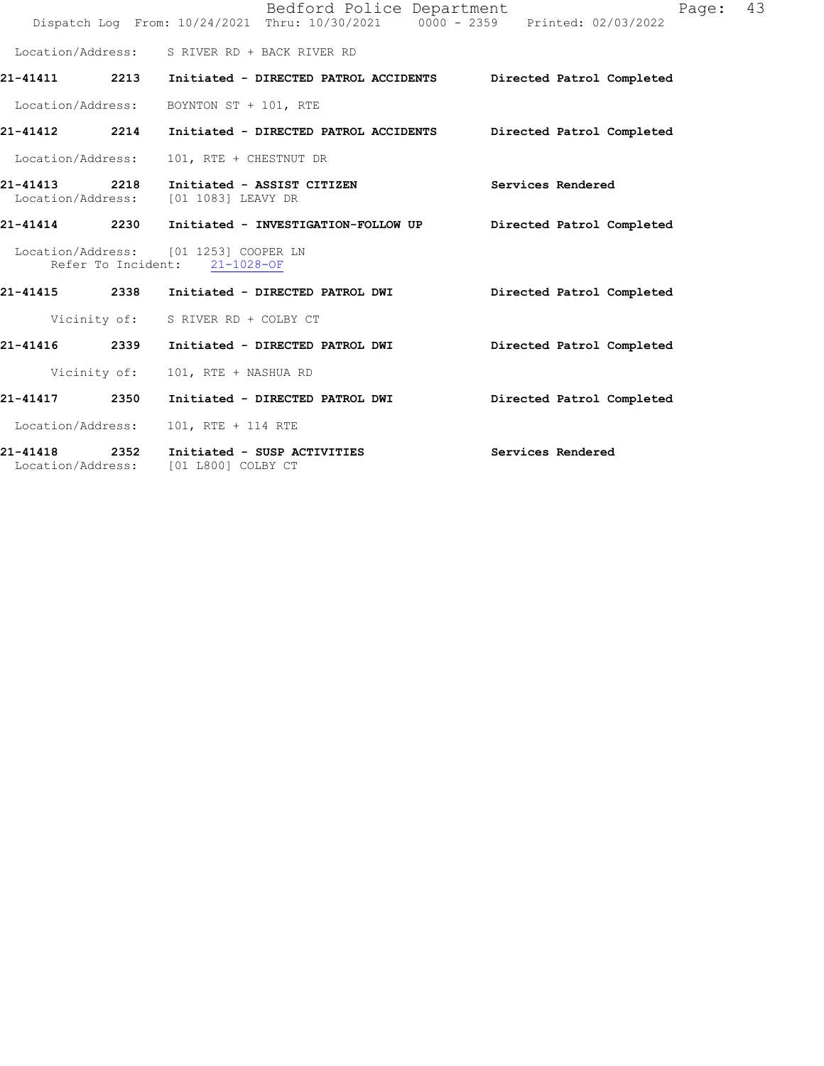Location/Address: S RIVER RD + BACK RIVER RD

**21-41411 2213 Initiated - DIRECTED PATROL ACCIDENTS Directed Patrol Completed**

Location/Address: BOYNTON ST + 101, RTE

**21-41412 2214 Initiated - DIRECTED PATROL ACCIDENTS Directed Patrol Completed**

Location/Address: 101, RTE + CHESTNUT DR

**21-41413 2218 Initiated - ASSIST CITIZEN Services Rendered**
Location/Address: [01 1083] LEAVY DR

**21-41414 2230 Initiated - INVESTIGATION-FOLLOW UP Directed Patrol Completed**

Location/Address: [01 1253] COOPER LN
Refer To Incident: 21-1028-OF

**21-41415 2338 Initiated - DIRECTED PATROL DWI Directed Patrol Completed**

Vicinity of: S RIVER RD + COLBY CT

**21-41416 2339 Initiated - DIRECTED PATROL DWI Directed Patrol Completed**

Vicinity of: 101, RTE + NASHUA RD

**21-41417 2350 Initiated - DIRECTED PATROL DWI Directed Patrol Completed**

Location/Address: 101, RTE + 114 RTE

**21-41418 2352 Initiated - SUSP ACTIVITIES Services Rendered**
Location/Address: [01 L800] COLBY CT